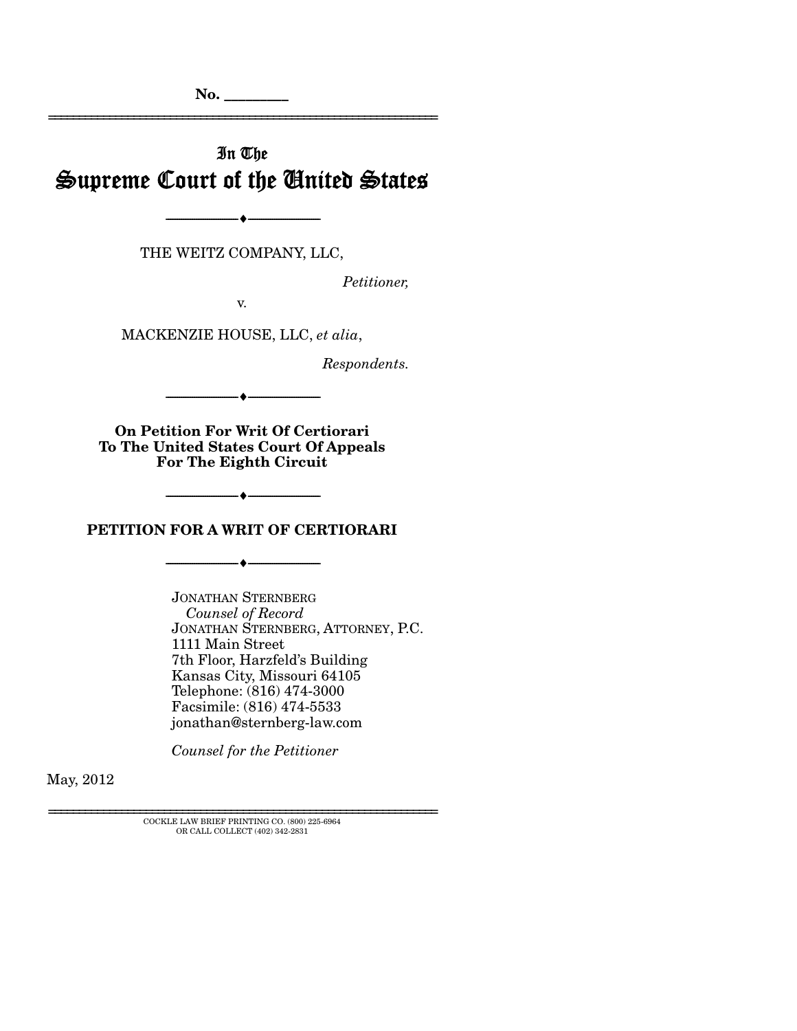No. ________

In The

# Supreme Court of the United States

THE WEITZ COMPANY, LLC,

*Petitioner,*

v.

MACKENZIE HOUSE, LLC, *et alia*,

*Respondents.*

**On Petition For Writ Of Certiorari To The United States Court Of Appeals For The Eighth Circuit**

## PETITION FOR A WRIT OF CERTIORARI

JONATHAN STERNBERG
*Counsel of Record*
JONATHAN STERNBERG, ATTORNEY, P.C.
1111 Main Street
7th Floor, Harzfeld's Building
Kansas City, Missouri 64105
Telephone: (816) 474-3000
Facsimile: (816) 474-5533
jonathan@sternberg-law.com

*Counsel for the Petitioner*

May, 2012

COCKLE LAW BRIEF PRINTING CO. (800) 225-6964
OR CALL COLLECT (402) 342-2831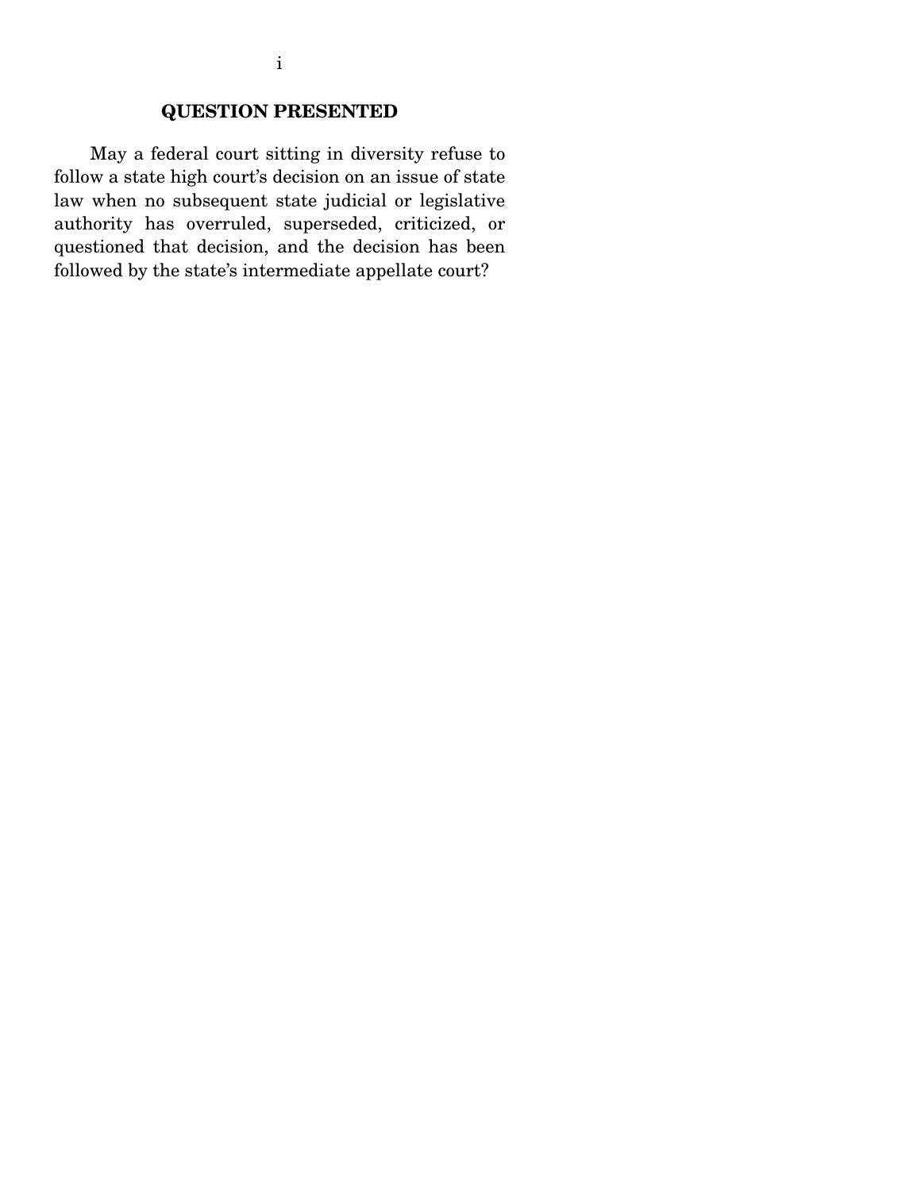## QUESTION PRESENTED

May a federal court sitting in diversity refuse to follow a state high court's decision on an issue of state law when no subsequent state judicial or legislative authority has overruled, superseded, criticized, or questioned that decision, and the decision has been followed by the state's intermediate appellate court?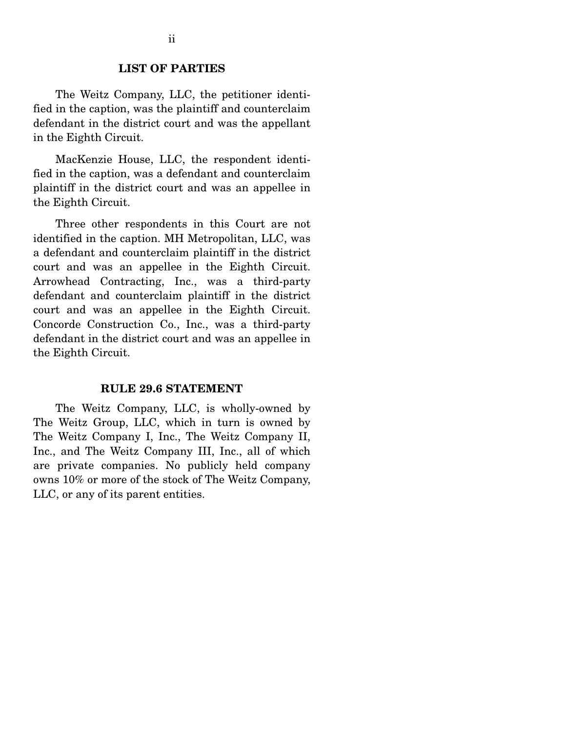## LIST OF PARTIES

The Weitz Company, LLC, the petitioner identified in the caption, was the plaintiff and counterclaim defendant in the district court and was the appellant in the Eighth Circuit.

MacKenzie House, LLC, the respondent identified in the caption, was a defendant and counterclaim plaintiff in the district court and was an appellee in the Eighth Circuit.

Three other respondents in this Court are not identified in the caption. MH Metropolitan, LLC, was a defendant and counterclaim plaintiff in the district court and was an appellee in the Eighth Circuit. Arrowhead Contracting, Inc., was a third-party defendant and counterclaim plaintiff in the district court and was an appellee in the Eighth Circuit. Concorde Construction Co., Inc., was a third-party defendant in the district court and was an appellee in the Eighth Circuit.

## RULE 29.6 STATEMENT

The Weitz Company, LLC, is wholly-owned by The Weitz Group, LLC, which in turn is owned by The Weitz Company I, Inc., The Weitz Company II, Inc., and The Weitz Company III, Inc., all of which are private companies. No publicly held company owns 10% or more of the stock of The Weitz Company, LLC, or any of its parent entities.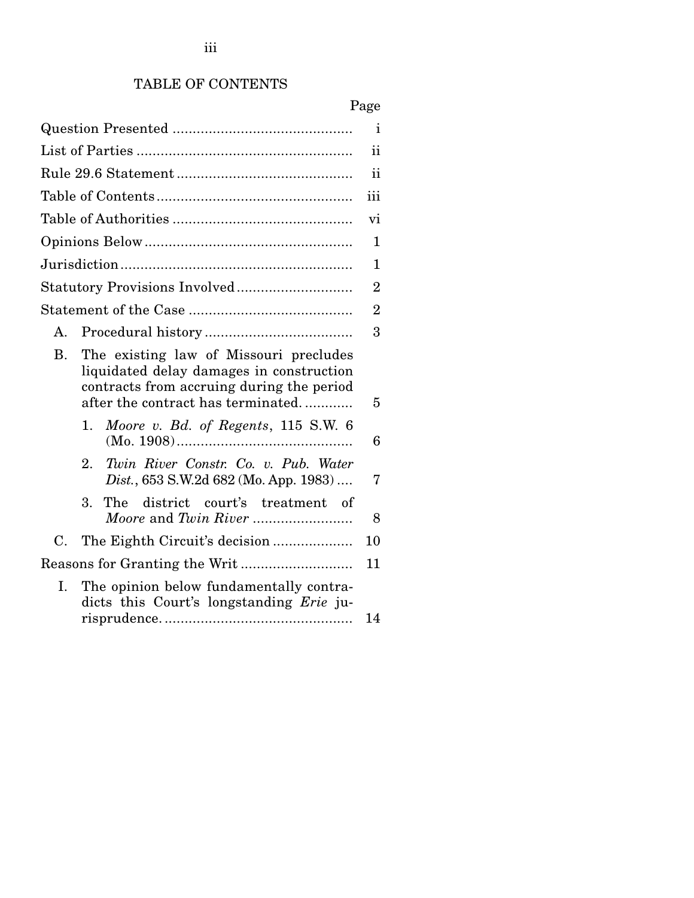# TABLE OF CONTENTS

| | Page |
|---|---|
| Question Presented | i |
| List of Parties | ii |
| Rule 29.6 Statement | ii |
| Table of Contents | iii |
| Table of Authorities | vi |
| Opinions Below | 1 |
| Jurisdiction | 1 |
| Statutory Provisions Involved | 2 |
| Statement of the Case | 2 |
| A. Procedural history | 3 |
| B. The existing law of Missouri precludes liquidated delay damages in construction contracts from accruing during the period after the contract has terminated. | 5 |
| 1. *Moore v. Bd. of Regents*, 115 S.W. 6 (Mo. 1908) | 6 |
| 2. *Twin River Constr. Co. v. Pub. Water Dist.*, 653 S.W.2d 682 (Mo. App. 1983) | 7 |
| 3. The district court's treatment of *Moore* and *Twin River* | 8 |
| C. The Eighth Circuit's decision | 10 |
| Reasons for Granting the Writ | 11 |
| I. The opinion below fundamentally contradicts this Court's longstanding *Erie* jurisprudence. | 14 |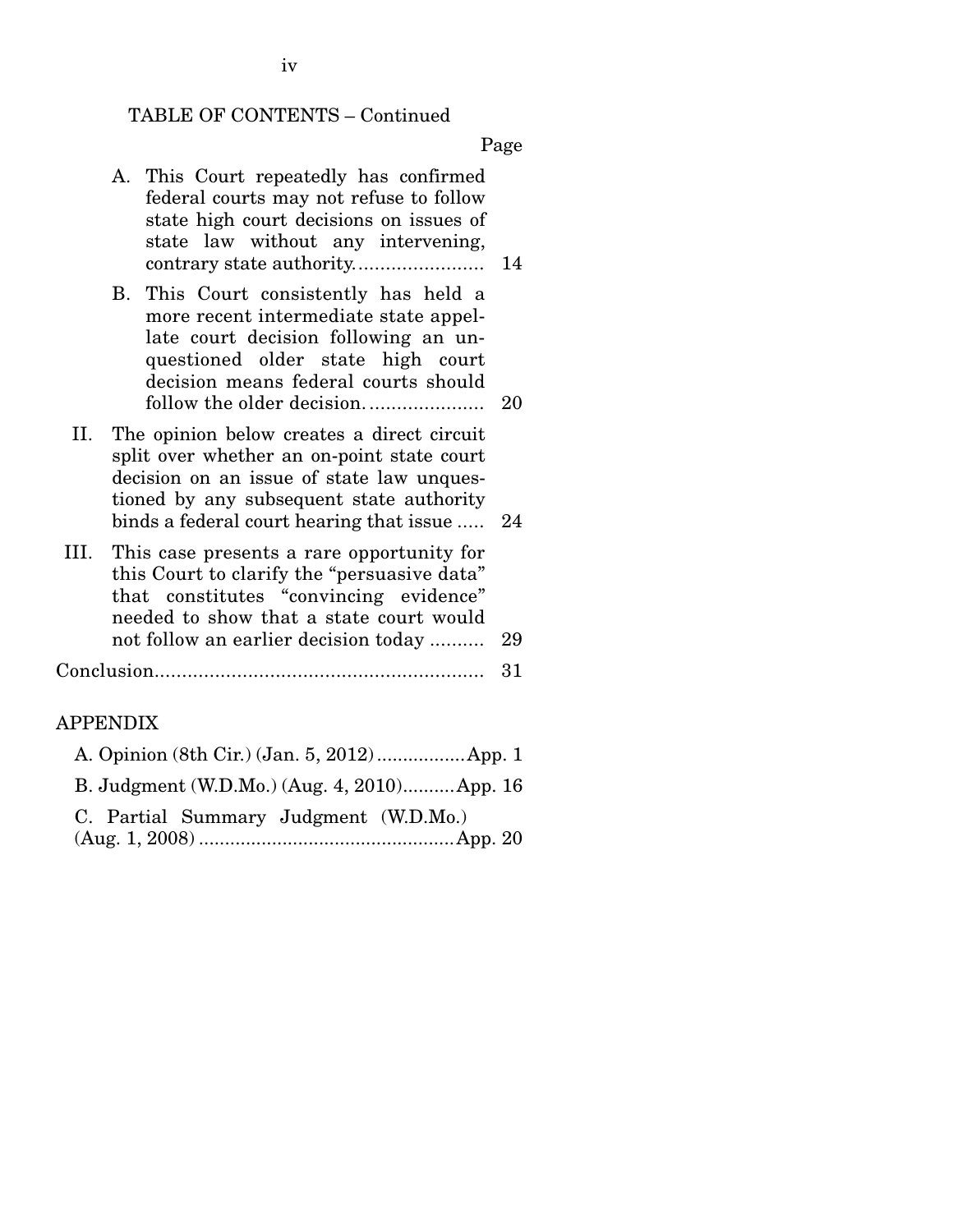TABLE OF CONTENTS – Continued

| | Page |
|---|---|
| A. This Court repeatedly has confirmed federal courts may not refuse to follow state high court decisions on issues of state law without any intervening, contrary state authority. | 14 |
| B. This Court consistently has held a more recent intermediate state appellate court decision following an unquestioned older state high court decision means federal courts should follow the older decision. | 20 |
| II. The opinion below creates a direct circuit split over whether an on-point state court decision on an issue of state law unquestioned by any subsequent state authority binds a federal court hearing that issue | 24 |
| III. This case presents a rare opportunity for this Court to clarify the "persuasive data" that constitutes "convincing evidence" needed to show that a state court would not follow an earlier decision today | 29 |
| Conclusion | 31 |

APPENDIX

| | |
|---|---|
| A. Opinion (8th Cir.) (Jan. 5, 2012) | App. 1 |
| B. Judgment (W.D.Mo.) (Aug. 4, 2010) | App. 16 |
| C. Partial Summary Judgment (W.D.Mo.) (Aug. 1, 2008) | App. 20 |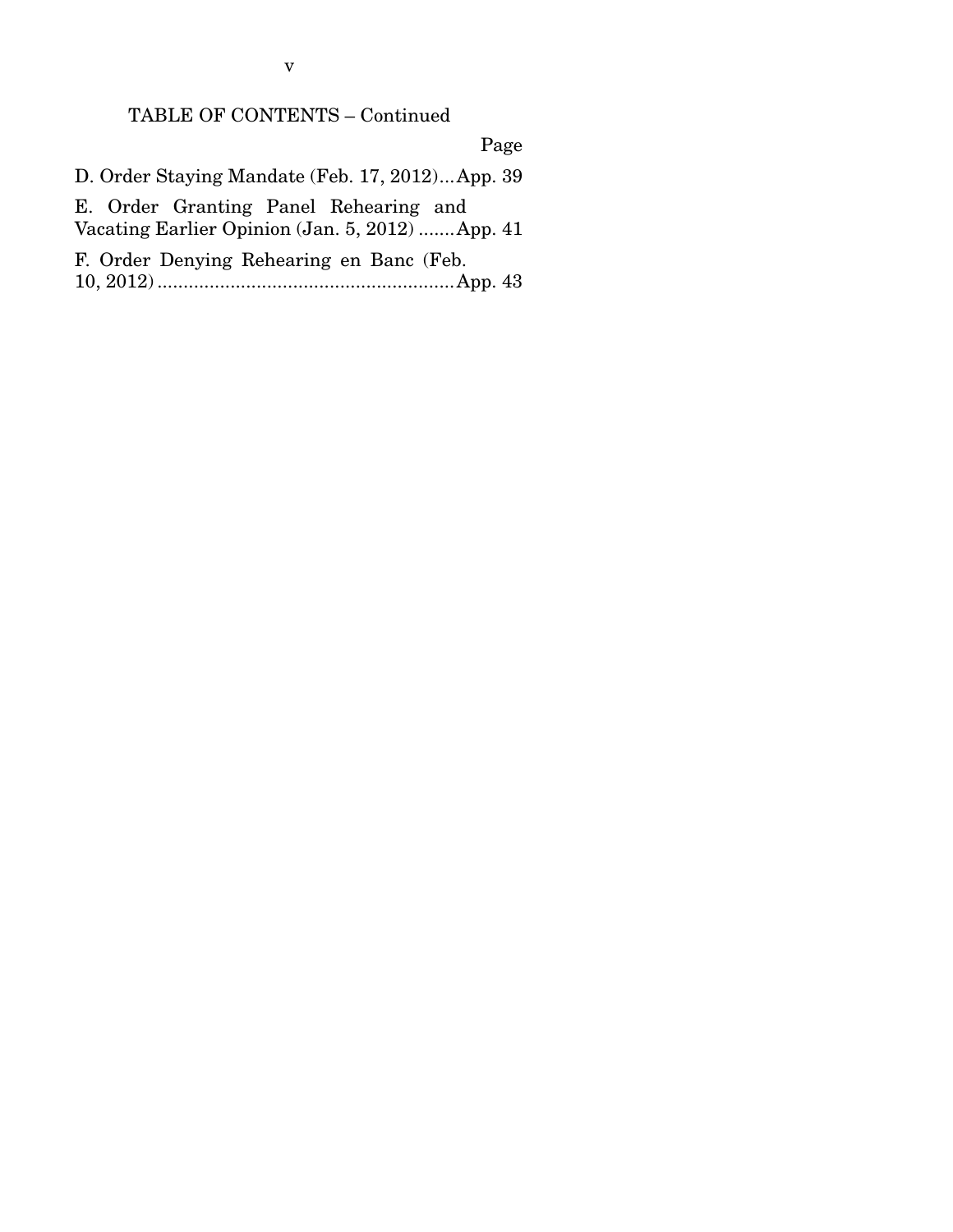TABLE OF CONTENTS – Continued

Page

D. Order Staying Mandate (Feb. 17, 2012)...App. 39

E. Order Granting Panel Rehearing and Vacating Earlier Opinion (Jan. 5, 2012) .......App. 41

F. Order Denying Rehearing en Banc (Feb. 10, 2012).........................................................App. 43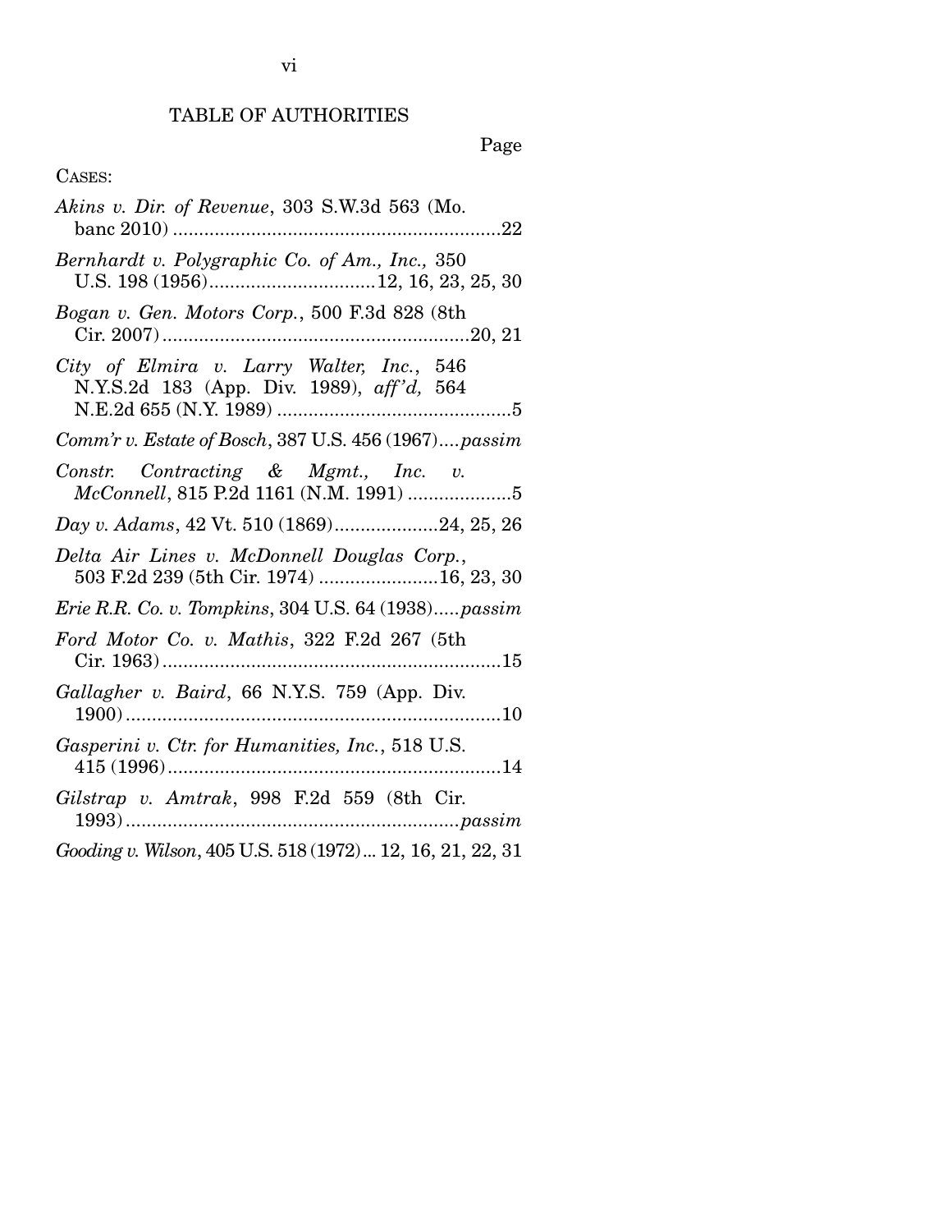## TABLE OF AUTHORITIES

Page

CASES:

*Akins v. Dir. of Revenue*, 303 S.W.3d 563 (Mo. banc 2010) ....................22

*Bernhardt v. Polygraphic Co. of Am., Inc.,* 350 U.S. 198 (1956)....................12, 16, 23, 25, 30

*Bogan v. Gen. Motors Corp.*, 500 F.3d 828 (8th Cir. 2007) ....................20, 21

*City of Elmira v. Larry Walter, Inc.*, 546 N.Y.S.2d 183 (App. Div. 1989), *aff'd,* 564 N.E.2d 655 (N.Y. 1989) ....................5

*Comm'r v. Estate of Bosch*, 387 U.S. 456 (1967)....*passim*

*Constr. Contracting & Mgmt., Inc. v. McConnell*, 815 P.2d 1161 (N.M. 1991) ....................5

*Day v. Adams*, 42 Vt. 510 (1869)....................24, 25, 26

*Delta Air Lines v. McDonnell Douglas Corp.*, 503 F.2d 239 (5th Cir. 1974) ....................16, 23, 30

*Erie R.R. Co. v. Tompkins*, 304 U.S. 64 (1938).....*passim*

*Ford Motor Co. v. Mathis*, 322 F.2d 267 (5th Cir. 1963) ....................15

*Gallagher v. Baird*, 66 N.Y.S. 759 (App. Div. 1900) ....................10

*Gasperini v. Ctr. for Humanities, Inc.*, 518 U.S. 415 (1996) ....................14

*Gilstrap v. Amtrak*, 998 F.2d 559 (8th Cir. 1993) ....................*passim*

*Gooding v. Wilson*, 405 U.S. 518 (1972) ... 12, 16, 21, 22, 31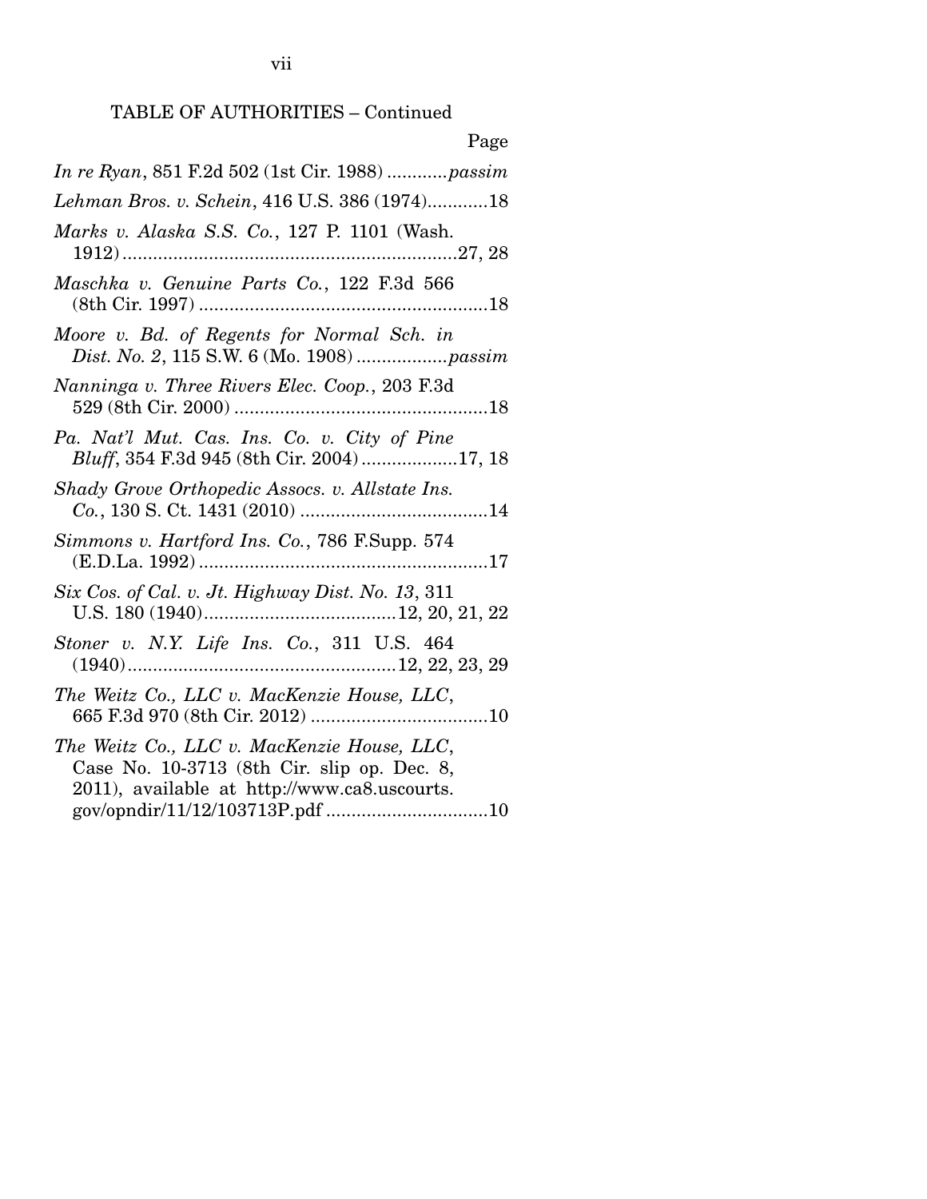TABLE OF AUTHORITIES – Continued

Page

*In re Ryan*, 851 F.2d 502 (1st Cir. 1988) ............*passim*

*Lehman Bros. v. Schein*, 416 U.S. 386 (1974)............18

*Marks v. Alaska S.S. Co.*, 127 P. 1101 (Wash. 1912)..................................................................27, 28

*Maschka v. Genuine Parts Co.*, 122 F.3d 566 (8th Cir. 1997) .........................................................18

*Moore v. Bd. of Regents for Normal Sch. in Dist. No. 2*, 115 S.W. 6 (Mo. 1908) ..................*passim*

*Nanninga v. Three Rivers Elec. Coop.*, 203 F.3d 529 (8th Cir. 2000) ..................................................18

*Pa. Nat'l Mut. Cas. Ins. Co. v. City of Pine Bluff*, 354 F.3d 945 (8th Cir. 2004)...................17, 18

*Shady Grove Orthopedic Assocs. v. Allstate Ins. Co.*, 130 S. Ct. 1431 (2010) .....................................14

*Simmons v. Hartford Ins. Co.*, 786 F.Supp. 574 (E.D.La. 1992).........................................................17

*Six Cos. of Cal. v. Jt. Highway Dist. No. 13*, 311 U.S. 180 (1940)......................................12, 20, 21, 22

*Stoner v. N.Y. Life Ins. Co.*, 311 U.S. 464 (1940).....................................................12, 22, 23, 29

*The Weitz Co., LLC v. MacKenzie House, LLC*, 665 F.3d 970 (8th Cir. 2012) ...................................10

*The Weitz Co., LLC v. MacKenzie House, LLC*, Case No. 10-3713 (8th Cir. slip op. Dec. 8, 2011), available at http://www.ca8.uscourts.gov/opndir/11/12/103713P.pdf ................................10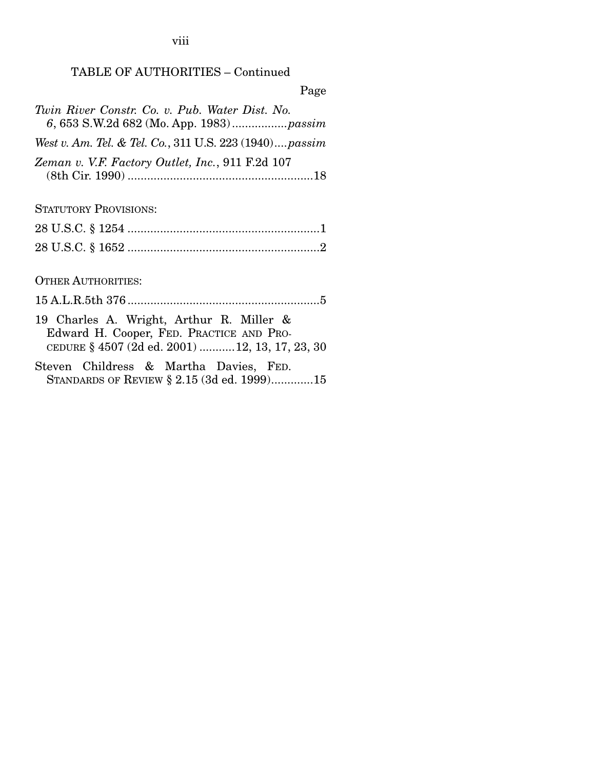TABLE OF AUTHORITIES – Continued

Page

*Twin River Constr. Co. v. Pub. Water Dist. No. 6*, 653 S.W.2d 682 (Mo. App. 1983)................*passim*

*West v. Am. Tel. & Tel. Co.*, 311 U.S. 223 (1940)....*passim*

*Zeman v. V.F. Factory Outlet, Inc.*, 911 F.2d 107 (8th Cir. 1990) ..........................................................18

STATUTORY PROVISIONS:

28 U.S.C. § 1254 ..........................................................1

28 U.S.C. § 1652 ..........................................................2

OTHER AUTHORITIES:

15 A.L.R.5th 376..........................................................5

19 Charles A. Wright, Arthur R. Miller & Edward H. Cooper, FED. PRACTICE AND PROCEDURE § 4507 (2d ed. 2001) ...........12, 13, 17, 23, 30

Steven Childress & Martha Davies, FED. STANDARDS OF REVIEW § 2.15 (3d ed. 1999).............15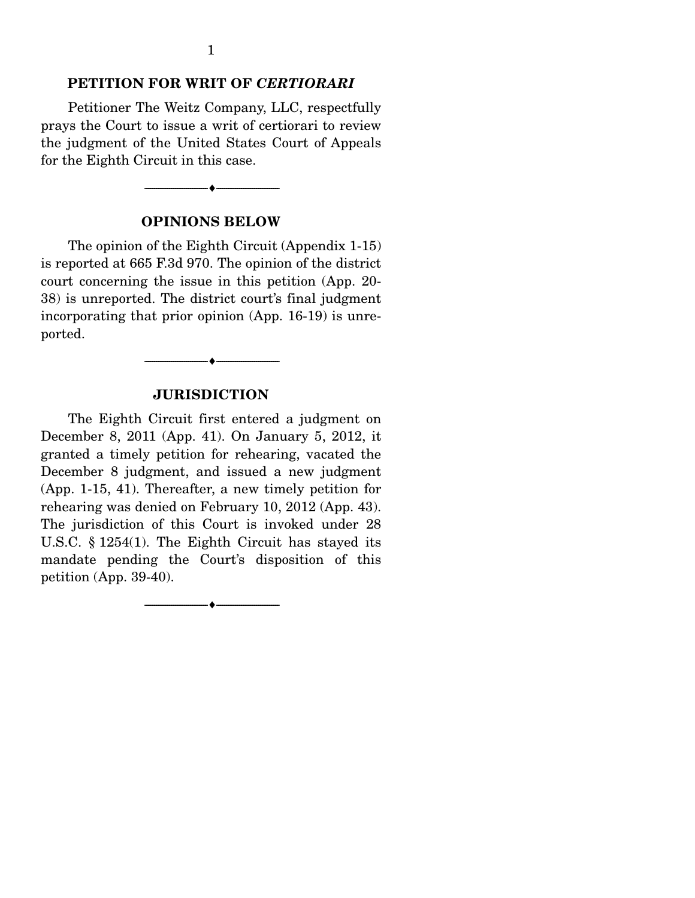## PETITION FOR WRIT OF *CERTIORARI*

Petitioner The Weitz Company, LLC, respectfully prays the Court to issue a writ of certiorari to review the judgment of the United States Court of Appeals for the Eighth Circuit in this case.

---

## OPINIONS BELOW

The opinion of the Eighth Circuit (Appendix 1-15) is reported at 665 F.3d 970. The opinion of the district court concerning the issue in this petition (App. 20-38) is unreported. The district court's final judgment incorporating that prior opinion (App. 16-19) is unreported.

---

## JURISDICTION

The Eighth Circuit first entered a judgment on December 8, 2011 (App. 41). On January 5, 2012, it granted a timely petition for rehearing, vacated the December 8 judgment, and issued a new judgment (App. 1-15, 41). Thereafter, a new timely petition for rehearing was denied on February 10, 2012 (App. 43). The jurisdiction of this Court is invoked under 28 U.S.C. § 1254(1). The Eighth Circuit has stayed its mandate pending the Court's disposition of this petition (App. 39-40).

---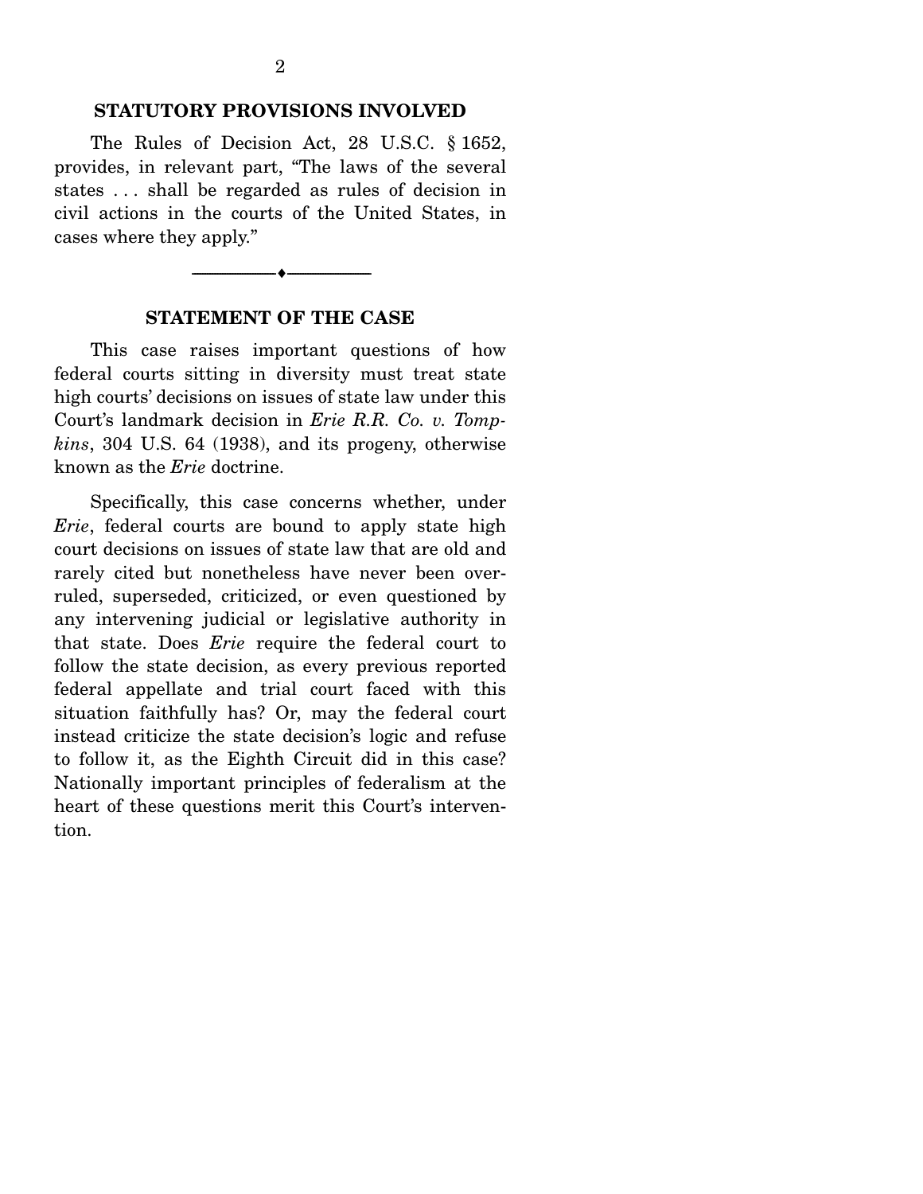## STATUTORY PROVISIONS INVOLVED

The Rules of Decision Act, 28 U.S.C. § 1652, provides, in relevant part, "The laws of the several states . . . shall be regarded as rules of decision in civil actions in the courts of the United States, in cases where they apply."

---

## STATEMENT OF THE CASE

This case raises important questions of how federal courts sitting in diversity must treat state high courts' decisions on issues of state law under this Court's landmark decision in *Erie R.R. Co. v. Tompkins*, 304 U.S. 64 (1938), and its progeny, otherwise known as the *Erie* doctrine.

Specifically, this case concerns whether, under *Erie*, federal courts are bound to apply state high court decisions on issues of state law that are old and rarely cited but nonetheless have never been overruled, superseded, criticized, or even questioned by any intervening judicial or legislative authority in that state. Does *Erie* require the federal court to follow the state decision, as every previous reported federal appellate and trial court faced with this situation faithfully has? Or, may the federal court instead criticize the state decision's logic and refuse to follow it, as the Eighth Circuit did in this case? Nationally important principles of federalism at the heart of these questions merit this Court's intervention.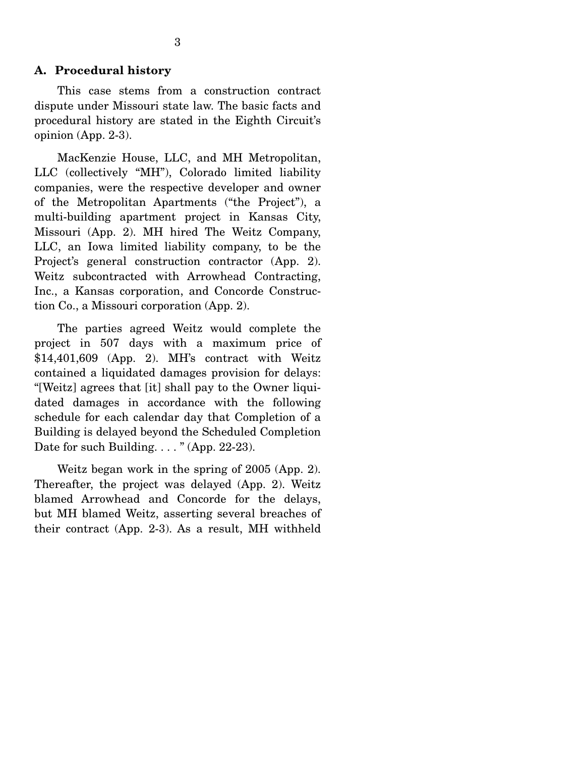### A. Procedural history

This case stems from a construction contract dispute under Missouri state law. The basic facts and procedural history are stated in the Eighth Circuit's opinion (App. 2-3).

MacKenzie House, LLC, and MH Metropolitan, LLC (collectively "MH"), Colorado limited liability companies, were the respective developer and owner of the Metropolitan Apartments ("the Project"), a multi-building apartment project in Kansas City, Missouri (App. 2). MH hired The Weitz Company, LLC, an Iowa limited liability company, to be the Project's general construction contractor (App. 2). Weitz subcontracted with Arrowhead Contracting, Inc., a Kansas corporation, and Concorde Construction Co., a Missouri corporation (App. 2).

The parties agreed Weitz would complete the project in 507 days with a maximum price of $14,401,609 (App. 2). MH's contract with Weitz contained a liquidated damages provision for delays: "[Weitz] agrees that [it] shall pay to the Owner liquidated damages in accordance with the following schedule for each calendar day that Completion of a Building is delayed beyond the Scheduled Completion Date for such Building. . . . " (App. 22-23).

Weitz began work in the spring of 2005 (App. 2). Thereafter, the project was delayed (App. 2). Weitz blamed Arrowhead and Concorde for the delays, but MH blamed Weitz, asserting several breaches of their contract (App. 2-3). As a result, MH withheld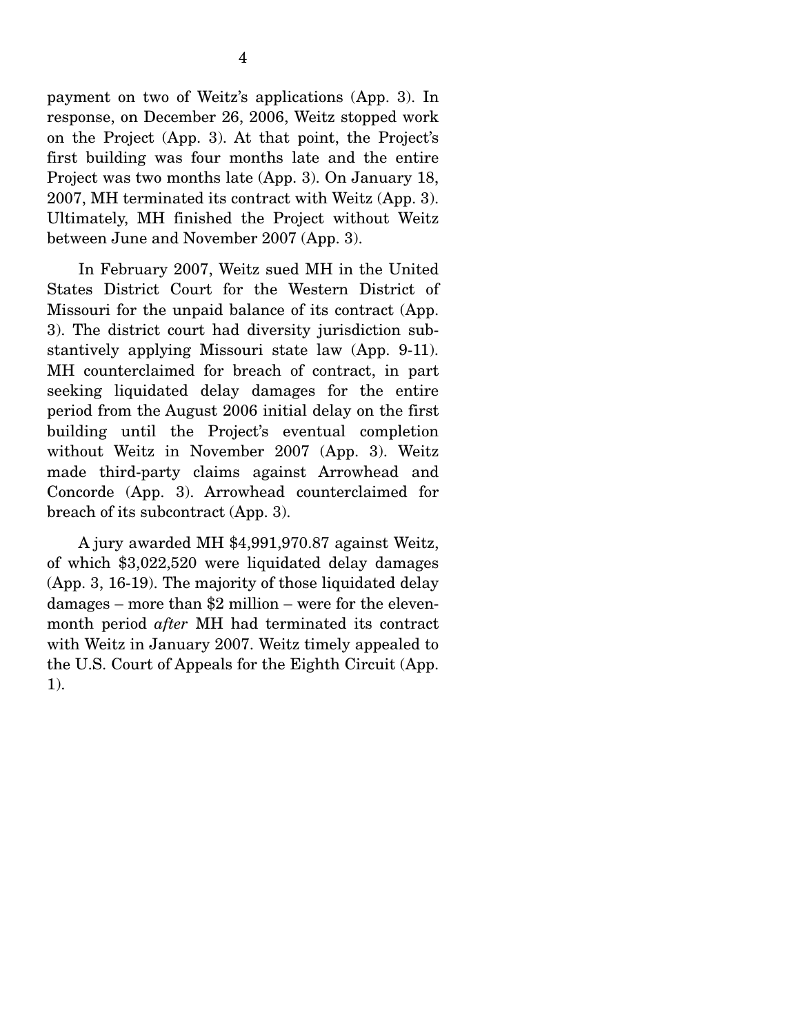payment on two of Weitz's applications (App. 3). In response, on December 26, 2006, Weitz stopped work on the Project (App. 3). At that point, the Project's first building was four months late and the entire Project was two months late (App. 3). On January 18, 2007, MH terminated its contract with Weitz (App. 3). Ultimately, MH finished the Project without Weitz between June and November 2007 (App. 3).

In February 2007, Weitz sued MH in the United States District Court for the Western District of Missouri for the unpaid balance of its contract (App. 3). The district court had diversity jurisdiction substantively applying Missouri state law (App. 9-11). MH counterclaimed for breach of contract, in part seeking liquidated delay damages for the entire period from the August 2006 initial delay on the first building until the Project's eventual completion without Weitz in November 2007 (App. 3). Weitz made third-party claims against Arrowhead and Concorde (App. 3). Arrowhead counterclaimed for breach of its subcontract (App. 3).

A jury awarded MH $4,991,970.87 against Weitz, of which $3,022,520 were liquidated delay damages (App. 3, 16-19). The majority of those liquidated delay damages – more than $2 million – were for the eleven-month period *after* MH had terminated its contract with Weitz in January 2007. Weitz timely appealed to the U.S. Court of Appeals for the Eighth Circuit (App. 1).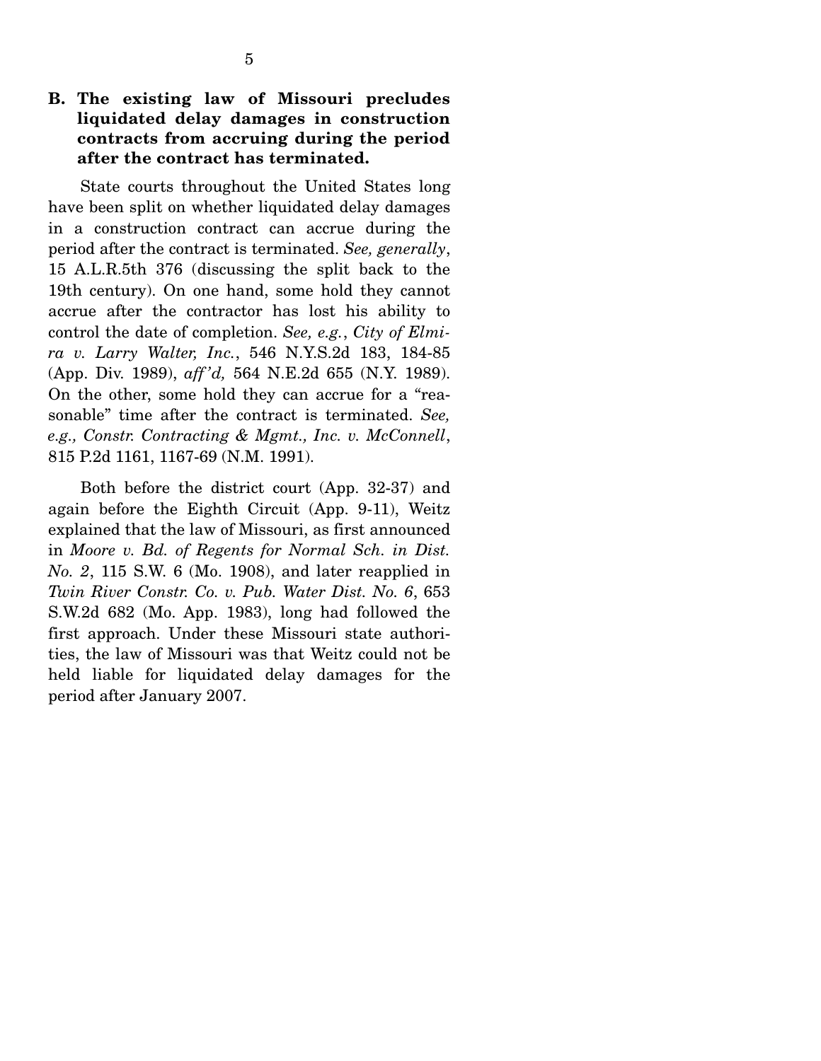### B. The existing law of Missouri precludes liquidated delay damages in construction contracts from accruing during the period after the contract has terminated.

State courts throughout the United States long have been split on whether liquidated delay damages in a construction contract can accrue during the period after the contract is terminated. *See, generally*, 15 A.L.R.5th 376 (discussing the split back to the 19th century). On one hand, some hold they cannot accrue after the contractor has lost his ability to control the date of completion. *See, e.g.*, *City of Elmira v. Larry Walter, Inc.*, 546 N.Y.S.2d 183, 184-85 (App. Div. 1989), *aff'd,* 564 N.E.2d 655 (N.Y. 1989). On the other, some hold they can accrue for a "reasonable" time after the contract is terminated. *See, e.g., Constr. Contracting & Mgmt., Inc. v. McConnell*, 815 P.2d 1161, 1167-69 (N.M. 1991).

Both before the district court (App. 32-37) and again before the Eighth Circuit (App. 9-11), Weitz explained that the law of Missouri, as first announced in *Moore v. Bd. of Regents for Normal Sch. in Dist. No. 2*, 115 S.W. 6 (Mo. 1908), and later reapplied in *Twin River Constr. Co. v. Pub. Water Dist. No. 6*, 653 S.W.2d 682 (Mo. App. 1983), long had followed the first approach. Under these Missouri state authorities, the law of Missouri was that Weitz could not be held liable for liquidated delay damages for the period after January 2007.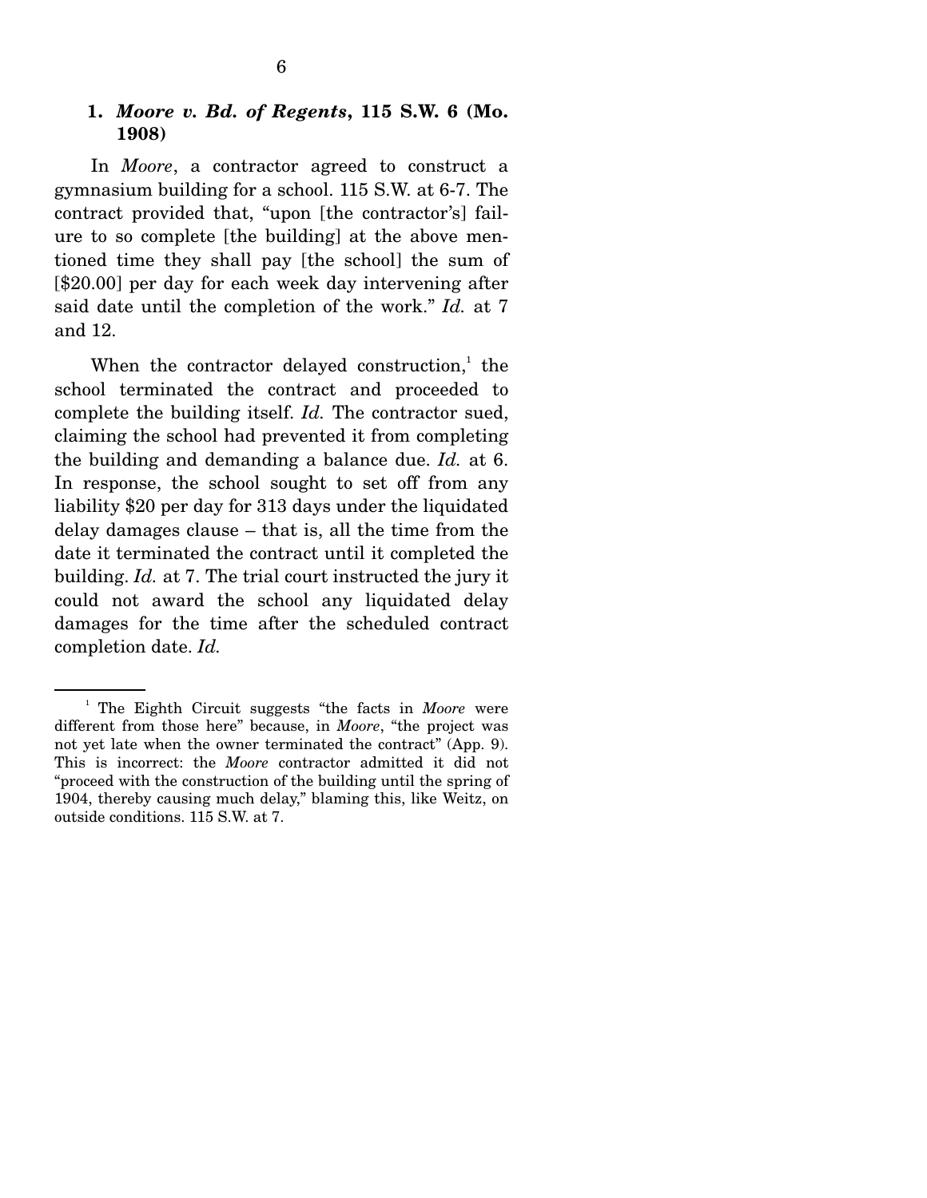### 1. *Moore v. Bd. of Regents*, 115 S.W. 6 (Mo. 1908)

In *Moore*, a contractor agreed to construct a gymnasium building for a school. 115 S.W. at 6-7. The contract provided that, "upon [the contractor's] failure to so complete [the building] at the above mentioned time they shall pay [the school] the sum of [$20.00] per day for each week day intervening after said date until the completion of the work." *Id.* at 7 and 12.

When the contractor delayed construction,[1] the school terminated the contract and proceeded to complete the building itself. *Id.* The contractor sued, claiming the school had prevented it from completing the building and demanding a balance due. *Id.* at 6. In response, the school sought to set off from any liability $20 per day for 313 days under the liquidated delay damages clause – that is, all the time from the date it terminated the contract until it completed the building. *Id.* at 7. The trial court instructed the jury it could not award the school any liquidated delay damages for the time after the scheduled contract completion date. *Id.*

---

[1] The Eighth Circuit suggests "the facts in *Moore* were different from those here" because, in *Moore*, "the project was not yet late when the owner terminated the contract" (App. 9). This is incorrect: the *Moore* contractor admitted it did not "proceed with the construction of the building until the spring of 1904, thereby causing much delay," blaming this, like Weitz, on outside conditions. 115 S.W. at 7.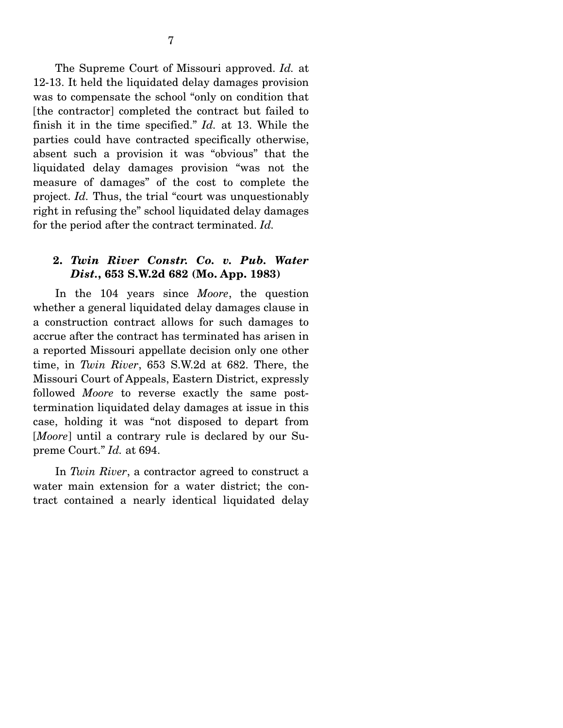The Supreme Court of Missouri approved. *Id.* at 12-13. It held the liquidated delay damages provision was to compensate the school "only on condition that [the contractor] completed the contract but failed to finish it in the time specified." *Id.* at 13. While the parties could have contracted specifically otherwise, absent such a provision it was "obvious" that the liquidated delay damages provision "was not the measure of damages" of the cost to complete the project. *Id.* Thus, the trial "court was unquestionably right in refusing the" school liquidated delay damages for the period after the contract terminated. *Id.*

### 2. *Twin River Constr. Co. v. Pub. Water Dist.*, 653 S.W.2d 682 (Mo. App. 1983)

In the 104 years since *Moore*, the question whether a general liquidated delay damages clause in a construction contract allows for such damages to accrue after the contract has terminated has arisen in a reported Missouri appellate decision only one other time, in *Twin River*, 653 S.W.2d at 682. There, the Missouri Court of Appeals, Eastern District, expressly followed *Moore* to reverse exactly the same post-termination liquidated delay damages at issue in this case, holding it was "not disposed to depart from [*Moore*] until a contrary rule is declared by our Supreme Court." *Id.* at 694.

In *Twin River*, a contractor agreed to construct a water main extension for a water district; the contract contained a nearly identical liquidated delay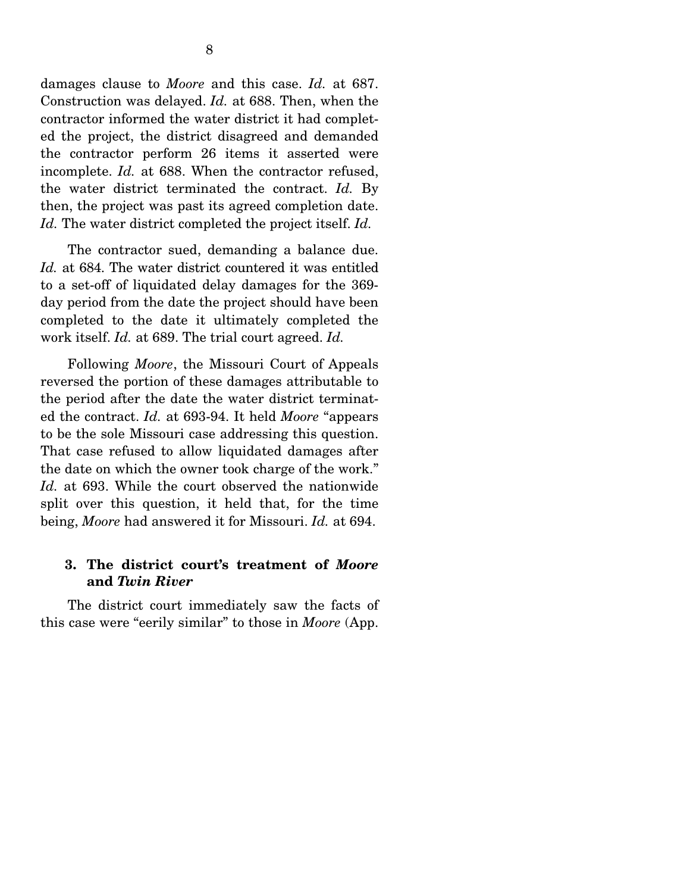damages clause to *Moore* and this case. *Id.* at 687. Construction was delayed. *Id.* at 688. Then, when the contractor informed the water district it had completed the project, the district disagreed and demanded the contractor perform 26 items it asserted were incomplete. *Id.* at 688. When the contractor refused, the water district terminated the contract. *Id.* By then, the project was past its agreed completion date. *Id.* The water district completed the project itself. *Id.*

The contractor sued, demanding a balance due. *Id.* at 684. The water district countered it was entitled to a set-off of liquidated delay damages for the 369-day period from the date the project should have been completed to the date it ultimately completed the work itself. *Id.* at 689. The trial court agreed. *Id.*

Following *Moore*, the Missouri Court of Appeals reversed the portion of these damages attributable to the period after the date the water district terminated the contract. *Id.* at 693-94. It held *Moore* "appears to be the sole Missouri case addressing this question. That case refused to allow liquidated damages after the date on which the owner took charge of the work." *Id.* at 693. While the court observed the nationwide split over this question, it held that, for the time being, *Moore* had answered it for Missouri. *Id.* at 694.

### 3. The district court's treatment of *Moore* and *Twin River*

The district court immediately saw the facts of this case were "eerily similar" to those in *Moore* (App.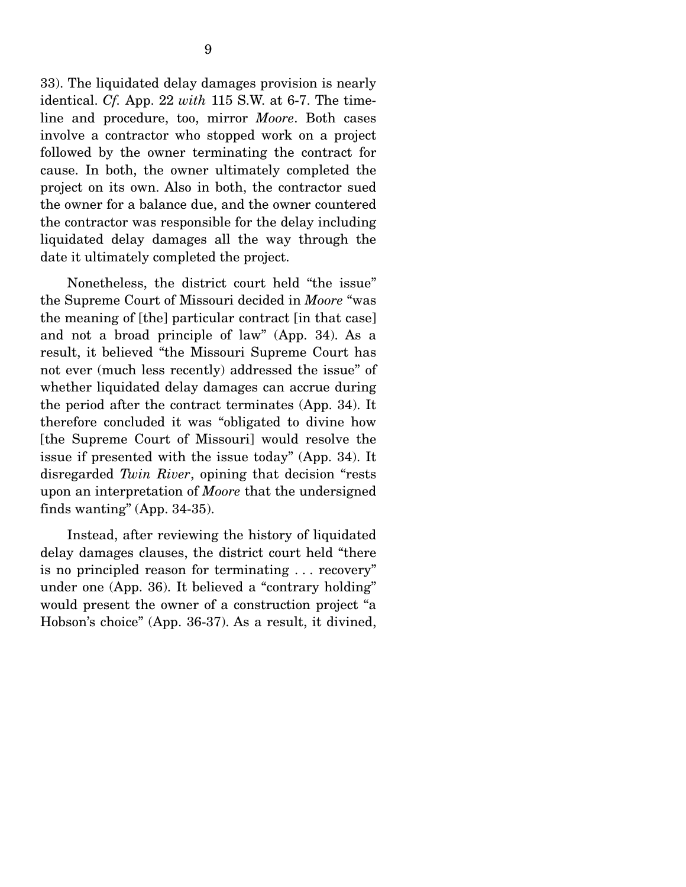33). The liquidated delay damages provision is nearly identical. *Cf.* App. 22 *with* 115 S.W. at 6-7. The timeline and procedure, too, mirror *Moore*. Both cases involve a contractor who stopped work on a project followed by the owner terminating the contract for cause. In both, the owner ultimately completed the project on its own. Also in both, the contractor sued the owner for a balance due, and the owner countered the contractor was responsible for the delay including liquidated delay damages all the way through the date it ultimately completed the project.

Nonetheless, the district court held "the issue" the Supreme Court of Missouri decided in *Moore* "was the meaning of [the] particular contract [in that case] and not a broad principle of law" (App. 34). As a result, it believed "the Missouri Supreme Court has not ever (much less recently) addressed the issue" of whether liquidated delay damages can accrue during the period after the contract terminates (App. 34). It therefore concluded it was "obligated to divine how [the Supreme Court of Missouri] would resolve the issue if presented with the issue today" (App. 34). It disregarded *Twin River*, opining that decision "rests upon an interpretation of *Moore* that the undersigned finds wanting" (App. 34-35).

Instead, after reviewing the history of liquidated delay damages clauses, the district court held "there is no principled reason for terminating . . . recovery" under one (App. 36). It believed a "contrary holding" would present the owner of a construction project "a Hobson's choice" (App. 36-37). As a result, it divined,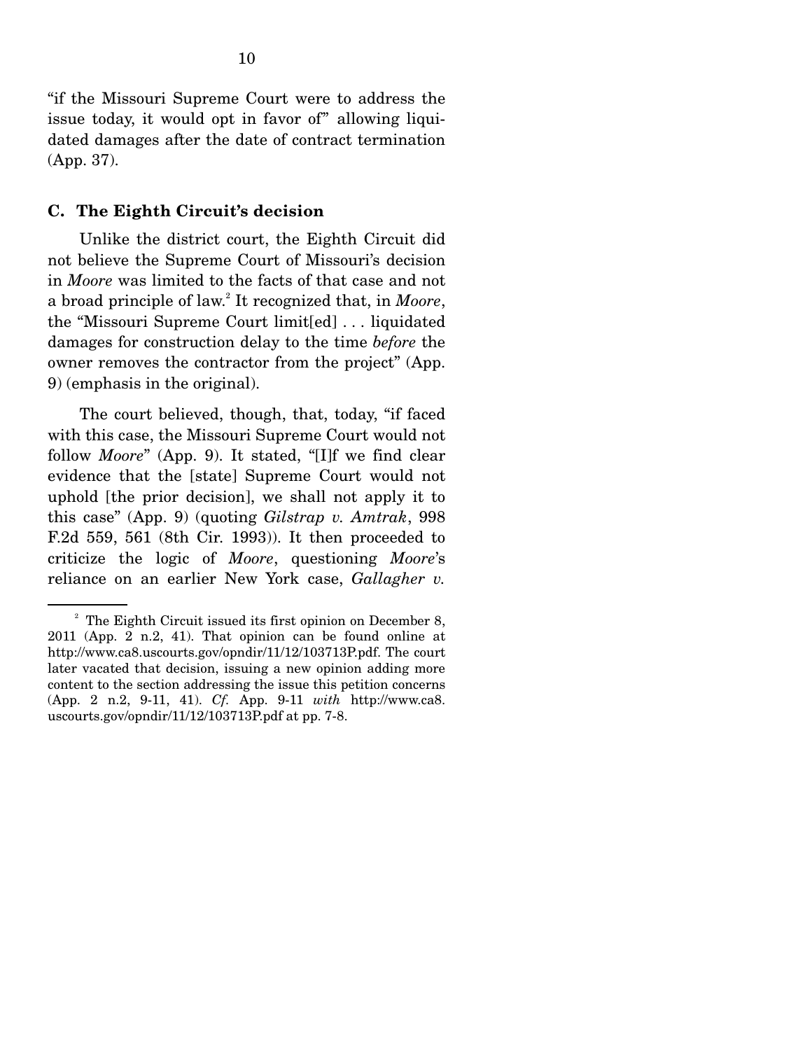"if the Missouri Supreme Court were to address the issue today, it would opt in favor of" allowing liquidated damages after the date of contract termination (App. 37).

### C. The Eighth Circuit's decision

Unlike the district court, the Eighth Circuit did not believe the Supreme Court of Missouri's decision in *Moore* was limited to the facts of that case and not a broad principle of law.[2] It recognized that, in *Moore*, the "Missouri Supreme Court limit[ed] . . . liquidated damages for construction delay to the time *before* the owner removes the contractor from the project" (App. 9) (emphasis in the original).

The court believed, though, that, today, "if faced with this case, the Missouri Supreme Court would not follow *Moore*" (App. 9). It stated, "[I]f we find clear evidence that the [state] Supreme Court would not uphold [the prior decision], we shall not apply it to this case" (App. 9) (quoting *Gilstrap v. Amtrak*, 998 F.2d 559, 561 (8th Cir. 1993)). It then proceeded to criticize the logic of *Moore*, questioning *Moore*'s reliance on an earlier New York case, *Gallagher v.*

---

[2] The Eighth Circuit issued its first opinion on December 8, 2011 (App. 2 n.2, 41). That opinion can be found online at http://www.ca8.uscourts.gov/opndir/11/12/103713P.pdf. The court later vacated that decision, issuing a new opinion adding more content to the section addressing the issue this petition concerns (App. 2 n.2, 9-11, 41). *Cf.* App. 9-11 *with* http://www.ca8.uscourts.gov/opndir/11/12/103713P.pdf at pp. 7-8.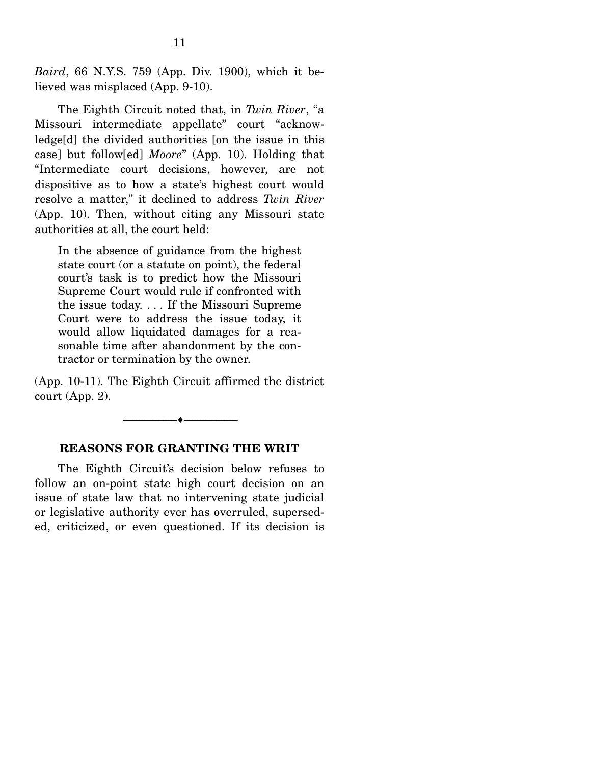*Baird*, 66 N.Y.S. 759 (App. Div. 1900), which it believed was misplaced (App. 9-10).

The Eighth Circuit noted that, in *Twin River*, "a Missouri intermediate appellate" court "acknowledge[d] the divided authorities [on the issue in this case] but follow[ed] *Moore*" (App. 10). Holding that "Intermediate court decisions, however, are not dispositive as to how a state's highest court would resolve a matter," it declined to address *Twin River* (App. 10). Then, without citing any Missouri state authorities at all, the court held:

> In the absence of guidance from the highest state court (or a statute on point), the federal court's task is to predict how the Missouri Supreme Court would rule if confronted with the issue today. . . . If the Missouri Supreme Court were to address the issue today, it would allow liquidated damages for a reasonable time after abandonment by the contractor or termination by the owner.

(App. 10-11). The Eighth Circuit affirmed the district court (App. 2).

---

## REASONS FOR GRANTING THE WRIT

The Eighth Circuit's decision below refuses to follow an on-point state high court decision on an issue of state law that no intervening state judicial or legislative authority ever has overruled, superseded, criticized, or even questioned. If its decision is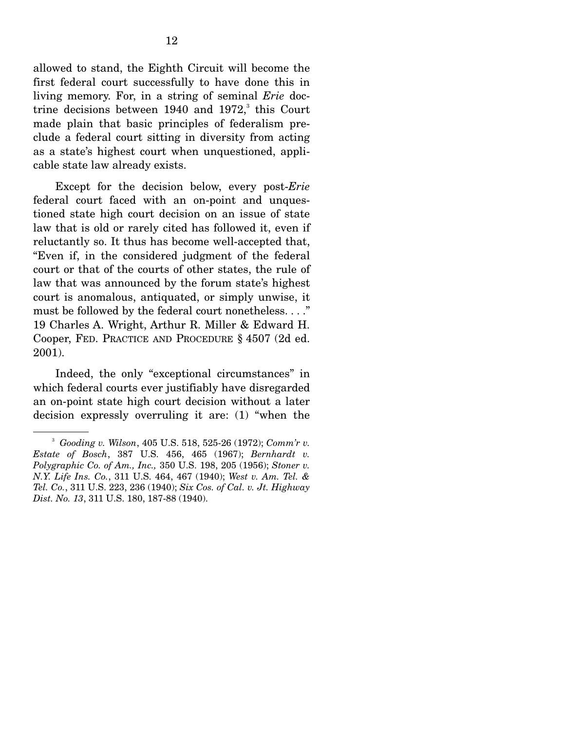allowed to stand, the Eighth Circuit will become the first federal court successfully to have done this in living memory. For, in a string of seminal *Erie* doctrine decisions between 1940 and 1972,[3] this Court made plain that basic principles of federalism preclude a federal court sitting in diversity from acting as a state's highest court when unquestioned, applicable state law already exists.

Except for the decision below, every post-*Erie* federal court faced with an on-point and unquestioned state high court decision on an issue of state law that is old or rarely cited has followed it, even if reluctantly so. It thus has become well-accepted that, "Even if, in the considered judgment of the federal court or that of the courts of other states, the rule of law that was announced by the forum state's highest court is anomalous, antiquated, or simply unwise, it must be followed by the federal court nonetheless. . . ." 19 Charles A. Wright, Arthur R. Miller & Edward H. Cooper, FED. PRACTICE AND PROCEDURE § 4507 (2d ed. 2001).

Indeed, the only "exceptional circumstances" in which federal courts ever justifiably have disregarded an on-point state high court decision without a later decision expressly overruling it are: (1) "when the

---

[3] *Gooding v. Wilson*, 405 U.S. 518, 525-26 (1972); *Comm'r v. Estate of Bosch*, 387 U.S. 456, 465 (1967); *Bernhardt v. Polygraphic Co. of Am., Inc.,* 350 U.S. 198, 205 (1956); *Stoner v. N.Y. Life Ins. Co.*, 311 U.S. 464, 467 (1940); *West v. Am. Tel. & Tel. Co.*, 311 U.S. 223, 236 (1940); *Six Cos. of Cal. v. Jt. Highway Dist. No. 13*, 311 U.S. 180, 187-88 (1940).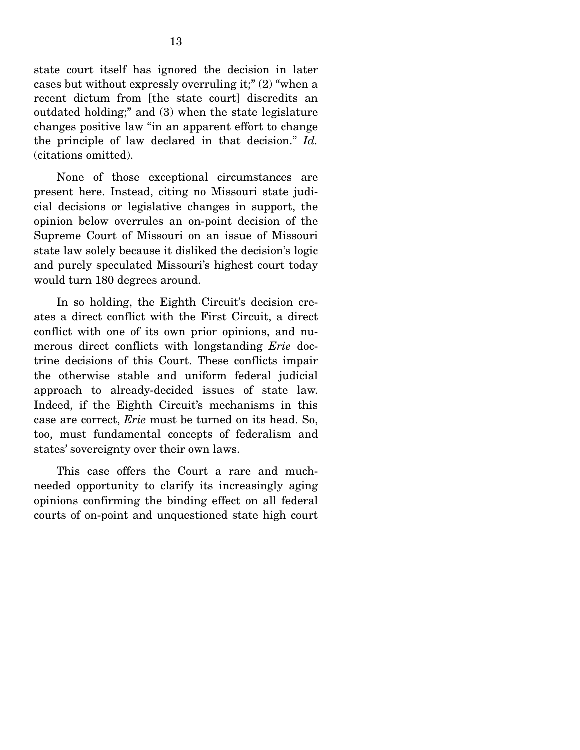state court itself has ignored the decision in later cases but without expressly overruling it;" (2) "when a recent dictum from [the state court] discredits an outdated holding;" and (3) when the state legislature changes positive law "in an apparent effort to change the principle of law declared in that decision." *Id.* (citations omitted).

None of those exceptional circumstances are present here. Instead, citing no Missouri state judicial decisions or legislative changes in support, the opinion below overrules an on-point decision of the Supreme Court of Missouri on an issue of Missouri state law solely because it disliked the decision's logic and purely speculated Missouri's highest court today would turn 180 degrees around.

In so holding, the Eighth Circuit's decision creates a direct conflict with the First Circuit, a direct conflict with one of its own prior opinions, and numerous direct conflicts with longstanding *Erie* doctrine decisions of this Court. These conflicts impair the otherwise stable and uniform federal judicial approach to already-decided issues of state law. Indeed, if the Eighth Circuit's mechanisms in this case are correct, *Erie* must be turned on its head. So, too, must fundamental concepts of federalism and states' sovereignty over their own laws.

This case offers the Court a rare and much-needed opportunity to clarify its increasingly aging opinions confirming the binding effect on all federal courts of on-point and unquestioned state high court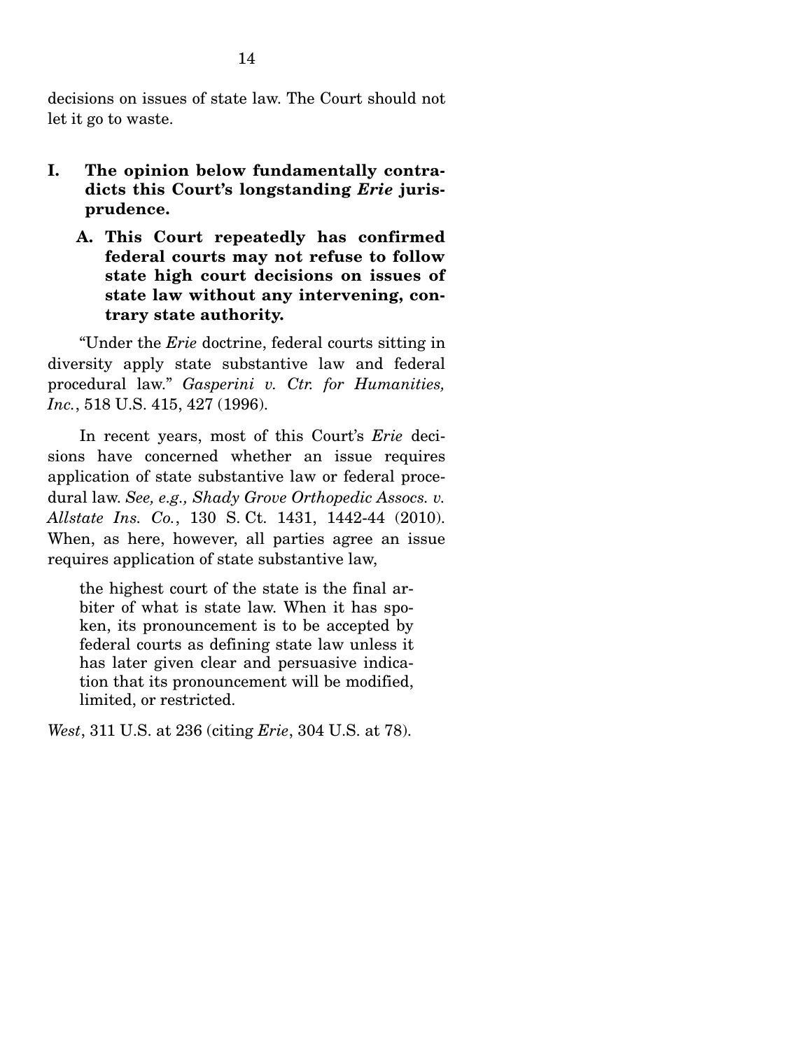decisions on issues of state law. The Court should not let it go to waste.

## I. The opinion below fundamentally contradicts this Court's longstanding *Erie* jurisprudence.

### A. This Court repeatedly has confirmed federal courts may not refuse to follow state high court decisions on issues of state law without any intervening, contrary state authority.

"Under the *Erie* doctrine, federal courts sitting in diversity apply state substantive law and federal procedural law." *Gasperini v. Ctr. for Humanities, Inc.*, 518 U.S. 415, 427 (1996).

In recent years, most of this Court's *Erie* decisions have concerned whether an issue requires application of state substantive law or federal procedural law. *See, e.g., Shady Grove Orthopedic Assocs. v. Allstate Ins. Co.*, 130 S. Ct. 1431, 1442-44 (2010). When, as here, however, all parties agree an issue requires application of state substantive law,

> the highest court of the state is the final arbiter of what is state law. When it has spoken, its pronouncement is to be accepted by federal courts as defining state law unless it has later given clear and persuasive indication that its pronouncement will be modified, limited, or restricted.

*West*, 311 U.S. at 236 (citing *Erie*, 304 U.S. at 78).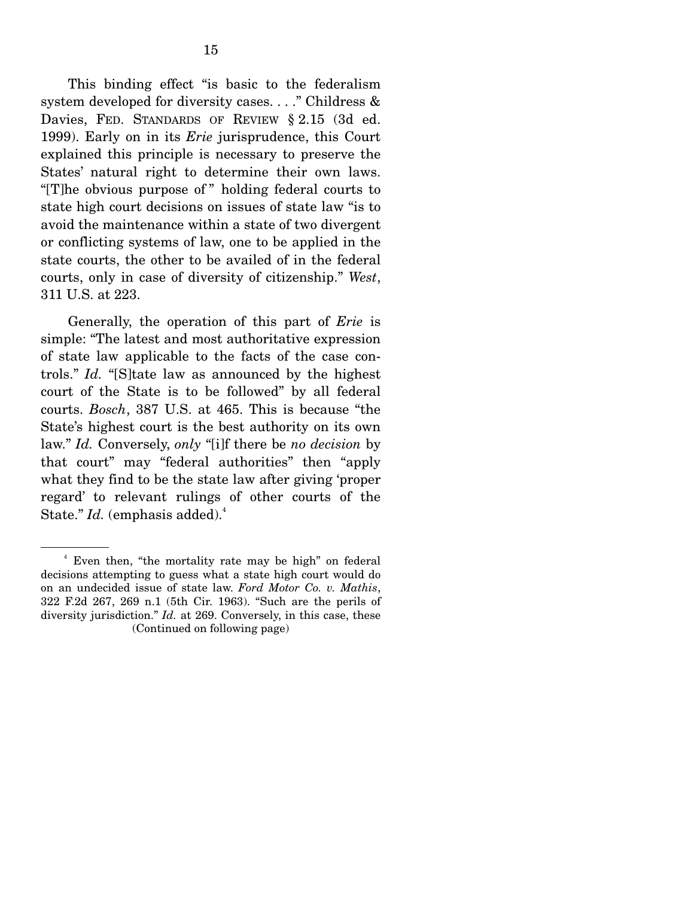This binding effect "is basic to the federalism system developed for diversity cases. . . ." Childress & Davies, FED. STANDARDS OF REVIEW § 2.15 (3d ed. 1999). Early on in its *Erie* jurisprudence, this Court explained this principle is necessary to preserve the States' natural right to determine their own laws. "[T]he obvious purpose of" holding federal courts to state high court decisions on issues of state law "is to avoid the maintenance within a state of two divergent or conflicting systems of law, one to be applied in the state courts, the other to be availed of in the federal courts, only in case of diversity of citizenship." *West*, 311 U.S. at 223.

Generally, the operation of this part of *Erie* is simple: "The latest and most authoritative expression of state law applicable to the facts of the case controls." *Id.* "[S]tate law as announced by the highest court of the State is to be followed" by all federal courts. *Bosch*, 387 U.S. at 465. This is because "the State's highest court is the best authority on its own law." *Id.* Conversely, *only* "[i]f there be *no decision* by that court" may "federal authorities" then "apply what they find to be the state law after giving 'proper regard' to relevant rulings of other courts of the State." *Id.* (emphasis added).[4]

---

[4] Even then, "the mortality rate may be high" on federal decisions attempting to guess what a state high court would do on an undecided issue of state law. *Ford Motor Co. v. Mathis*, 322 F.2d 267, 269 n.1 (5th Cir. 1963). "Such are the perils of diversity jurisdiction." *Id.* at 269. Conversely, in this case, these

(Continued on following page)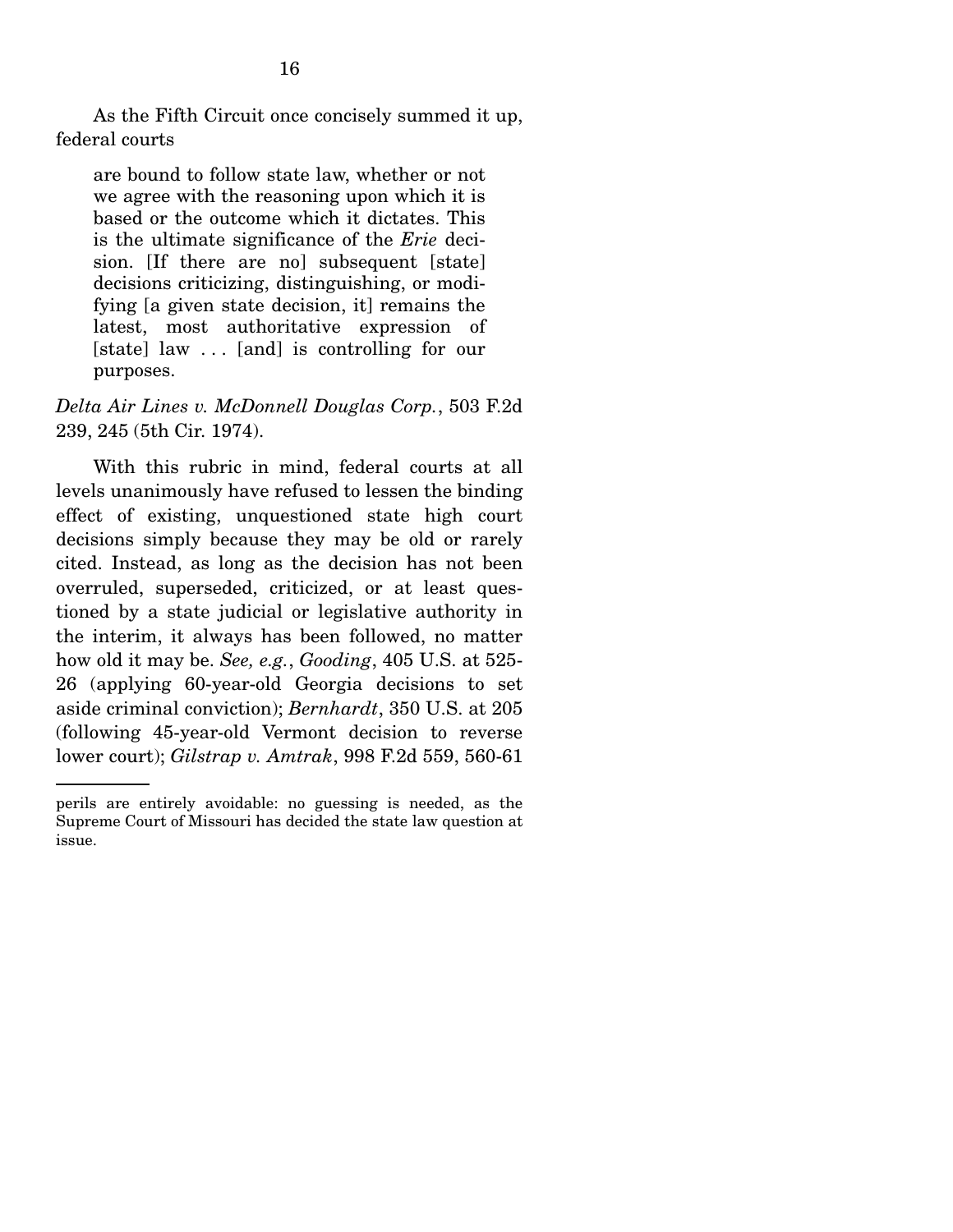As the Fifth Circuit once concisely summed it up, federal courts

> are bound to follow state law, whether or not we agree with the reasoning upon which it is based or the outcome which it dictates. This is the ultimate significance of the *Erie* decision. [If there are no] subsequent [state] decisions criticizing, distinguishing, or modifying [a given state decision, it] remains the latest, most authoritative expression of [state] law . . . [and] is controlling for our purposes.

*Delta Air Lines v. McDonnell Douglas Corp.*, 503 F.2d 239, 245 (5th Cir. 1974).

With this rubric in mind, federal courts at all levels unanimously have refused to lessen the binding effect of existing, unquestioned state high court decisions simply because they may be old or rarely cited. Instead, as long as the decision has not been overruled, superseded, criticized, or at least questioned by a state judicial or legislative authority in the interim, it always has been followed, no matter how old it may be. *See, e.g.*, *Gooding*, 405 U.S. at 525-26 (applying 60-year-old Georgia decisions to set aside criminal conviction); *Bernhardt*, 350 U.S. at 205 (following 45-year-old Vermont decision to reverse lower court); *Gilstrap v. Amtrak*, 998 F.2d 559, 560-61

---

perils are entirely avoidable: no guessing is needed, as the Supreme Court of Missouri has decided the state law question at issue.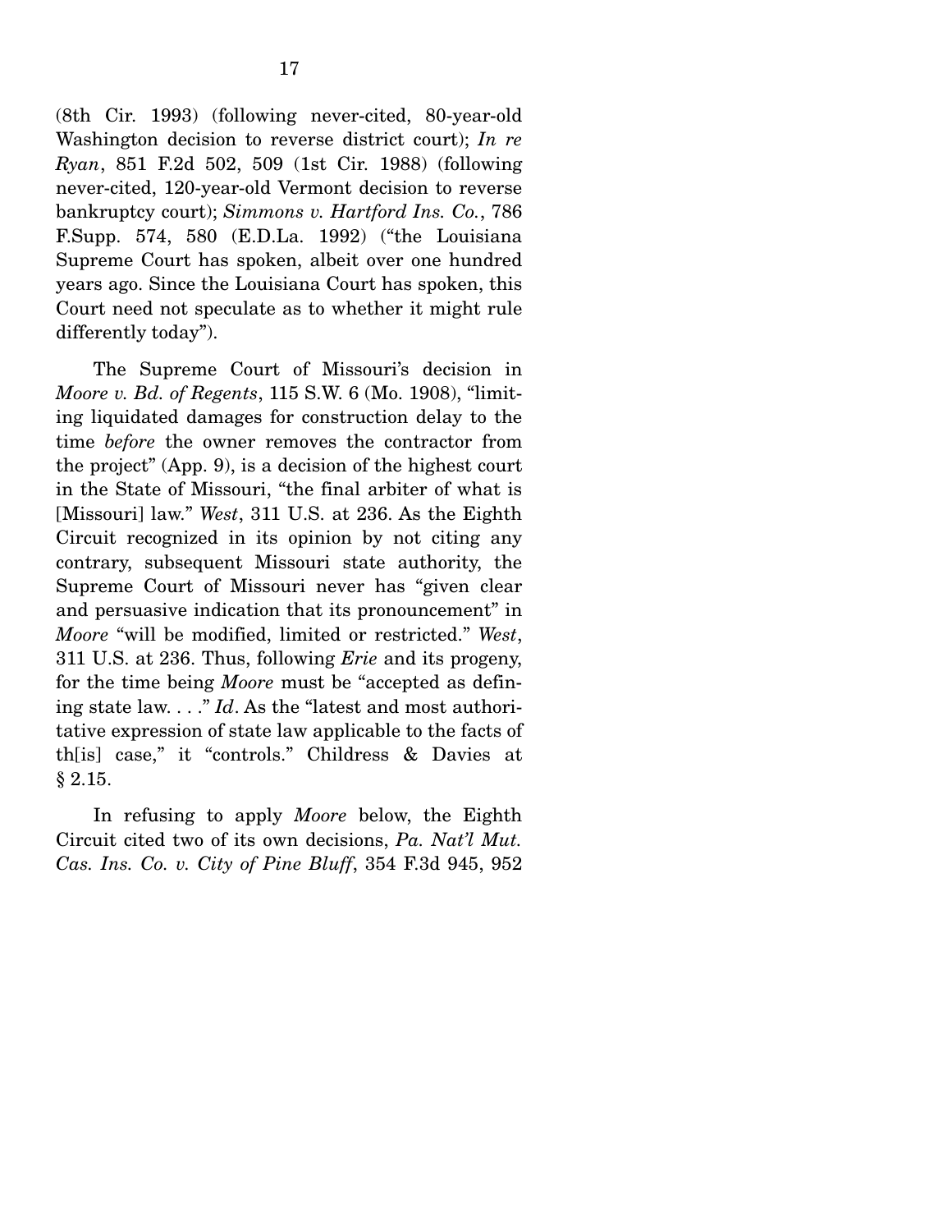(8th Cir. 1993) (following never-cited, 80-year-old Washington decision to reverse district court); *In re Ryan*, 851 F.2d 502, 509 (1st Cir. 1988) (following never-cited, 120-year-old Vermont decision to reverse bankruptcy court); *Simmons v. Hartford Ins. Co.*, 786 F.Supp. 574, 580 (E.D.La. 1992) ("the Louisiana Supreme Court has spoken, albeit over one hundred years ago. Since the Louisiana Court has spoken, this Court need not speculate as to whether it might rule differently today").

The Supreme Court of Missouri's decision in *Moore v. Bd. of Regents*, 115 S.W. 6 (Mo. 1908), "limiting liquidated damages for construction delay to the time *before* the owner removes the contractor from the project" (App. 9), is a decision of the highest court in the State of Missouri, "the final arbiter of what is [Missouri] law." *West*, 311 U.S. at 236. As the Eighth Circuit recognized in its opinion by not citing any contrary, subsequent Missouri state authority, the Supreme Court of Missouri never has "given clear and persuasive indication that its pronouncement" in *Moore* "will be modified, limited or restricted." *West*, 311 U.S. at 236. Thus, following *Erie* and its progeny, for the time being *Moore* must be "accepted as defining state law. . . ." *Id*. As the "latest and most authoritative expression of state law applicable to the facts of th[is] case," it "controls." Childress & Davies at § 2.15.

In refusing to apply *Moore* below, the Eighth Circuit cited two of its own decisions, *Pa. Nat'l Mut. Cas. Ins. Co. v. City of Pine Bluff*, 354 F.3d 945, 952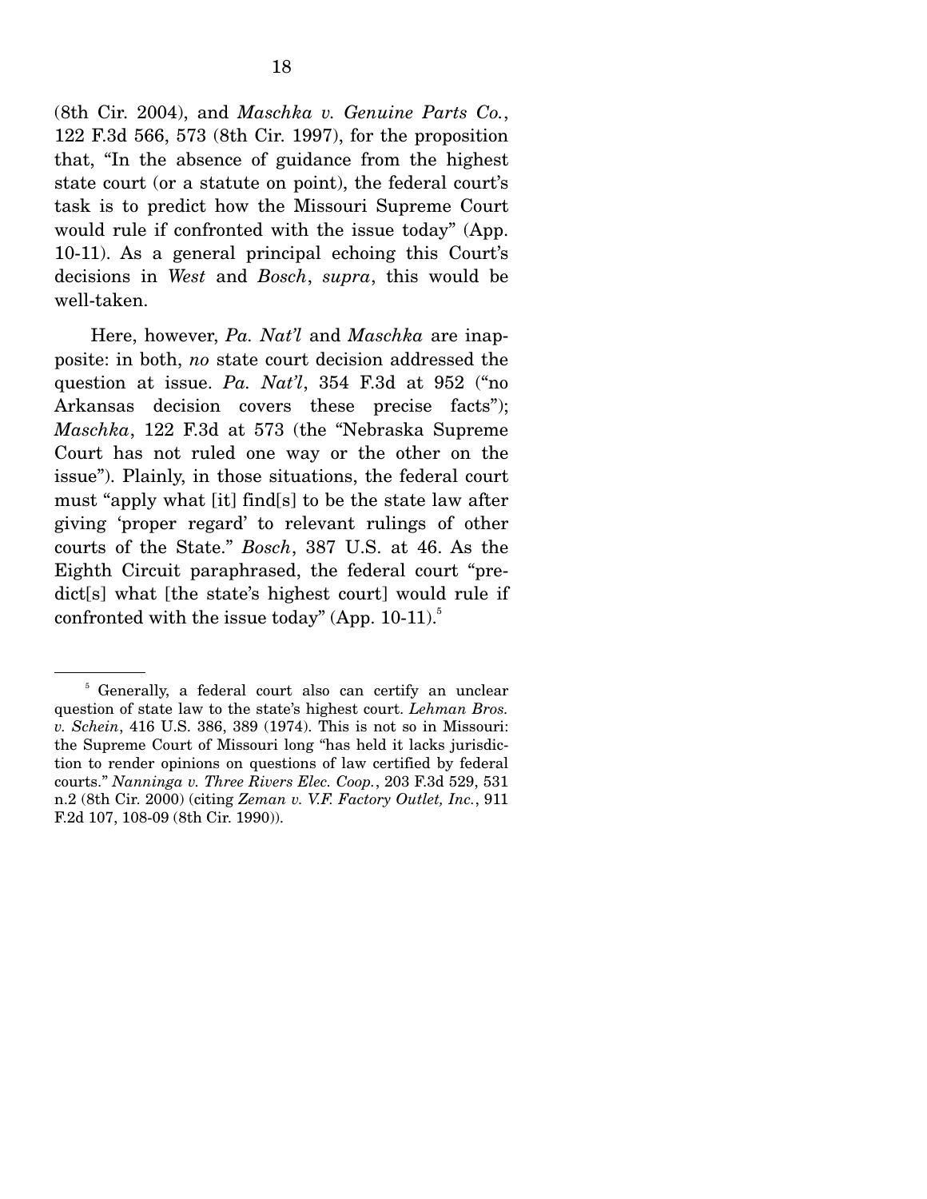(8th Cir. 2004), and *Maschka v. Genuine Parts Co.*, 122 F.3d 566, 573 (8th Cir. 1997), for the proposition that, "In the absence of guidance from the highest state court (or a statute on point), the federal court's task is to predict how the Missouri Supreme Court would rule if confronted with the issue today" (App. 10-11). As a general principal echoing this Court's decisions in *West* and *Bosch*, *supra*, this would be well-taken.

Here, however, *Pa. Nat'l* and *Maschka* are inapposite: in both, *no* state court decision addressed the question at issue. *Pa. Nat'l*, 354 F.3d at 952 ("no Arkansas decision covers these precise facts"); *Maschka*, 122 F.3d at 573 (the "Nebraska Supreme Court has not ruled one way or the other on the issue"). Plainly, in those situations, the federal court must "apply what [it] find[s] to be the state law after giving 'proper regard' to relevant rulings of other courts of the State." *Bosch*, 387 U.S. at 46. As the Eighth Circuit paraphrased, the federal court "predict[s] what [the state's highest court] would rule if confronted with the issue today" (App. 10-11).[5]

---

[5] Generally, a federal court also can certify an unclear question of state law to the state's highest court. *Lehman Bros. v. Schein*, 416 U.S. 386, 389 (1974). This is not so in Missouri: the Supreme Court of Missouri long "has held it lacks jurisdiction to render opinions on questions of law certified by federal courts." *Nanninga v. Three Rivers Elec. Coop.*, 203 F.3d 529, 531 n.2 (8th Cir. 2000) (citing *Zeman v. V.F. Factory Outlet, Inc.*, 911 F.2d 107, 108-09 (8th Cir. 1990)).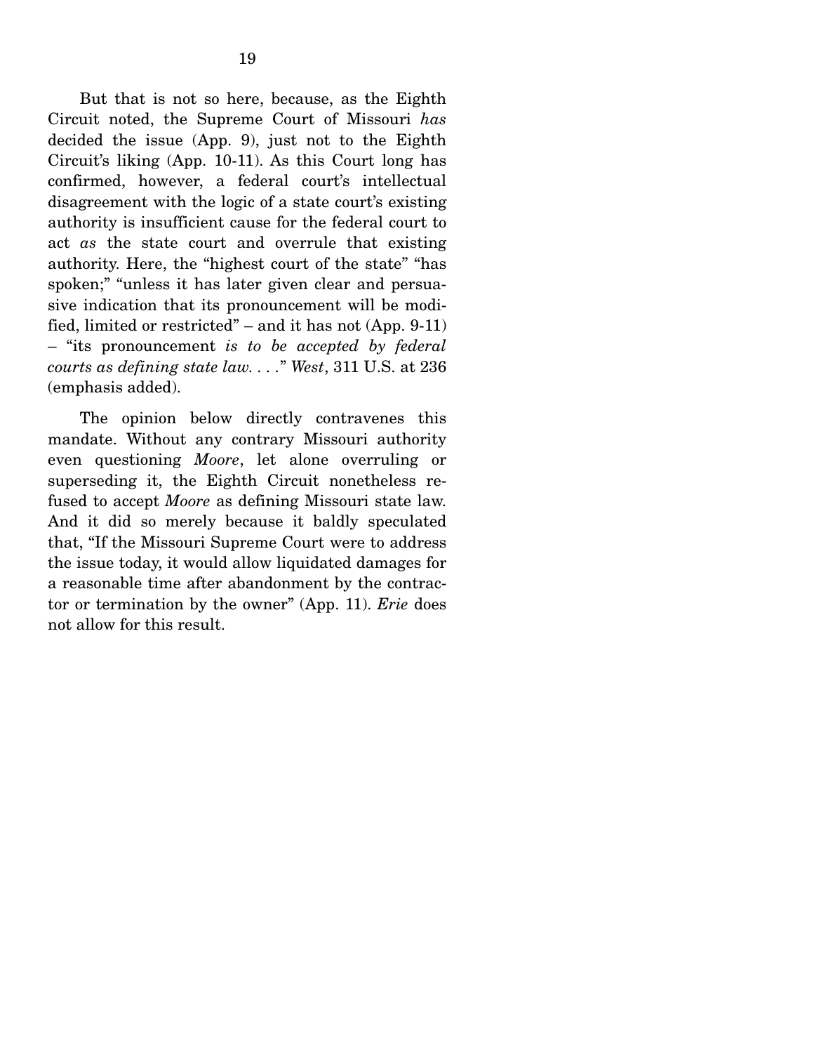But that is not so here, because, as the Eighth Circuit noted, the Supreme Court of Missouri *has* decided the issue (App. 9), just not to the Eighth Circuit's liking (App. 10-11). As this Court long has confirmed, however, a federal court's intellectual disagreement with the logic of a state court's existing authority is insufficient cause for the federal court to act *as* the state court and overrule that existing authority. Here, the "highest court of the state" "has spoken;" "unless it has later given clear and persuasive indication that its pronouncement will be modified, limited or restricted" – and it has not (App. 9-11) – "its pronouncement *is to be accepted by federal courts as defining state law. . . .*" *West*, 311 U.S. at 236 (emphasis added).

The opinion below directly contravenes this mandate. Without any contrary Missouri authority even questioning *Moore*, let alone overruling or superseding it, the Eighth Circuit nonetheless refused to accept *Moore* as defining Missouri state law. And it did so merely because it baldly speculated that, "If the Missouri Supreme Court were to address the issue today, it would allow liquidated damages for a reasonable time after abandonment by the contractor or termination by the owner" (App. 11). *Erie* does not allow for this result.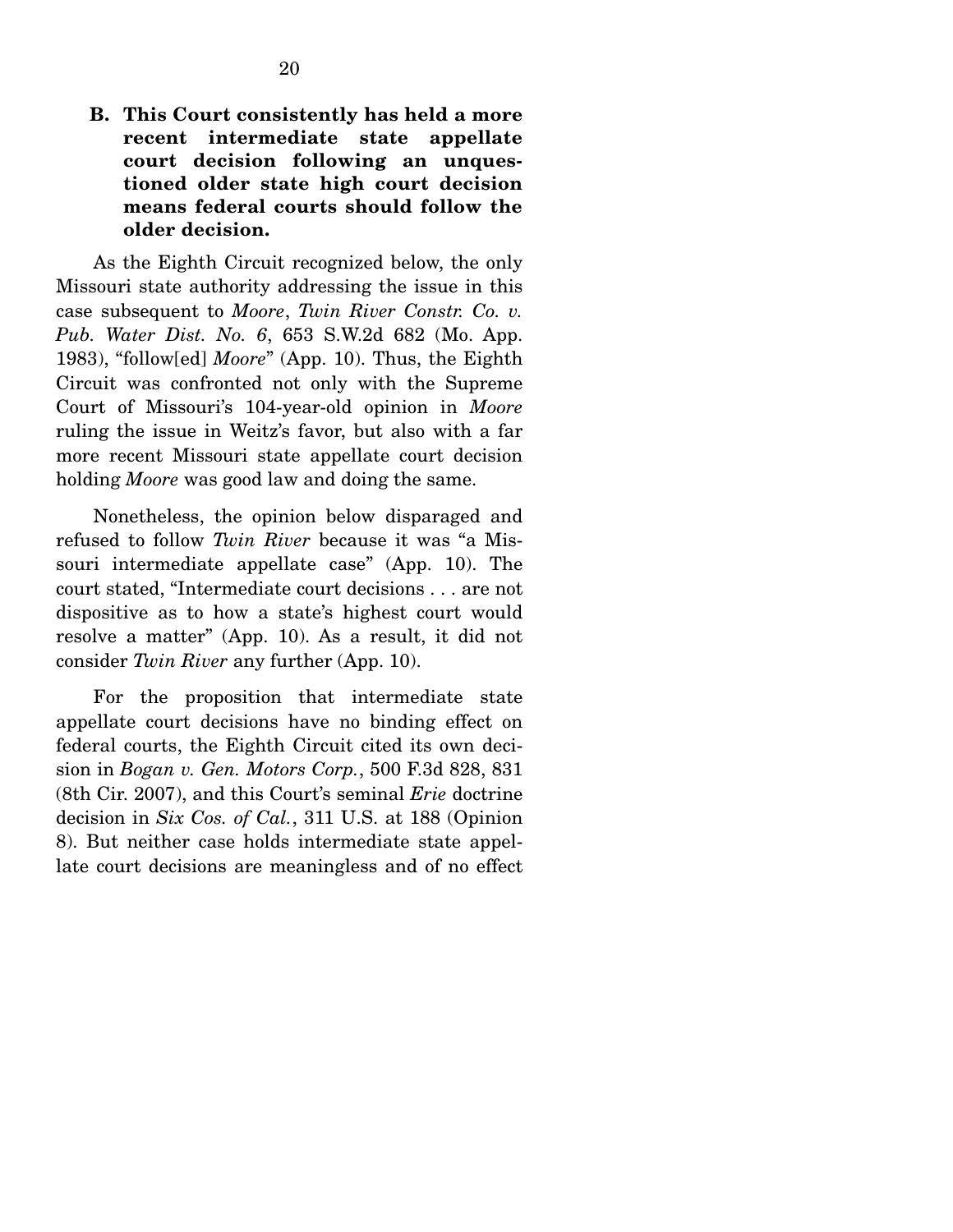### B. This Court consistently has held a more recent intermediate state appellate court decision following an unquestioned older state high court decision means federal courts should follow the older decision.

As the Eighth Circuit recognized below, the only Missouri state authority addressing the issue in this case subsequent to *Moore*, *Twin River Constr. Co. v. Pub. Water Dist. No. 6*, 653 S.W.2d 682 (Mo. App. 1983), "follow[ed] *Moore*" (App. 10). Thus, the Eighth Circuit was confronted not only with the Supreme Court of Missouri's 104-year-old opinion in *Moore* ruling the issue in Weitz's favor, but also with a far more recent Missouri state appellate court decision holding *Moore* was good law and doing the same.

Nonetheless, the opinion below disparaged and refused to follow *Twin River* because it was "a Missouri intermediate appellate case" (App. 10). The court stated, "Intermediate court decisions . . . are not dispositive as to how a state's highest court would resolve a matter" (App. 10). As a result, it did not consider *Twin River* any further (App. 10).

For the proposition that intermediate state appellate court decisions have no binding effect on federal courts, the Eighth Circuit cited its own decision in *Bogan v. Gen. Motors Corp.*, 500 F.3d 828, 831 (8th Cir. 2007), and this Court's seminal *Erie* doctrine decision in *Six Cos. of Cal.*, 311 U.S. at 188 (Opinion 8). But neither case holds intermediate state appellate court decisions are meaningless and of no effect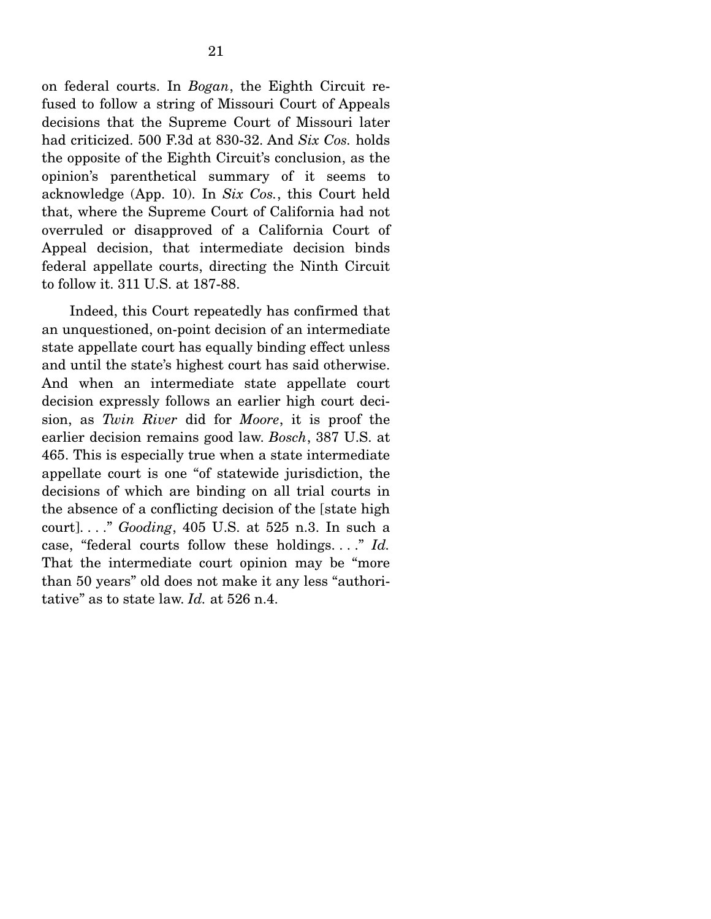on federal courts. In *Bogan*, the Eighth Circuit refused to follow a string of Missouri Court of Appeals decisions that the Supreme Court of Missouri later had criticized. 500 F.3d at 830-32. And *Six Cos.* holds the opposite of the Eighth Circuit's conclusion, as the opinion's parenthetical summary of it seems to acknowledge (App. 10). In *Six Cos.*, this Court held that, where the Supreme Court of California had not overruled or disapproved of a California Court of Appeal decision, that intermediate decision binds federal appellate courts, directing the Ninth Circuit to follow it. 311 U.S. at 187-88.

Indeed, this Court repeatedly has confirmed that an unquestioned, on-point decision of an intermediate state appellate court has equally binding effect unless and until the state's highest court has said otherwise. And when an intermediate state appellate court decision expressly follows an earlier high court decision, as *Twin River* did for *Moore*, it is proof the earlier decision remains good law. *Bosch*, 387 U.S. at 465. This is especially true when a state intermediate appellate court is one "of statewide jurisdiction, the decisions of which are binding on all trial courts in the absence of a conflicting decision of the [state high court]. . . ." *Gooding*, 405 U.S. at 525 n.3. In such a case, "federal courts follow these holdings. . . ." *Id.* That the intermediate court opinion may be "more than 50 years" old does not make it any less "authoritative" as to state law. *Id.* at 526 n.4.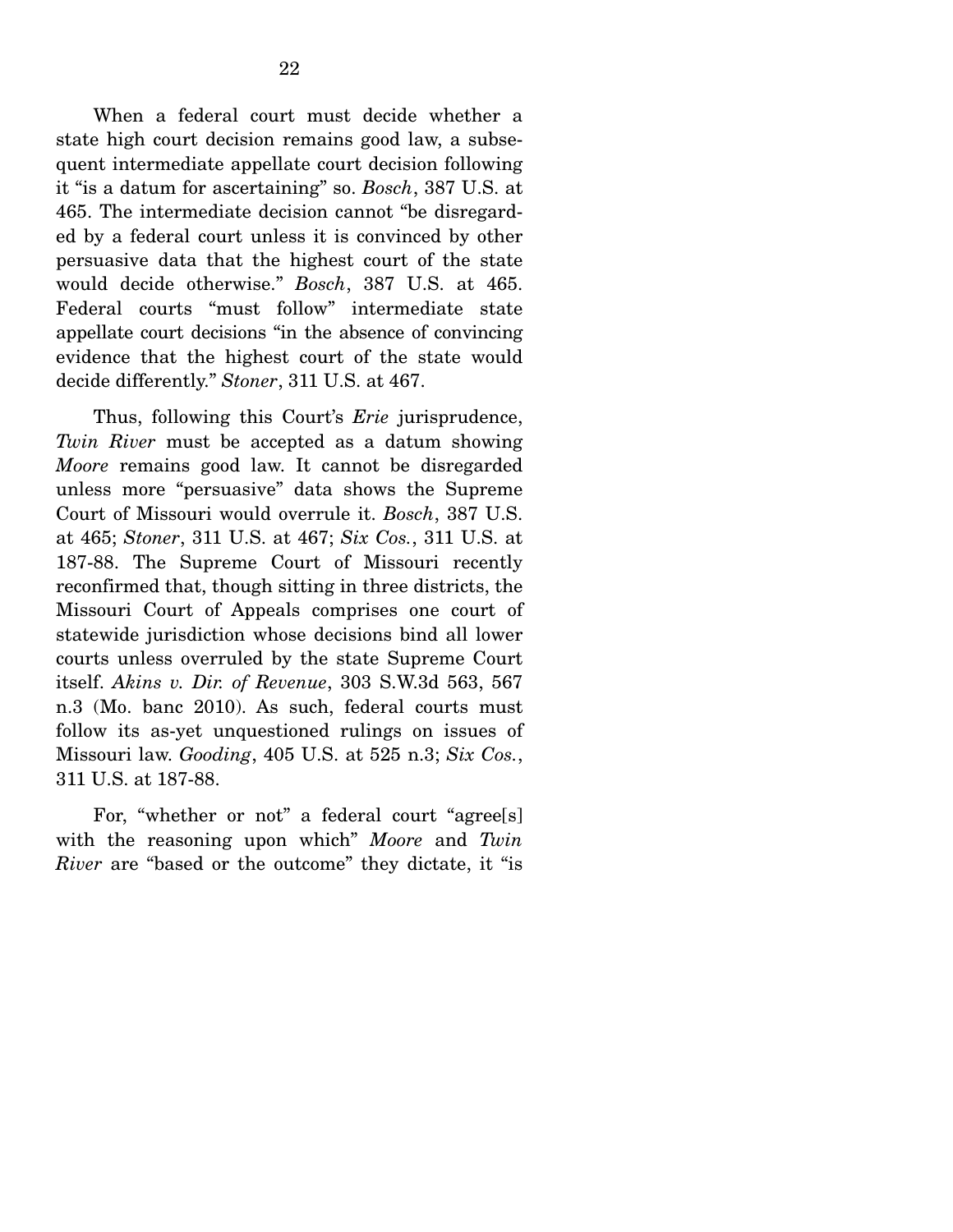When a federal court must decide whether a state high court decision remains good law, a subsequent intermediate appellate court decision following it "is a datum for ascertaining" so. *Bosch*, 387 U.S. at 465. The intermediate decision cannot "be disregarded by a federal court unless it is convinced by other persuasive data that the highest court of the state would decide otherwise." *Bosch*, 387 U.S. at 465. Federal courts "must follow" intermediate state appellate court decisions "in the absence of convincing evidence that the highest court of the state would decide differently." *Stoner*, 311 U.S. at 467.

Thus, following this Court's *Erie* jurisprudence, *Twin River* must be accepted as a datum showing *Moore* remains good law. It cannot be disregarded unless more "persuasive" data shows the Supreme Court of Missouri would overrule it. *Bosch*, 387 U.S. at 465; *Stoner*, 311 U.S. at 467; *Six Cos.*, 311 U.S. at 187-88. The Supreme Court of Missouri recently reconfirmed that, though sitting in three districts, the Missouri Court of Appeals comprises one court of statewide jurisdiction whose decisions bind all lower courts unless overruled by the state Supreme Court itself. *Akins v. Dir. of Revenue*, 303 S.W.3d 563, 567 n.3 (Mo. banc 2010). As such, federal courts must follow its as-yet unquestioned rulings on issues of Missouri law. *Gooding*, 405 U.S. at 525 n.3; *Six Cos.*, 311 U.S. at 187-88.

For, "whether or not" a federal court "agree[s] with the reasoning upon which" *Moore* and *Twin River* are "based or the outcome" they dictate, it "is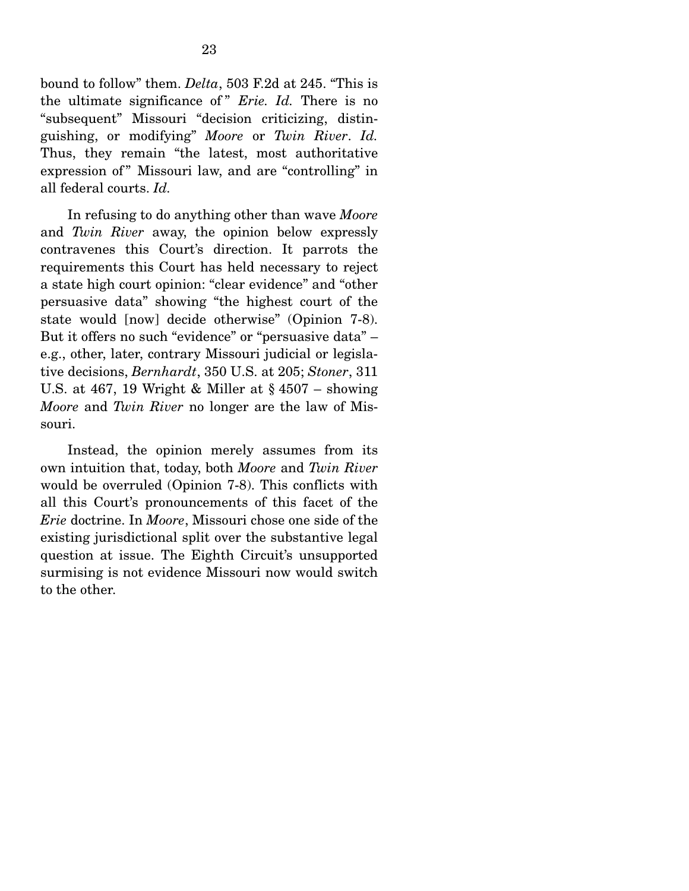bound to follow" them. *Delta*, 503 F.2d at 245. "This is the ultimate significance of" *Erie*. *Id.* There is no "subsequent" Missouri "decision criticizing, distinguishing, or modifying" *Moore* or *Twin River*. *Id.* Thus, they remain "the latest, most authoritative expression of" Missouri law, and are "controlling" in all federal courts. *Id.*

In refusing to do anything other than wave *Moore* and *Twin River* away, the opinion below expressly contravenes this Court's direction. It parrots the requirements this Court has held necessary to reject a state high court opinion: "clear evidence" and "other persuasive data" showing "the highest court of the state would [now] decide otherwise" (Opinion 7-8). But it offers no such "evidence" or "persuasive data" – e.g., other, later, contrary Missouri judicial or legislative decisions, *Bernhardt*, 350 U.S. at 205; *Stoner*, 311 U.S. at 467, 19 Wright & Miller at § 4507 – showing *Moore* and *Twin River* no longer are the law of Missouri.

Instead, the opinion merely assumes from its own intuition that, today, both *Moore* and *Twin River* would be overruled (Opinion 7-8). This conflicts with all this Court's pronouncements of this facet of the *Erie* doctrine. In *Moore*, Missouri chose one side of the existing jurisdictional split over the substantive legal question at issue. The Eighth Circuit's unsupported surmising is not evidence Missouri now would switch to the other.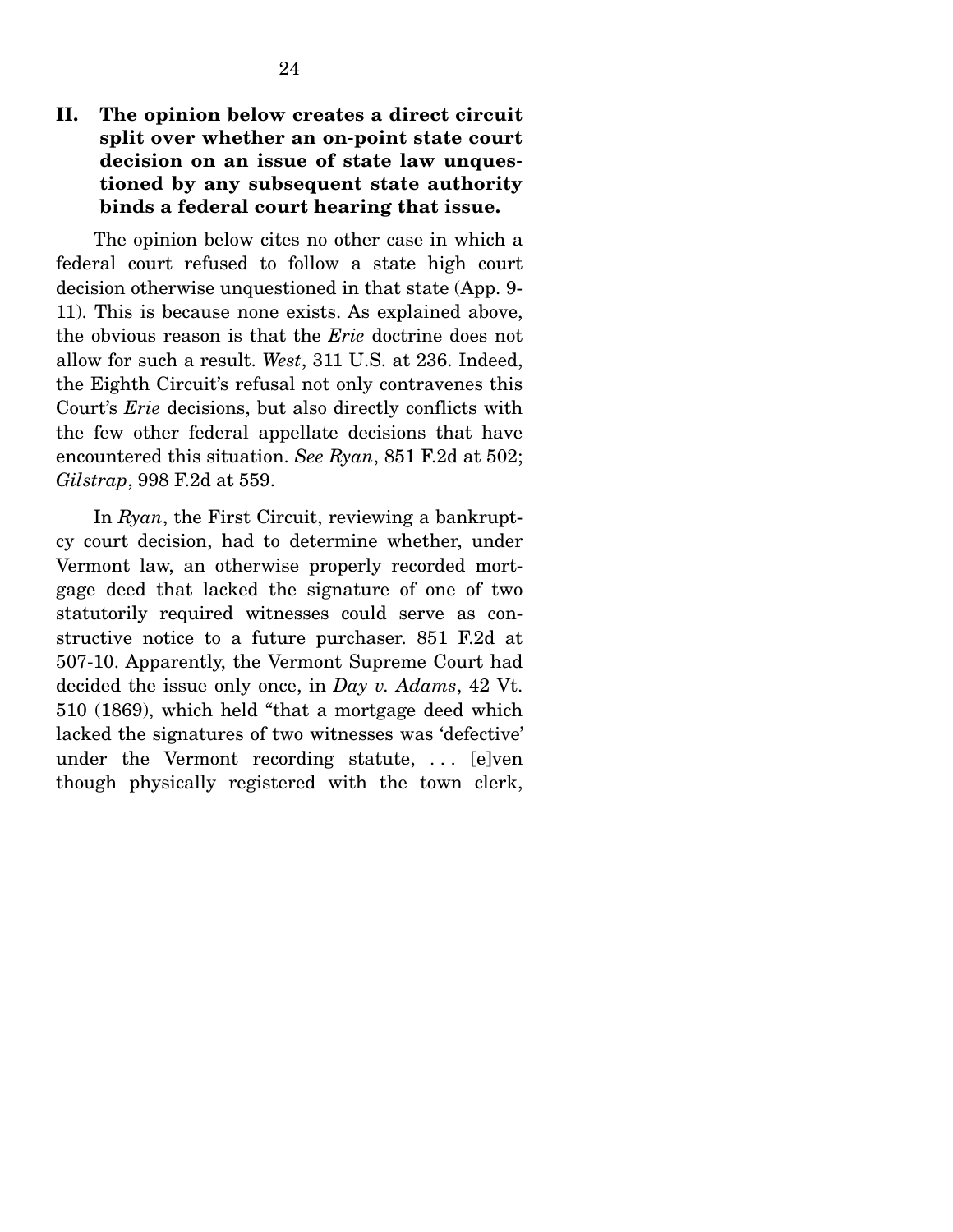## II. The opinion below creates a direct circuit split over whether an on-point state court decision on an issue of state law unquestioned by any subsequent state authority binds a federal court hearing that issue.

The opinion below cites no other case in which a federal court refused to follow a state high court decision otherwise unquestioned in that state (App. 9-11). This is because none exists. As explained above, the obvious reason is that the *Erie* doctrine does not allow for such a result. *West*, 311 U.S. at 236. Indeed, the Eighth Circuit's refusal not only contravenes this Court's *Erie* decisions, but also directly conflicts with the few other federal appellate decisions that have encountered this situation. *See Ryan*, 851 F.2d at 502; *Gilstrap*, 998 F.2d at 559.

In *Ryan*, the First Circuit, reviewing a bankruptcy court decision, had to determine whether, under Vermont law, an otherwise properly recorded mortgage deed that lacked the signature of one of two statutorily required witnesses could serve as constructive notice to a future purchaser. 851 F.2d at 507-10. Apparently, the Vermont Supreme Court had decided the issue only once, in *Day v. Adams*, 42 Vt. 510 (1869), which held "that a mortgage deed which lacked the signatures of two witnesses was 'defective' under the Vermont recording statute, . . . [e]ven though physically registered with the town clerk,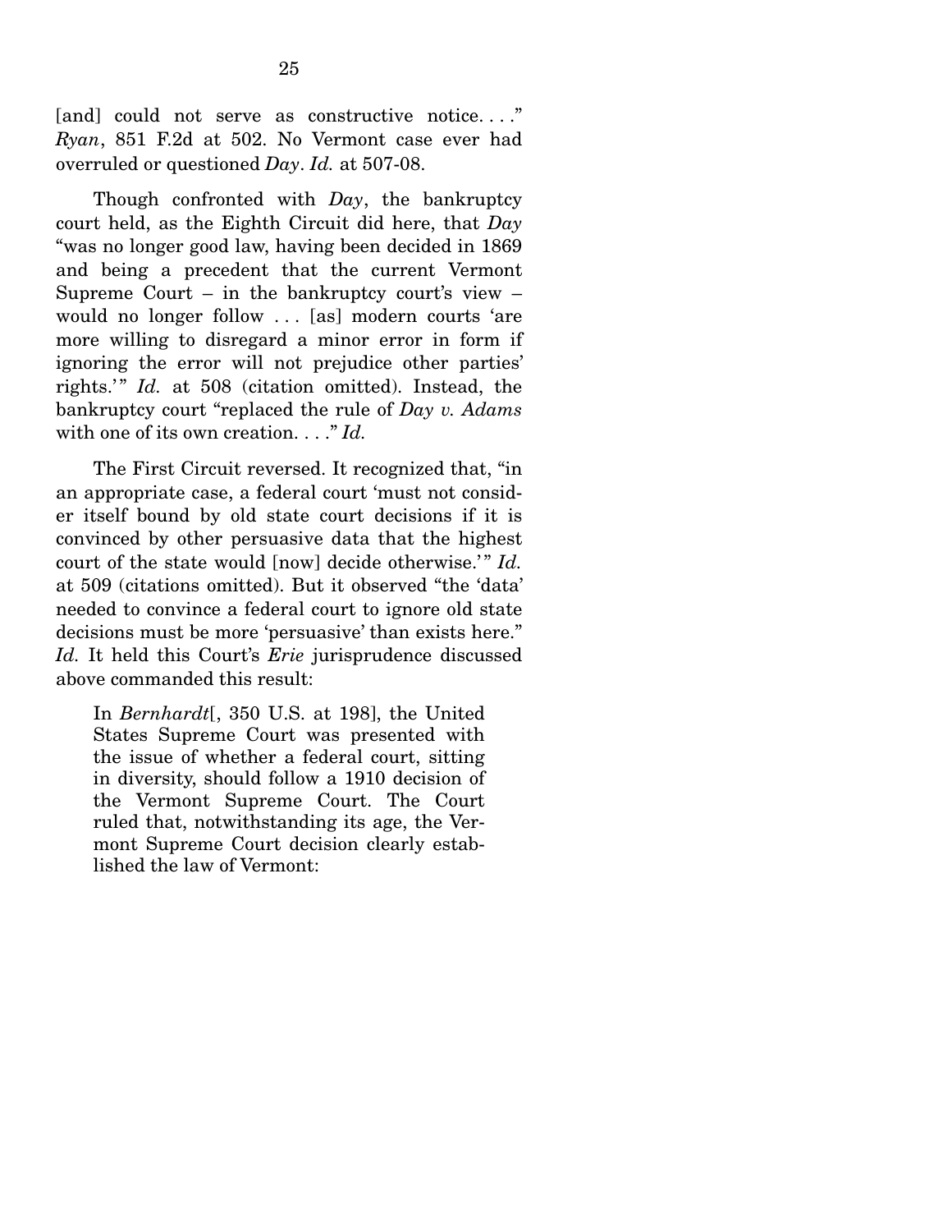[and] could not serve as constructive notice. . . ." *Ryan*, 851 F.2d at 502. No Vermont case ever had overruled or questioned *Day*. *Id.* at 507-08.

Though confronted with *Day*, the bankruptcy court held, as the Eighth Circuit did here, that *Day* "was no longer good law, having been decided in 1869 and being a precedent that the current Vermont Supreme Court – in the bankruptcy court's view – would no longer follow . . . [as] modern courts 'are more willing to disregard a minor error in form if ignoring the error will not prejudice other parties' rights.'" *Id.* at 508 (citation omitted). Instead, the bankruptcy court "replaced the rule of *Day v. Adams* with one of its own creation. . . ." *Id.*

The First Circuit reversed. It recognized that, "in an appropriate case, a federal court 'must not consider itself bound by old state court decisions if it is convinced by other persuasive data that the highest court of the state would [now] decide otherwise.'" *Id.* at 509 (citations omitted). But it observed "the 'data' needed to convince a federal court to ignore old state decisions must be more 'persuasive' than exists here." *Id.* It held this Court's *Erie* jurisprudence discussed above commanded this result:

> In *Bernhardt*[, 350 U.S. at 198], the United States Supreme Court was presented with the issue of whether a federal court, sitting in diversity, should follow a 1910 decision of the Vermont Supreme Court. The Court ruled that, notwithstanding its age, the Vermont Supreme Court decision clearly established the law of Vermont: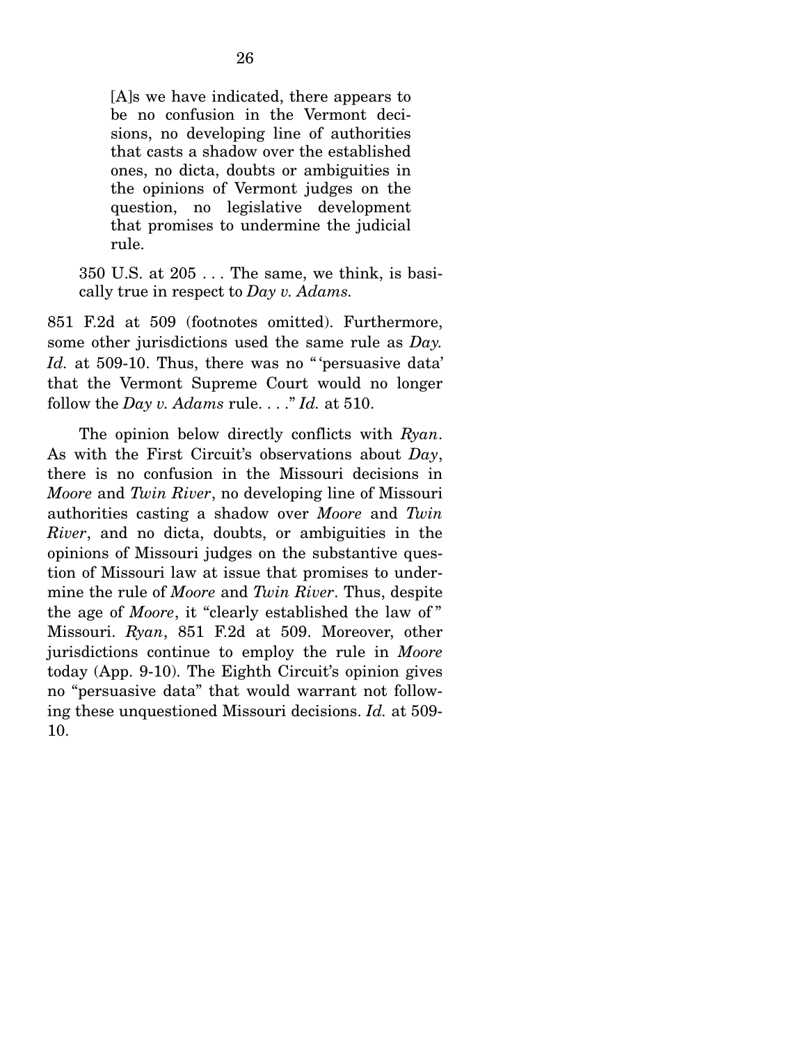> [A]s we have indicated, there appears to be no confusion in the Vermont decisions, no developing line of authorities that casts a shadow over the established ones, no dicta, doubts or ambiguities in the opinions of Vermont judges on the question, no legislative development that promises to undermine the judicial rule.

> 350 U.S. at 205 . . . The same, we think, is basically true in respect to *Day v. Adams.*

851 F.2d at 509 (footnotes omitted). Furthermore, some other jurisdictions used the same rule as *Day. Id.* at 509-10. Thus, there was no "'persuasive data' that the Vermont Supreme Court would no longer follow the *Day v. Adams* rule. . . ." *Id.* at 510.

The opinion below directly conflicts with *Ryan*. As with the First Circuit's observations about *Day*, there is no confusion in the Missouri decisions in *Moore* and *Twin River*, no developing line of Missouri authorities casting a shadow over *Moore* and *Twin River*, and no dicta, doubts, or ambiguities in the opinions of Missouri judges on the substantive question of Missouri law at issue that promises to undermine the rule of *Moore* and *Twin River*. Thus, despite the age of *Moore*, it "clearly established the law of" Missouri. *Ryan*, 851 F.2d at 509. Moreover, other jurisdictions continue to employ the rule in *Moore* today (App. 9-10). The Eighth Circuit's opinion gives no "persuasive data" that would warrant not following these unquestioned Missouri decisions. *Id.* at 509-10.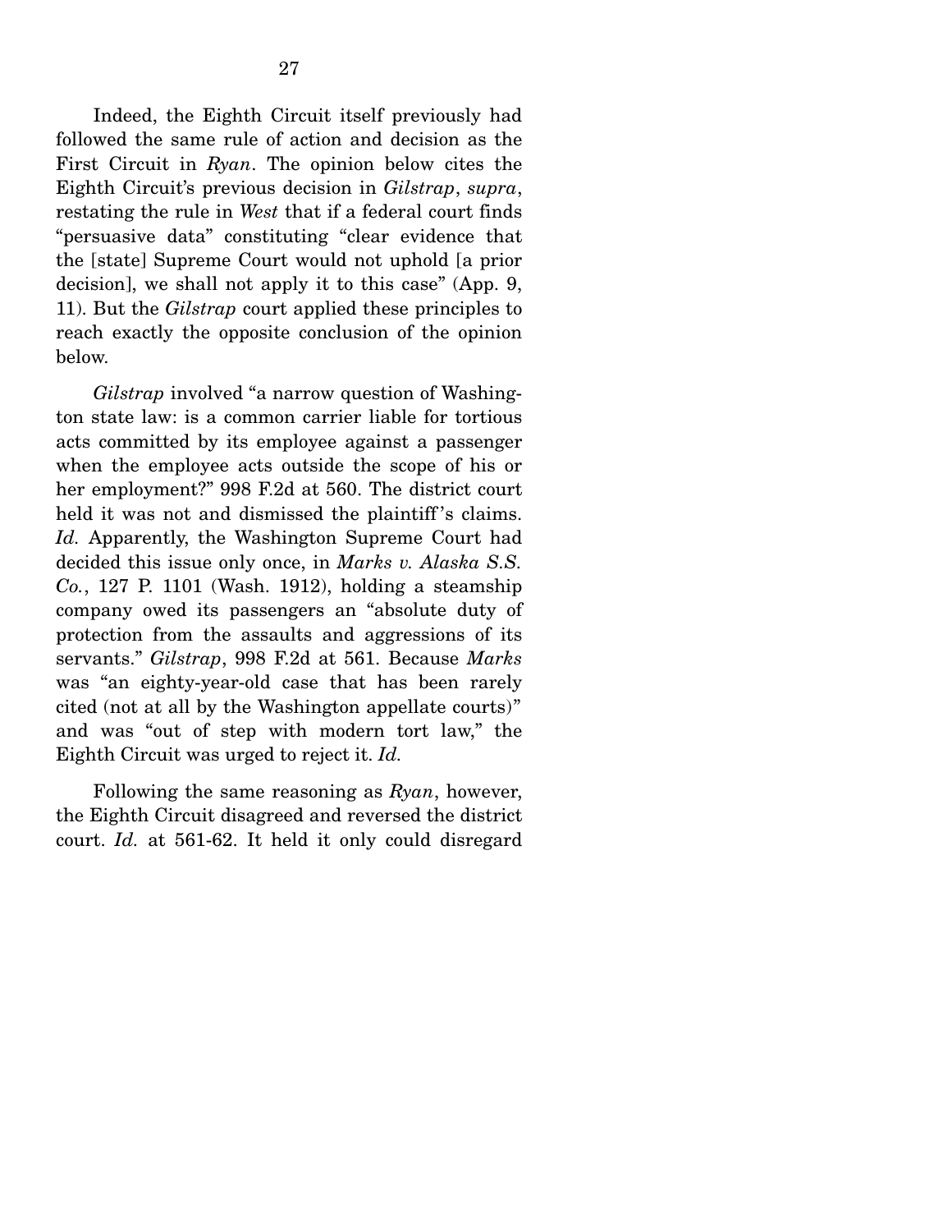Indeed, the Eighth Circuit itself previously had followed the same rule of action and decision as the First Circuit in *Ryan*. The opinion below cites the Eighth Circuit's previous decision in *Gilstrap*, *supra*, restating the rule in *West* that if a federal court finds "persuasive data" constituting "clear evidence that the [state] Supreme Court would not uphold [a prior decision], we shall not apply it to this case" (App. 9, 11). But the *Gilstrap* court applied these principles to reach exactly the opposite conclusion of the opinion below.

*Gilstrap* involved "a narrow question of Washington state law: is a common carrier liable for tortious acts committed by its employee against a passenger when the employee acts outside the scope of his or her employment?" 998 F.2d at 560. The district court held it was not and dismissed the plaintiff's claims. *Id.* Apparently, the Washington Supreme Court had decided this issue only once, in *Marks v. Alaska S.S. Co.*, 127 P. 1101 (Wash. 1912), holding a steamship company owed its passengers an "absolute duty of protection from the assaults and aggressions of its servants." *Gilstrap*, 998 F.2d at 561. Because *Marks* was "an eighty-year-old case that has been rarely cited (not at all by the Washington appellate courts)" and was "out of step with modern tort law," the Eighth Circuit was urged to reject it. *Id.*

Following the same reasoning as *Ryan*, however, the Eighth Circuit disagreed and reversed the district court. *Id.* at 561-62. It held it only could disregard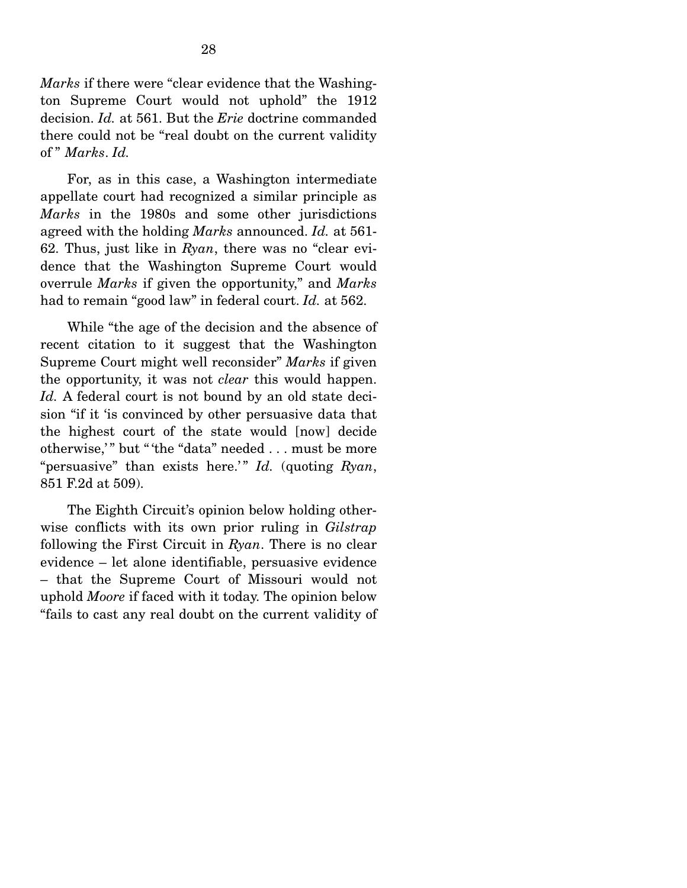*Marks* if there were "clear evidence that the Washington Supreme Court would not uphold" the 1912 decision. *Id.* at 561. But the *Erie* doctrine commanded there could not be "real doubt on the current validity of" *Marks*. *Id.*

For, as in this case, a Washington intermediate appellate court had recognized a similar principle as *Marks* in the 1980s and some other jurisdictions agreed with the holding *Marks* announced. *Id.* at 561-62. Thus, just like in *Ryan*, there was no "clear evidence that the Washington Supreme Court would overrule *Marks* if given the opportunity," and *Marks* had to remain "good law" in federal court. *Id.* at 562.

While "the age of the decision and the absence of recent citation to it suggest that the Washington Supreme Court might well reconsider" *Marks* if given the opportunity, it was not *clear* this would happen. *Id.* A federal court is not bound by an old state decision "if it 'is convinced by other persuasive data that the highest court of the state would [now] decide otherwise,'" but "'the "data" needed . . . must be more "persuasive" than exists here.'" *Id.* (quoting *Ryan*, 851 F.2d at 509).

The Eighth Circuit's opinion below holding otherwise conflicts with its own prior ruling in *Gilstrap* following the First Circuit in *Ryan*. There is no clear evidence – let alone identifiable, persuasive evidence – that the Supreme Court of Missouri would not uphold *Moore* if faced with it today. The opinion below "fails to cast any real doubt on the current validity of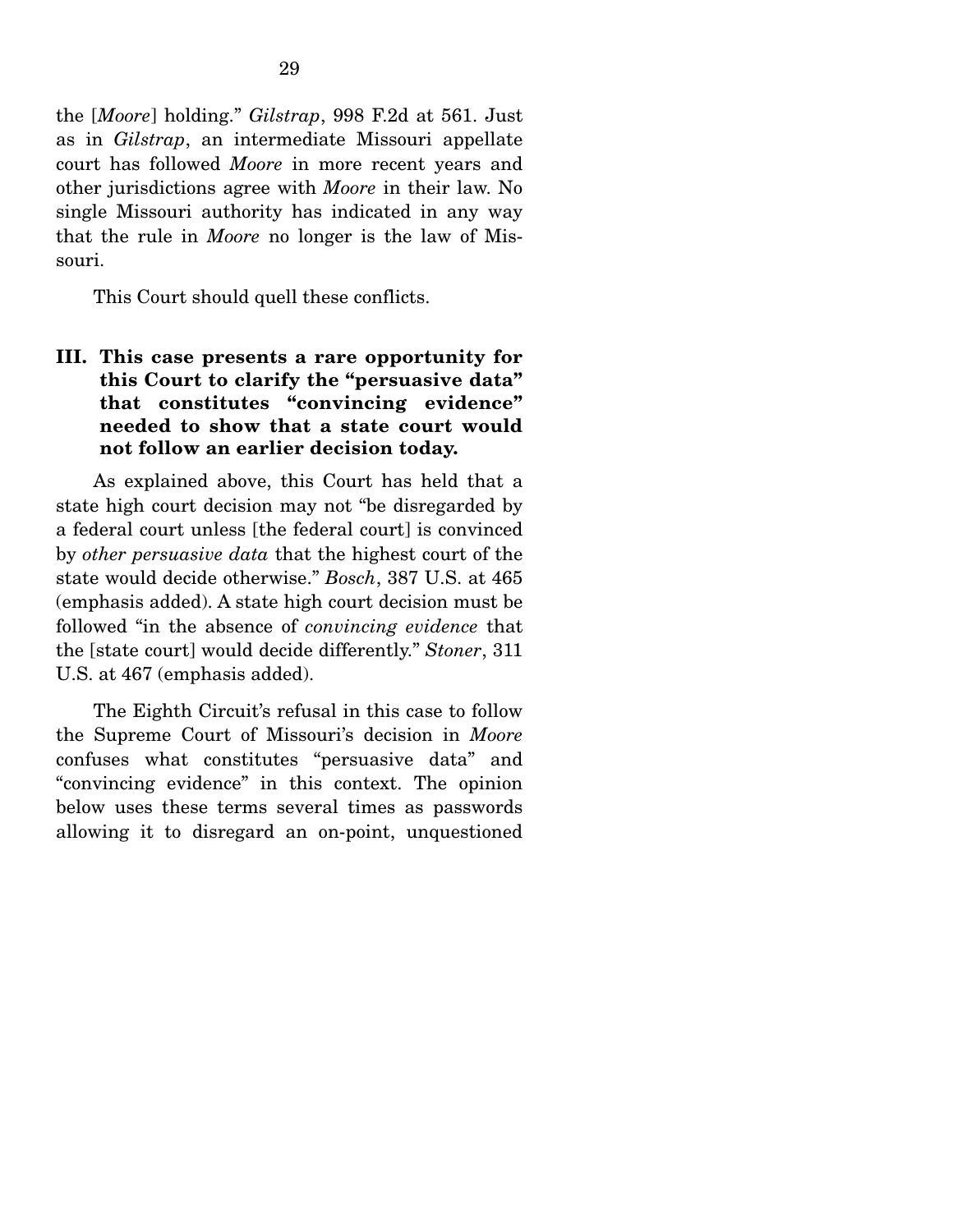the [*Moore*] holding." *Gilstrap*, 998 F.2d at 561. Just as in *Gilstrap*, an intermediate Missouri appellate court has followed *Moore* in more recent years and other jurisdictions agree with *Moore* in their law. No single Missouri authority has indicated in any way that the rule in *Moore* no longer is the law of Missouri.

This Court should quell these conflicts.

## III. This case presents a rare opportunity for this Court to clarify the "persuasive data" that constitutes "convincing evidence" needed to show that a state court would not follow an earlier decision today.

As explained above, this Court has held that a state high court decision may not "be disregarded by a federal court unless [the federal court] is convinced by *other persuasive data* that the highest court of the state would decide otherwise." *Bosch*, 387 U.S. at 465 (emphasis added). A state high court decision must be followed "in the absence of *convincing evidence* that the [state court] would decide differently." *Stoner*, 311 U.S. at 467 (emphasis added).

The Eighth Circuit's refusal in this case to follow the Supreme Court of Missouri's decision in *Moore* confuses what constitutes "persuasive data" and "convincing evidence" in this context. The opinion below uses these terms several times as passwords allowing it to disregard an on-point, unquestioned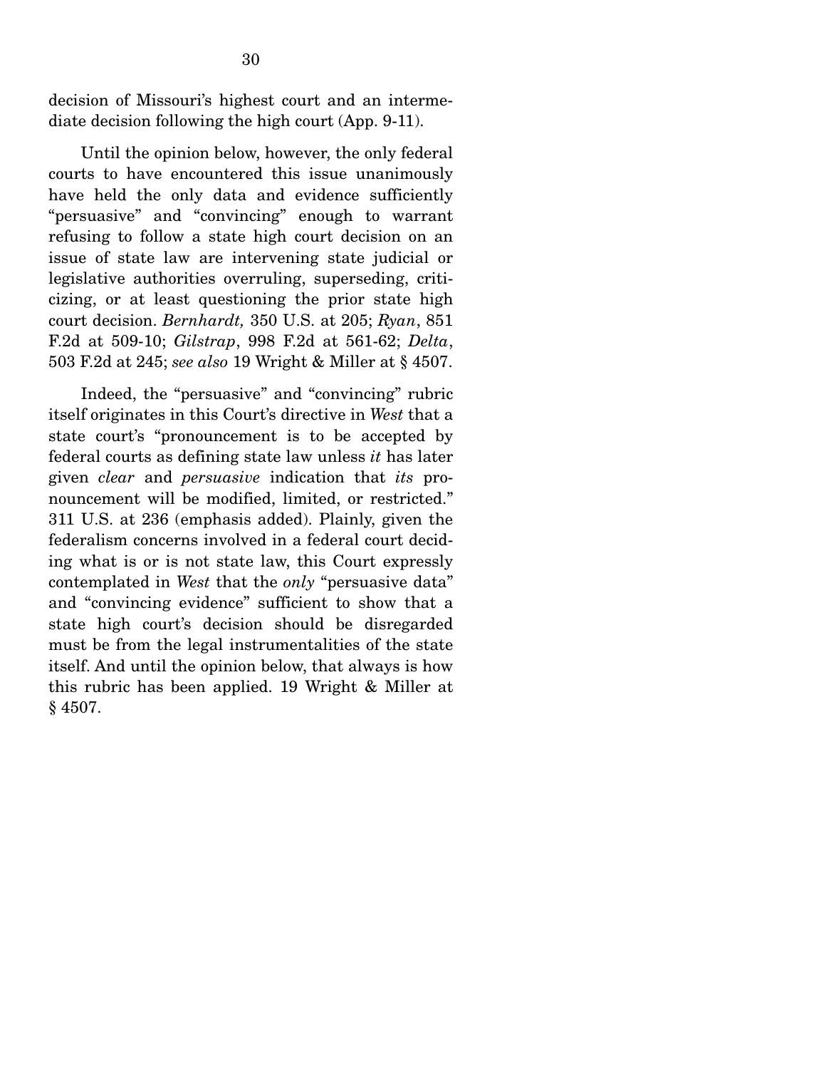decision of Missouri's highest court and an intermediate decision following the high court (App. 9-11).

Until the opinion below, however, the only federal courts to have encountered this issue unanimously have held the only data and evidence sufficiently "persuasive" and "convincing" enough to warrant refusing to follow a state high court decision on an issue of state law are intervening state judicial or legislative authorities overruling, superseding, criticizing, or at least questioning the prior state high court decision. *Bernhardt,* 350 U.S. at 205; *Ryan*, 851 F.2d at 509-10; *Gilstrap*, 998 F.2d at 561-62; *Delta*, 503 F.2d at 245; *see also* 19 Wright & Miller at § 4507.

Indeed, the "persuasive" and "convincing" rubric itself originates in this Court's directive in *West* that a state court's "pronouncement is to be accepted by federal courts as defining state law unless *it* has later given *clear* and *persuasive* indication that *its* pronouncement will be modified, limited, or restricted." 311 U.S. at 236 (emphasis added). Plainly, given the federalism concerns involved in a federal court deciding what is or is not state law, this Court expressly contemplated in *West* that the *only* "persuasive data" and "convincing evidence" sufficient to show that a state high court's decision should be disregarded must be from the legal instrumentalities of the state itself. And until the opinion below, that always is how this rubric has been applied. 19 Wright & Miller at § 4507.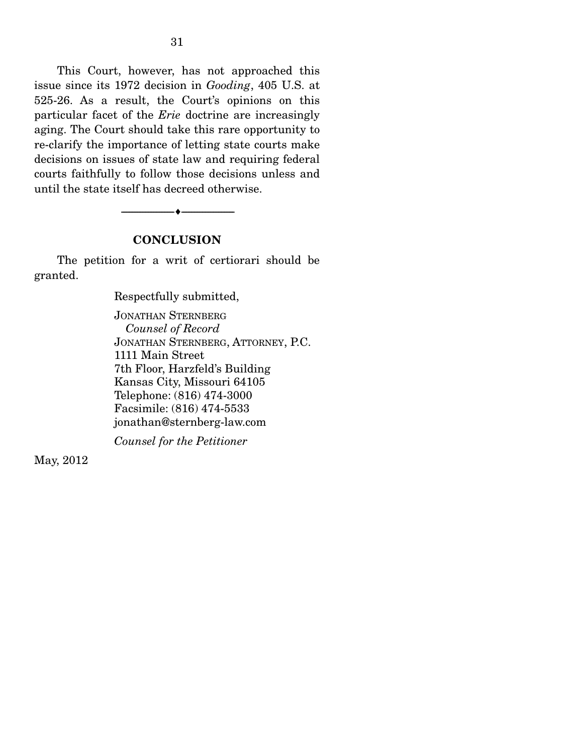This Court, however, has not approached this issue since its 1972 decision in *Gooding*, 405 U.S. at 525-26. As a result, the Court's opinions on this particular facet of the *Erie* doctrine are increasingly aging. The Court should take this rare opportunity to re-clarify the importance of letting state courts make decisions on issues of state law and requiring federal courts faithfully to follow those decisions unless and until the state itself has decreed otherwise.

---

## CONCLUSION

The petition for a writ of certiorari should be granted.

Respectfully submitted,

JONATHAN STERNBERG
*Counsel of Record*
JONATHAN STERNBERG, ATTORNEY, P.C.
1111 Main Street
7th Floor, Harzfeld's Building
Kansas City, Missouri 64105
Telephone: (816) 474-3000
Facsimile: (816) 474-5533
jonathan@sternberg-law.com

*Counsel for the Petitioner*

May, 2012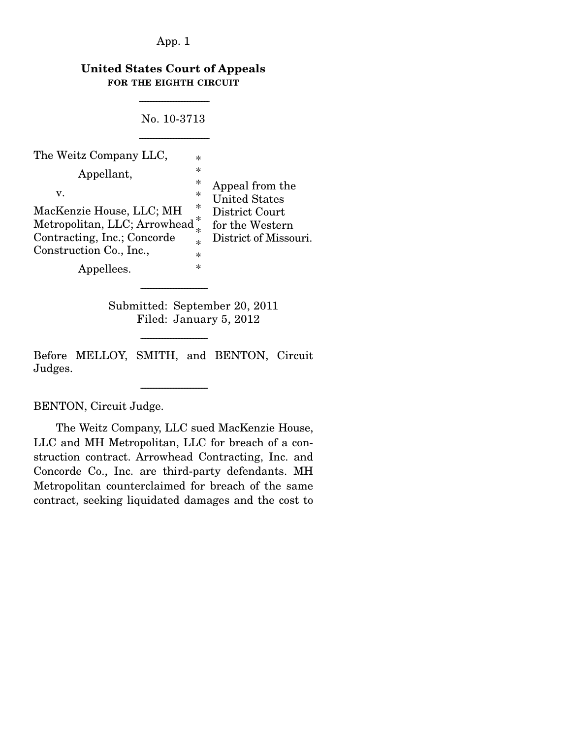**United States Court of Appeals**
**FOR THE EIGHTH CIRCUIT**

---

No. 10-3713

---

| | | |
|---|---|---|
| The Weitz Company LLC, | * | |
| Appellant, | * | |
| v. | * | Appeal from the United States District Court for the Western District of Missouri. |
| MacKenzie House, LLC; MH Metropolitan, LLC; Arrowhead Contracting, Inc.; Concorde Construction Co., Inc., | * | |
| Appellees. | * | |

---

Submitted: September 20, 2011
Filed: January 5, 2012

---

Before MELLOY, SMITH, and BENTON, Circuit Judges.

---

BENTON, Circuit Judge.

The Weitz Company, LLC sued MacKenzie House, LLC and MH Metropolitan, LLC for breach of a construction contract. Arrowhead Contracting, Inc. and Concorde Co., Inc. are third-party defendants. MH Metropolitan counterclaimed for breach of the same contract, seeking liquidated damages and the cost to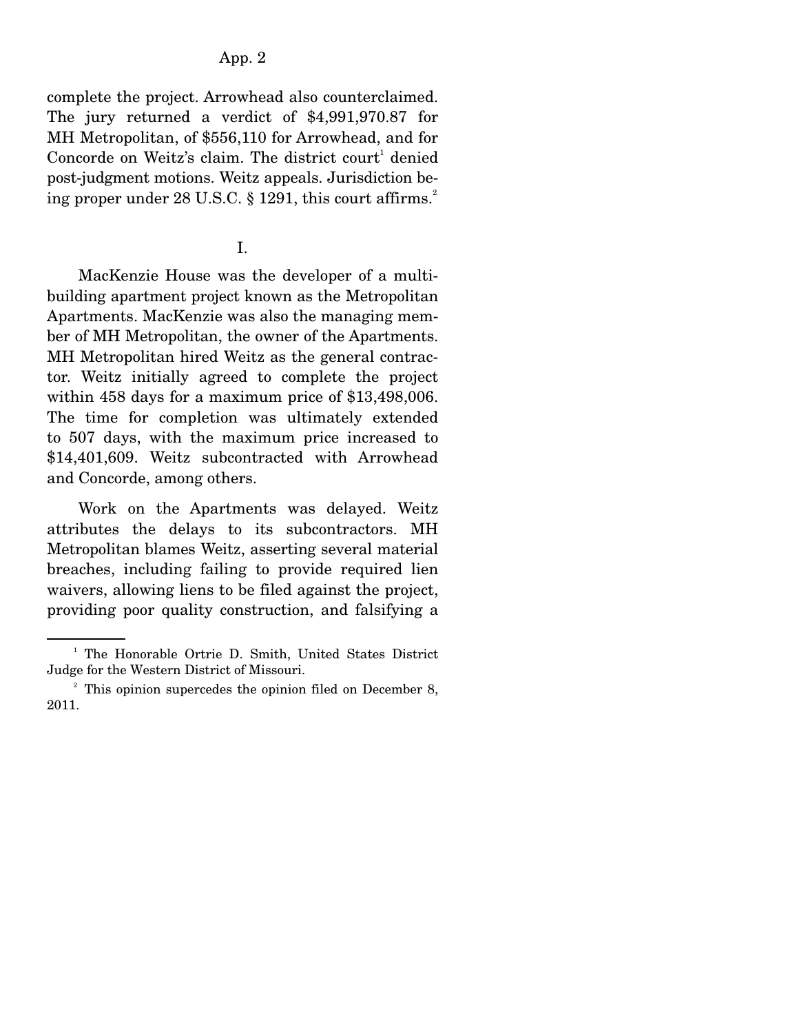complete the project. Arrowhead also counterclaimed. The jury returned a verdict of $4,991,970.87 for MH Metropolitan, of $556,110 for Arrowhead, and for Concorde on Weitz's claim. The district court[1] denied post-judgment motions. Weitz appeals. Jurisdiction being proper under 28 U.S.C. § 1291, this court affirms.[2]

## I.

MacKenzie House was the developer of a multi-building apartment project known as the Metropolitan Apartments. MacKenzie was also the managing member of MH Metropolitan, the owner of the Apartments. MH Metropolitan hired Weitz as the general contractor. Weitz initially agreed to complete the project within 458 days for a maximum price of $13,498,006. The time for completion was ultimately extended to 507 days, with the maximum price increased to $14,401,609. Weitz subcontracted with Arrowhead and Concorde, among others.

Work on the Apartments was delayed. Weitz attributes the delays to its subcontractors. MH Metropolitan blames Weitz, asserting several material breaches, including failing to provide required lien waivers, allowing liens to be filed against the project, providing poor quality construction, and falsifying a

---

[1] The Honorable Ortrie D. Smith, United States District Judge for the Western District of Missouri.

[2] This opinion supercedes the opinion filed on December 8, 2011.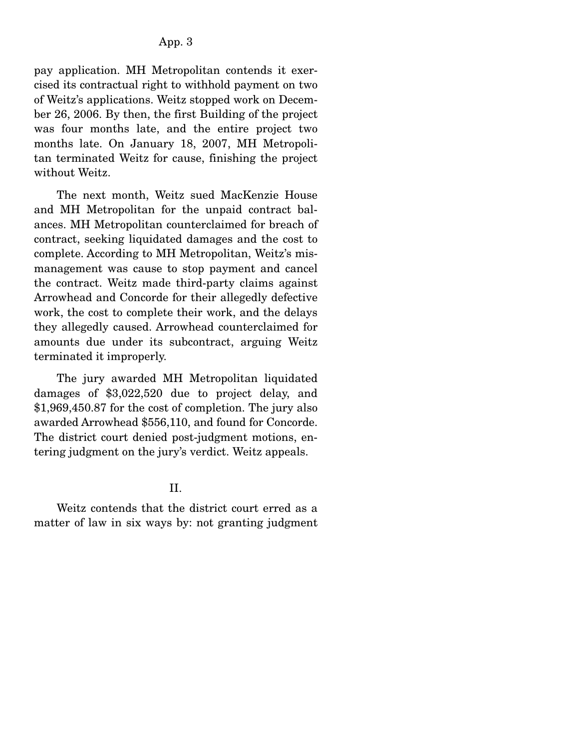pay application. MH Metropolitan contends it exercised its contractual right to withhold payment on two of Weitz's applications. Weitz stopped work on December 26, 2006. By then, the first Building of the project was four months late, and the entire project two months late. On January 18, 2007, MH Metropolitan terminated Weitz for cause, finishing the project without Weitz.

The next month, Weitz sued MacKenzie House and MH Metropolitan for the unpaid contract balances. MH Metropolitan counterclaimed for breach of contract, seeking liquidated damages and the cost to complete. According to MH Metropolitan, Weitz's mismanagement was cause to stop payment and cancel the contract. Weitz made third-party claims against Arrowhead and Concorde for their allegedly defective work, the cost to complete their work, and the delays they allegedly caused. Arrowhead counterclaimed for amounts due under its subcontract, arguing Weitz terminated it improperly.

The jury awarded MH Metropolitan liquidated damages of $3,022,520 due to project delay, and $1,969,450.87 for the cost of completion. The jury also awarded Arrowhead $556,110, and found for Concorde. The district court denied post-judgment motions, entering judgment on the jury's verdict. Weitz appeals.

## II.

Weitz contends that the district court erred as a matter of law in six ways by: not granting judgment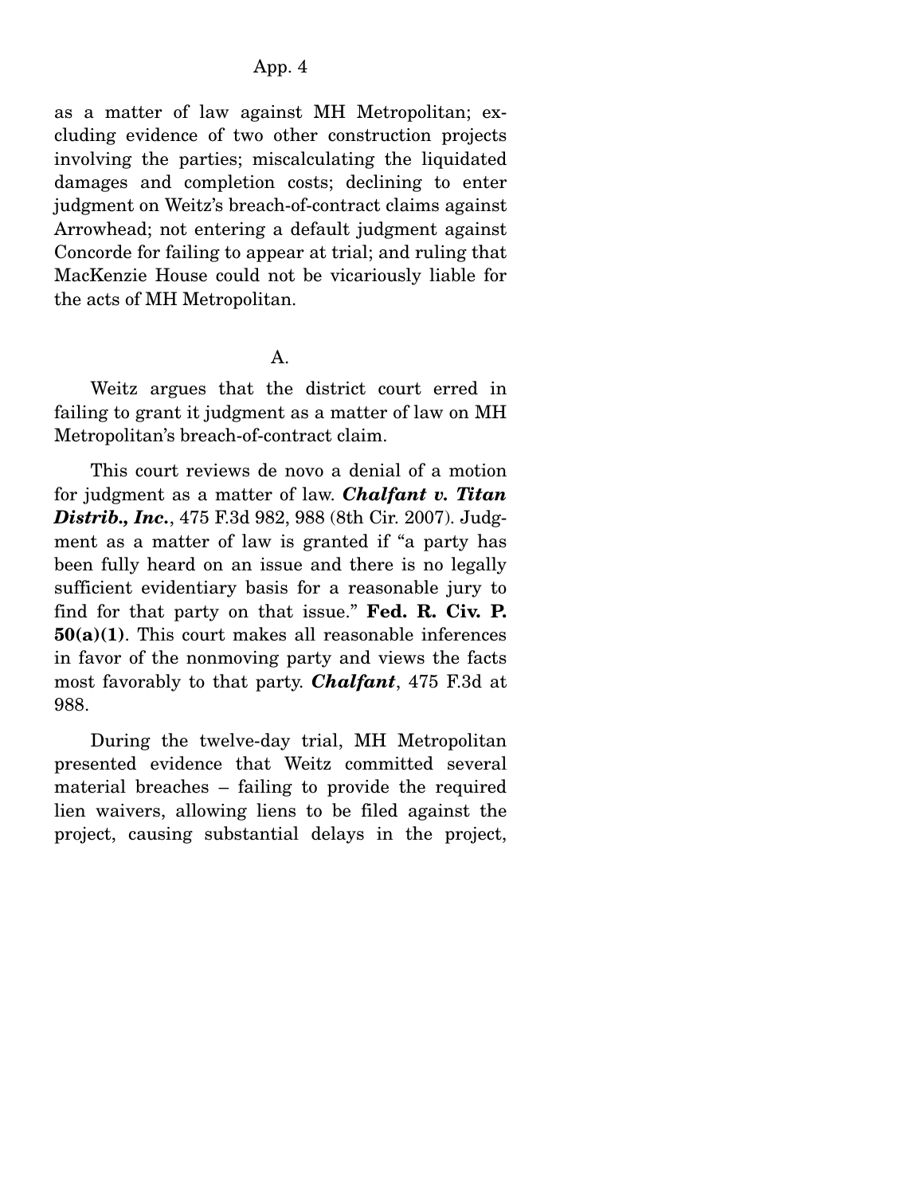as a matter of law against MH Metropolitan; excluding evidence of two other construction projects involving the parties; miscalculating the liquidated damages and completion costs; declining to enter judgment on Weitz's breach-of-contract claims against Arrowhead; not entering a default judgment against Concorde for failing to appear at trial; and ruling that MacKenzie House could not be vicariously liable for the acts of MH Metropolitan.

A.

Weitz argues that the district court erred in failing to grant it judgment as a matter of law on MH Metropolitan's breach-of-contract claim.

This court reviews de novo a denial of a motion for judgment as a matter of law. ***Chalfant v. Titan Distrib., Inc.***, 475 F.3d 982, 988 (8th Cir. 2007). Judgment as a matter of law is granted if "a party has been fully heard on an issue and there is no legally sufficient evidentiary basis for a reasonable jury to find for that party on that issue." **Fed. R. Civ. P. 50(a)(1)**. This court makes all reasonable inferences in favor of the nonmoving party and views the facts most favorably to that party. ***Chalfant***, 475 F.3d at 988.

During the twelve-day trial, MH Metropolitan presented evidence that Weitz committed several material breaches – failing to provide the required lien waivers, allowing liens to be filed against the project, causing substantial delays in the project,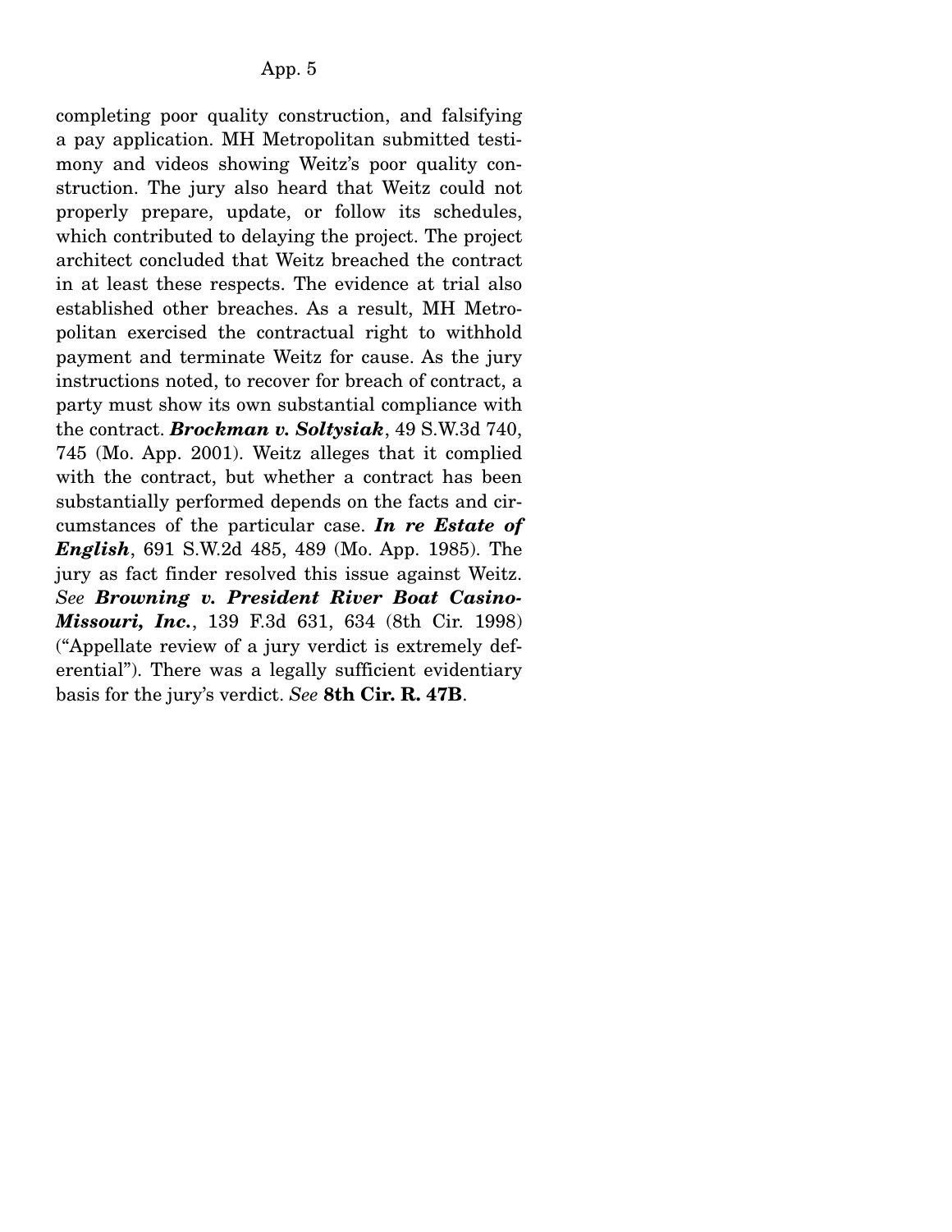completing poor quality construction, and falsifying a pay application. MH Metropolitan submitted testimony and videos showing Weitz's poor quality construction. The jury also heard that Weitz could not properly prepare, update, or follow its schedules, which contributed to delaying the project. The project architect concluded that Weitz breached the contract in at least these respects. The evidence at trial also established other breaches. As a result, MH Metropolitan exercised the contractual right to withhold payment and terminate Weitz for cause. As the jury instructions noted, to recover for breach of contract, a party must show its own substantial compliance with the contract. ***Brockman v. Soltysiak***, 49 S.W.3d 740, 745 (Mo. App. 2001). Weitz alleges that it complied with the contract, but whether a contract has been substantially performed depends on the facts and circumstances of the particular case. ***In re Estate of English***, 691 S.W.2d 485, 489 (Mo. App. 1985). The jury as fact finder resolved this issue against Weitz. *See* ***Browning v. President River Boat Casino-Missouri, Inc.***, 139 F.3d 631, 634 (8th Cir. 1998) ("Appellate review of a jury verdict is extremely deferential"). There was a legally sufficient evidentiary basis for the jury's verdict. *See* **8th Cir. R. 47B**.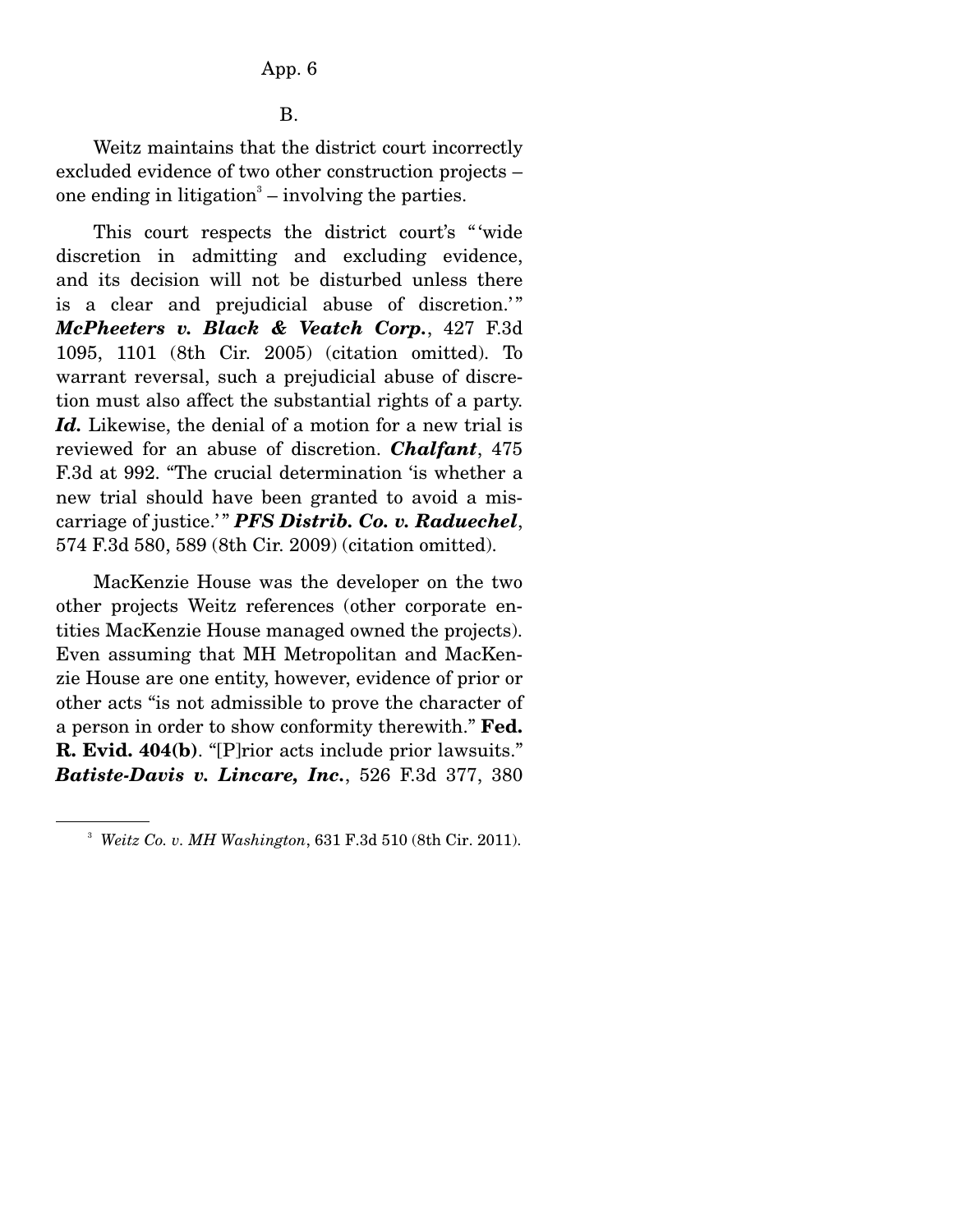B.

Weitz maintains that the district court incorrectly excluded evidence of two other construction projects – one ending in litigation[3] – involving the parties.

This court respects the district court's "'wide discretion in admitting and excluding evidence, and its decision will not be disturbed unless there is a clear and prejudicial abuse of discretion.'" ***McPheeters v. Black & Veatch Corp.***, 427 F.3d 1095, 1101 (8th Cir. 2005) (citation omitted). To warrant reversal, such a prejudicial abuse of discretion must also affect the substantial rights of a party. ***Id.*** Likewise, the denial of a motion for a new trial is reviewed for an abuse of discretion. ***Chalfant***, 475 F.3d at 992. "The crucial determination 'is whether a new trial should have been granted to avoid a miscarriage of justice.'" ***PFS Distrib. Co. v. Raduechel***, 574 F.3d 580, 589 (8th Cir. 2009) (citation omitted).

MacKenzie House was the developer on the two other projects Weitz references (other corporate entities MacKenzie House managed owned the projects). Even assuming that MH Metropolitan and MacKenzie House are one entity, however, evidence of prior or other acts "is not admissible to prove the character of a person in order to show conformity therewith." **Fed. R. Evid. 404(b)**. "[P]rior acts include prior lawsuits." ***Batiste-Davis v. Lincare, Inc.***, 526 F.3d 377, 380

---

[3] *Weitz Co. v. MH Washington*, 631 F.3d 510 (8th Cir. 2011).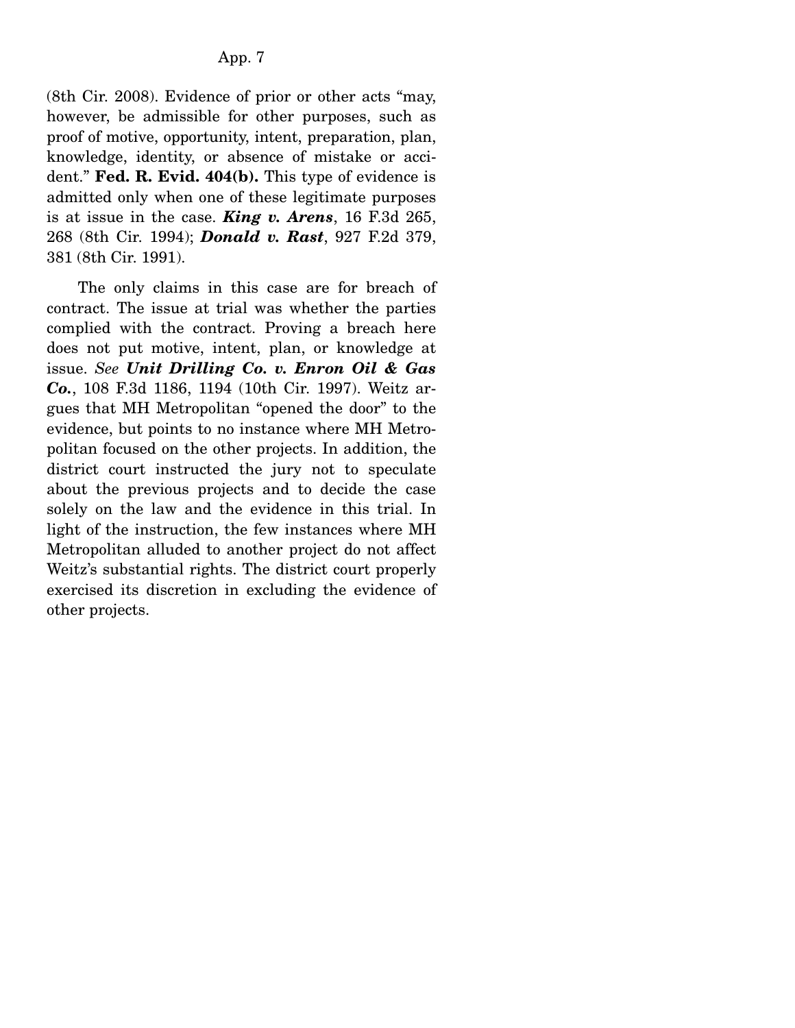(8th Cir. 2008). Evidence of prior or other acts "may, however, be admissible for other purposes, such as proof of motive, opportunity, intent, preparation, plan, knowledge, identity, or absence of mistake or accident." **Fed. R. Evid. 404(b).** This type of evidence is admitted only when one of these legitimate purposes is at issue in the case. ***King v. Arens***, 16 F.3d 265, 268 (8th Cir. 1994); ***Donald v. Rast***, 927 F.2d 379, 381 (8th Cir. 1991).

The only claims in this case are for breach of contract. The issue at trial was whether the parties complied with the contract. Proving a breach here does not put motive, intent, plan, or knowledge at issue. *See* ***Unit Drilling Co. v. Enron Oil & Gas Co.***, 108 F.3d 1186, 1194 (10th Cir. 1997). Weitz argues that MH Metropolitan "opened the door" to the evidence, but points to no instance where MH Metropolitan focused on the other projects. In addition, the district court instructed the jury not to speculate about the previous projects and to decide the case solely on the law and the evidence in this trial. In light of the instruction, the few instances where MH Metropolitan alluded to another project do not affect Weitz's substantial rights. The district court properly exercised its discretion in excluding the evidence of other projects.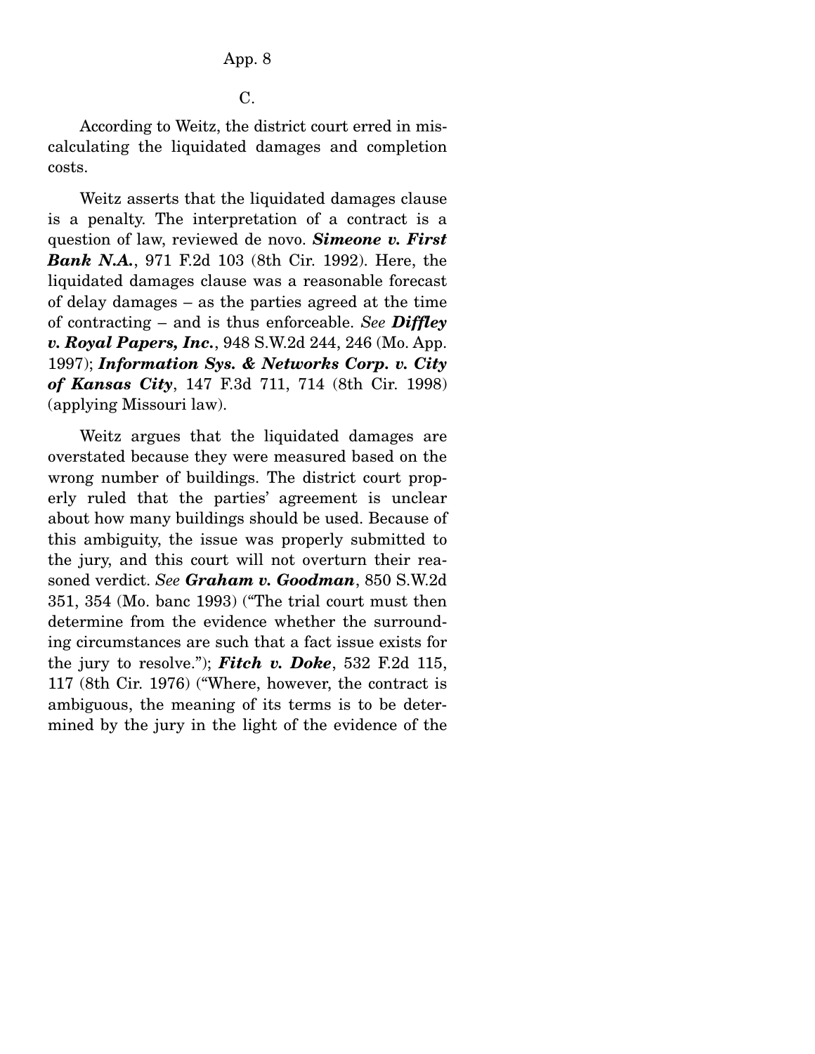C.

According to Weitz, the district court erred in miscalculating the liquidated damages and completion costs.

Weitz asserts that the liquidated damages clause is a penalty. The interpretation of a contract is a question of law, reviewed de novo. ***Simeone v. First Bank N.A.***, 971 F.2d 103 (8th Cir. 1992). Here, the liquidated damages clause was a reasonable forecast of delay damages – as the parties agreed at the time of contracting – and is thus enforceable. *See* ***Diffley v. Royal Papers, Inc.***, 948 S.W.2d 244, 246 (Mo. App. 1997); ***Information Sys. & Networks Corp. v. City of Kansas City***, 147 F.3d 711, 714 (8th Cir. 1998) (applying Missouri law).

Weitz argues that the liquidated damages are overstated because they were measured based on the wrong number of buildings. The district court properly ruled that the parties' agreement is unclear about how many buildings should be used. Because of this ambiguity, the issue was properly submitted to the jury, and this court will not overturn their reasoned verdict. *See* ***Graham v. Goodman***, 850 S.W.2d 351, 354 (Mo. banc 1993) ("The trial court must then determine from the evidence whether the surrounding circumstances are such that a fact issue exists for the jury to resolve."); ***Fitch v. Doke***, 532 F.2d 115, 117 (8th Cir. 1976) ("Where, however, the contract is ambiguous, the meaning of its terms is to be determined by the jury in the light of the evidence of the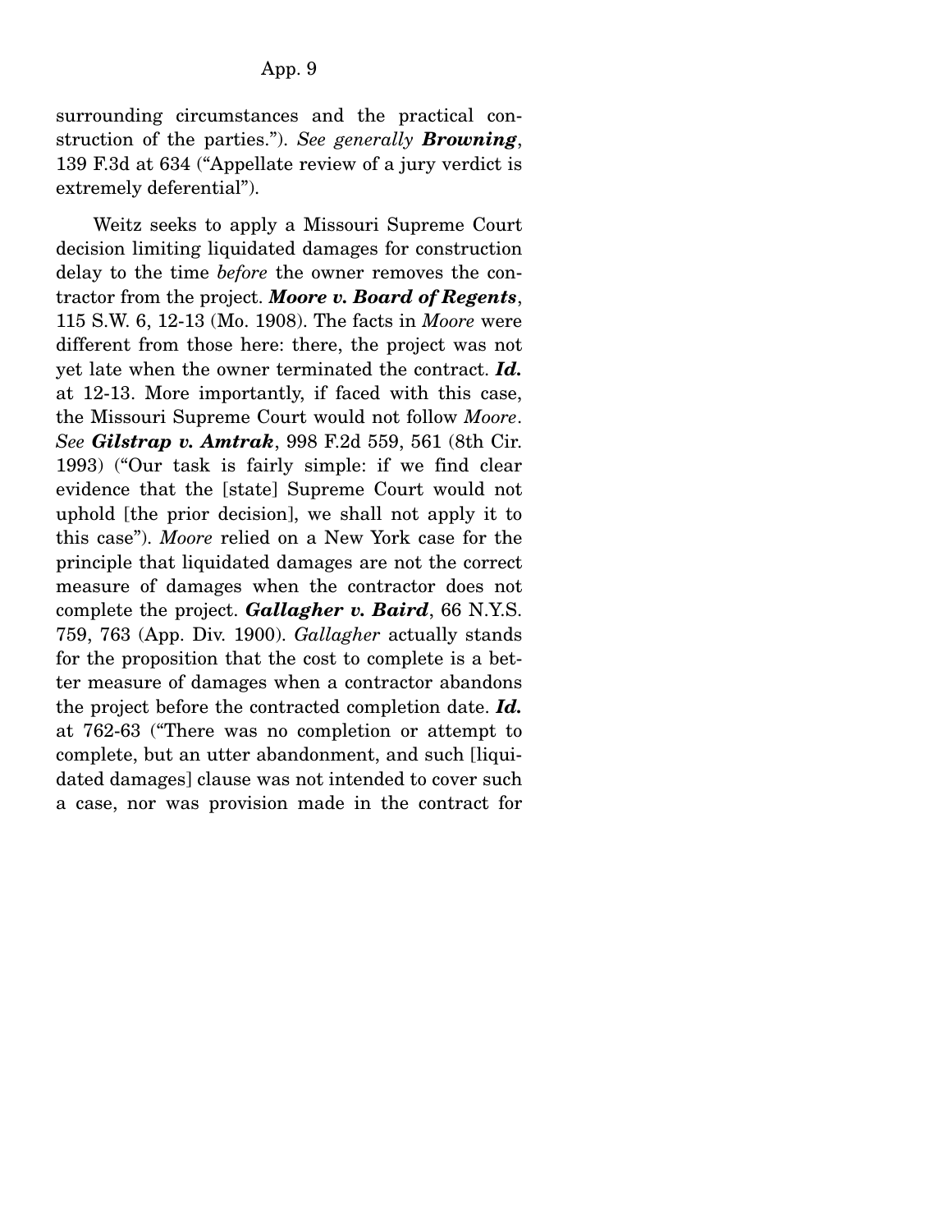surrounding circumstances and the practical construction of the parties."). *See generally* ***Browning***, 139 F.3d at 634 ("Appellate review of a jury verdict is extremely deferential").

Weitz seeks to apply a Missouri Supreme Court decision limiting liquidated damages for construction delay to the time *before* the owner removes the contractor from the project. ***Moore v. Board of Regents***, 115 S.W. 6, 12-13 (Mo. 1908). The facts in *Moore* were different from those here: there, the project was not yet late when the owner terminated the contract. ***Id.*** at 12-13. More importantly, if faced with this case, the Missouri Supreme Court would not follow *Moore*. *See* ***Gilstrap v. Amtrak***, 998 F.2d 559, 561 (8th Cir. 1993) ("Our task is fairly simple: if we find clear evidence that the [state] Supreme Court would not uphold [the prior decision], we shall not apply it to this case"). *Moore* relied on a New York case for the principle that liquidated damages are not the correct measure of damages when the contractor does not complete the project. ***Gallagher v. Baird***, 66 N.Y.S. 759, 763 (App. Div. 1900). *Gallagher* actually stands for the proposition that the cost to complete is a better measure of damages when a contractor abandons the project before the contracted completion date. ***Id.*** at 762-63 ("There was no completion or attempt to complete, but an utter abandonment, and such [liquidated damages] clause was not intended to cover such a case, nor was provision made in the contract for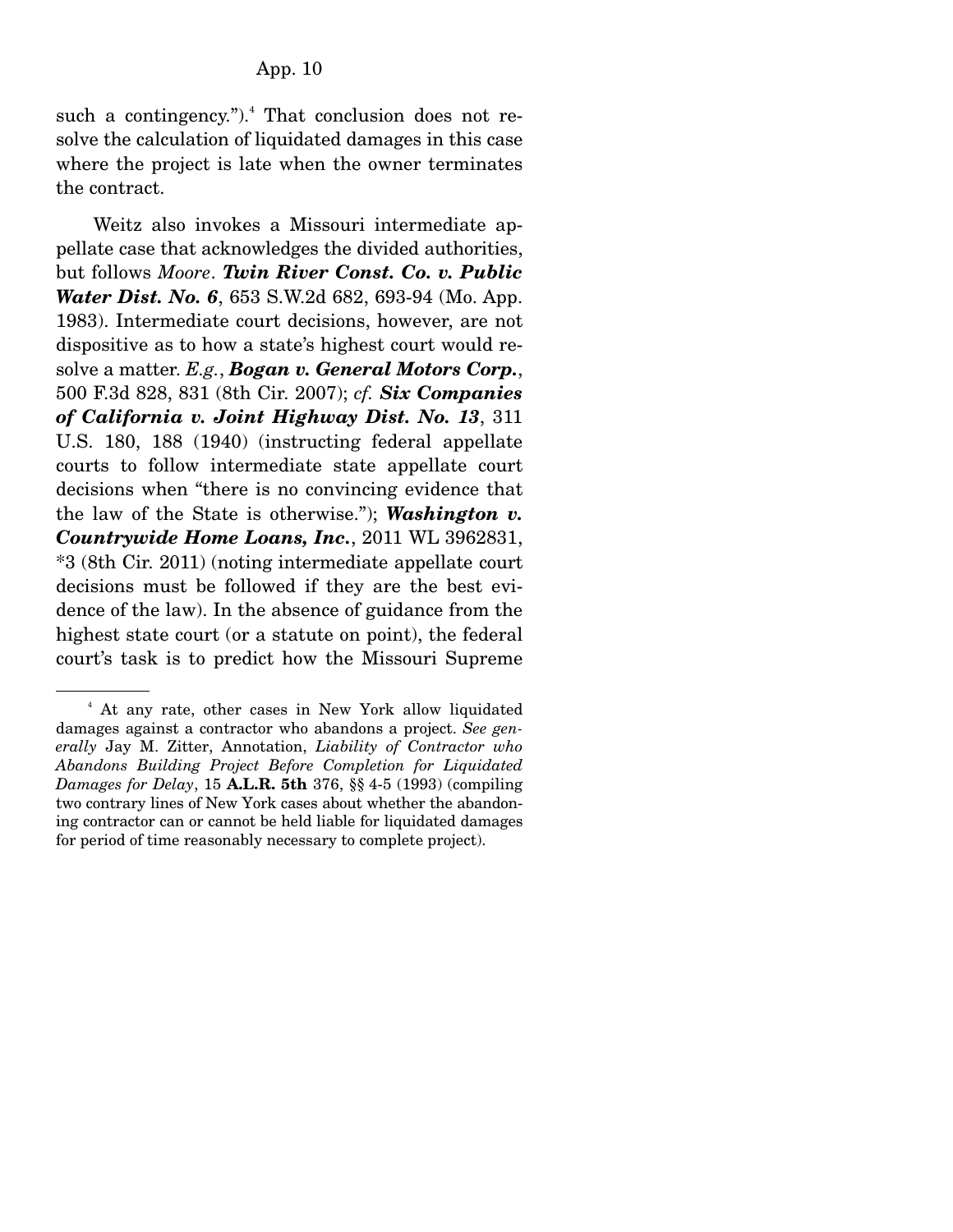such a contingency.").[4] That conclusion does not resolve the calculation of liquidated damages in this case where the project is late when the owner terminates the contract.

Weitz also invokes a Missouri intermediate appellate case that acknowledges the divided authorities, but follows *Moore*. ***Twin River Const. Co. v. Public Water Dist. No. 6***, 653 S.W.2d 682, 693-94 (Mo. App. 1983). Intermediate court decisions, however, are not dispositive as to how a state's highest court would resolve a matter. *E.g.*, ***Bogan v. General Motors Corp.***, 500 F.3d 828, 831 (8th Cir. 2007); *cf.* ***Six Companies of California v. Joint Highway Dist. No. 13***, 311 U.S. 180, 188 (1940) (instructing federal appellate courts to follow intermediate state appellate court decisions when "there is no convincing evidence that the law of the State is otherwise."); ***Washington v. Countrywide Home Loans, Inc.***, 2011 WL 3962831, *3 (8th Cir. 2011) (noting intermediate appellate court decisions must be followed if they are the best evidence of the law). In the absence of guidance from the highest state court (or a statute on point), the federal court's task is to predict how the Missouri Supreme

---

[4] At any rate, other cases in New York allow liquidated damages against a contractor who abandons a project. *See generally* Jay M. Zitter, Annotation, *Liability of Contractor who Abandons Building Project Before Completion for Liquidated Damages for Delay*, 15 **A.L.R. 5th** 376, §§ 4-5 (1993) (compiling two contrary lines of New York cases about whether the abandoning contractor can or cannot be held liable for liquidated damages for period of time reasonably necessary to complete project).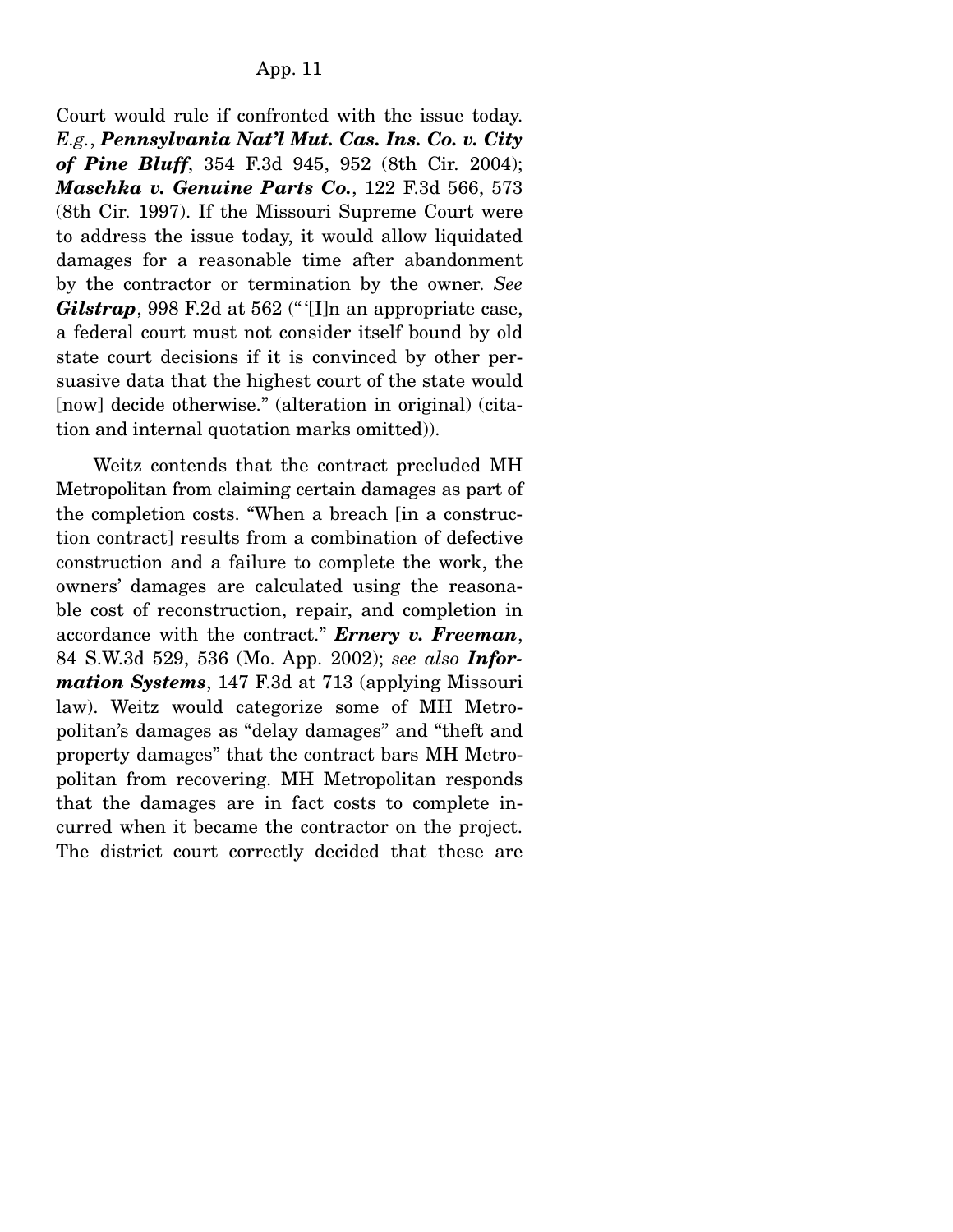Court would rule if confronted with the issue today. *E.g.*, ***Pennsylvania Nat'l Mut. Cas. Ins. Co. v. City of Pine Bluff***, 354 F.3d 945, 952 (8th Cir. 2004); ***Maschka v. Genuine Parts Co.***, 122 F.3d 566, 573 (8th Cir. 1997). If the Missouri Supreme Court were to address the issue today, it would allow liquidated damages for a reasonable time after abandonment by the contractor or termination by the owner. *See* ***Gilstrap***, 998 F.2d at 562 ("'[I]n an appropriate case, a federal court must not consider itself bound by old state court decisions if it is convinced by other persuasive data that the highest court of the state would [now] decide otherwise." (alteration in original) (citation and internal quotation marks omitted)).

Weitz contends that the contract precluded MH Metropolitan from claiming certain damages as part of the completion costs. "When a breach [in a construction contract] results from a combination of defective construction and a failure to complete the work, the owners' damages are calculated using the reasonable cost of reconstruction, repair, and completion in accordance with the contract." ***Ernery v. Freeman***, 84 S.W.3d 529, 536 (Mo. App. 2002); *see also* ***Information Systems***, 147 F.3d at 713 (applying Missouri law). Weitz would categorize some of MH Metropolitan's damages as "delay damages" and "theft and property damages" that the contract bars MH Metropolitan from recovering. MH Metropolitan responds that the damages are in fact costs to complete incurred when it became the contractor on the project. The district court correctly decided that these are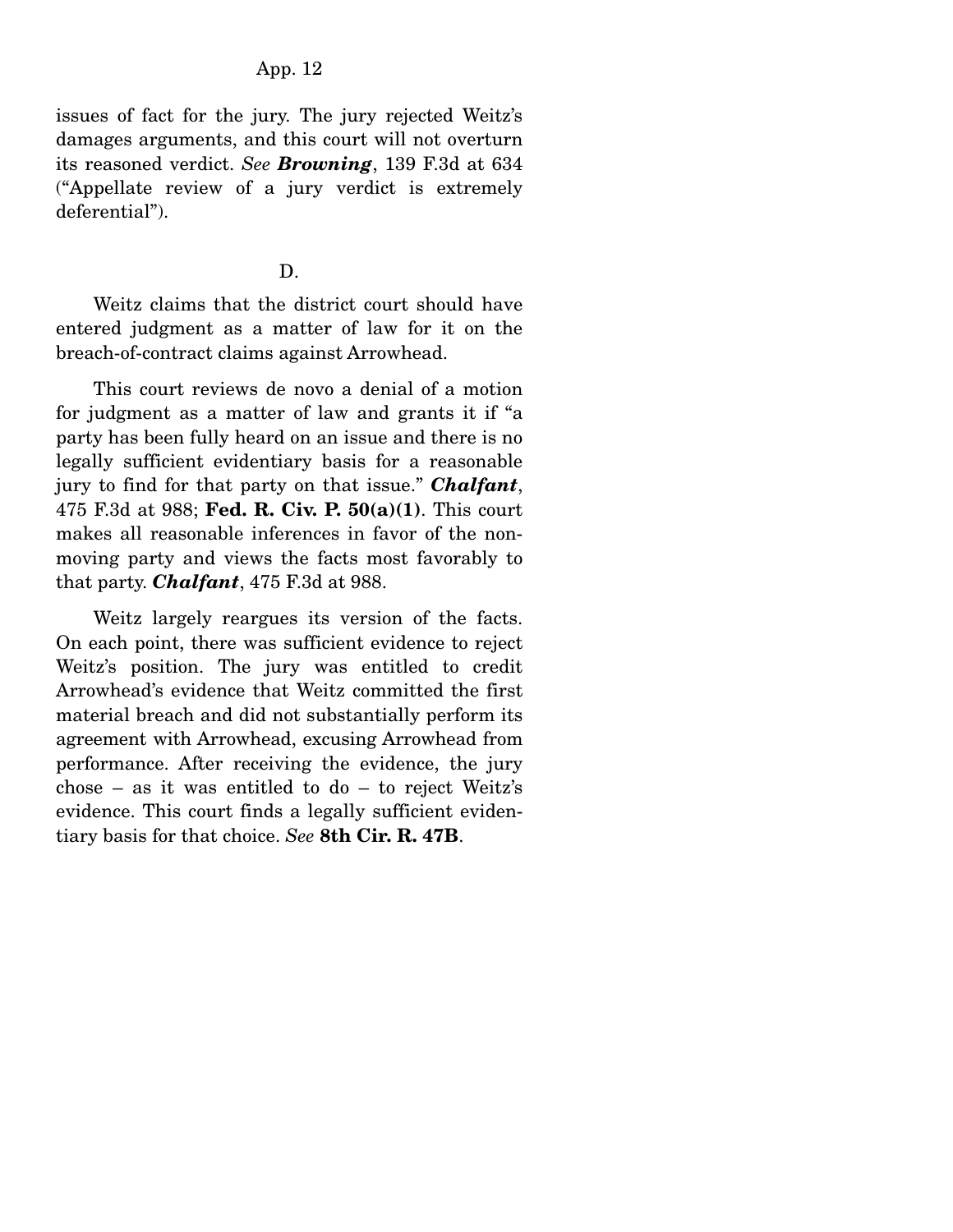issues of fact for the jury. The jury rejected Weitz's damages arguments, and this court will not overturn its reasoned verdict. *See* ***Browning***, 139 F.3d at 634 ("Appellate review of a jury verdict is extremely deferential").

D.

Weitz claims that the district court should have entered judgment as a matter of law for it on the breach-of-contract claims against Arrowhead.

This court reviews de novo a denial of a motion for judgment as a matter of law and grants it if "a party has been fully heard on an issue and there is no legally sufficient evidentiary basis for a reasonable jury to find for that party on that issue." ***Chalfant***, 475 F.3d at 988; **Fed. R. Civ. P. 50(a)(1)**. This court makes all reasonable inferences in favor of the non-moving party and views the facts most favorably to that party. ***Chalfant***, 475 F.3d at 988.

Weitz largely reargues its version of the facts. On each point, there was sufficient evidence to reject Weitz's position. The jury was entitled to credit Arrowhead's evidence that Weitz committed the first material breach and did not substantially perform its agreement with Arrowhead, excusing Arrowhead from performance. After receiving the evidence, the jury chose – as it was entitled to do – to reject Weitz's evidence. This court finds a legally sufficient evidentiary basis for that choice. *See* **8th Cir. R. 47B**.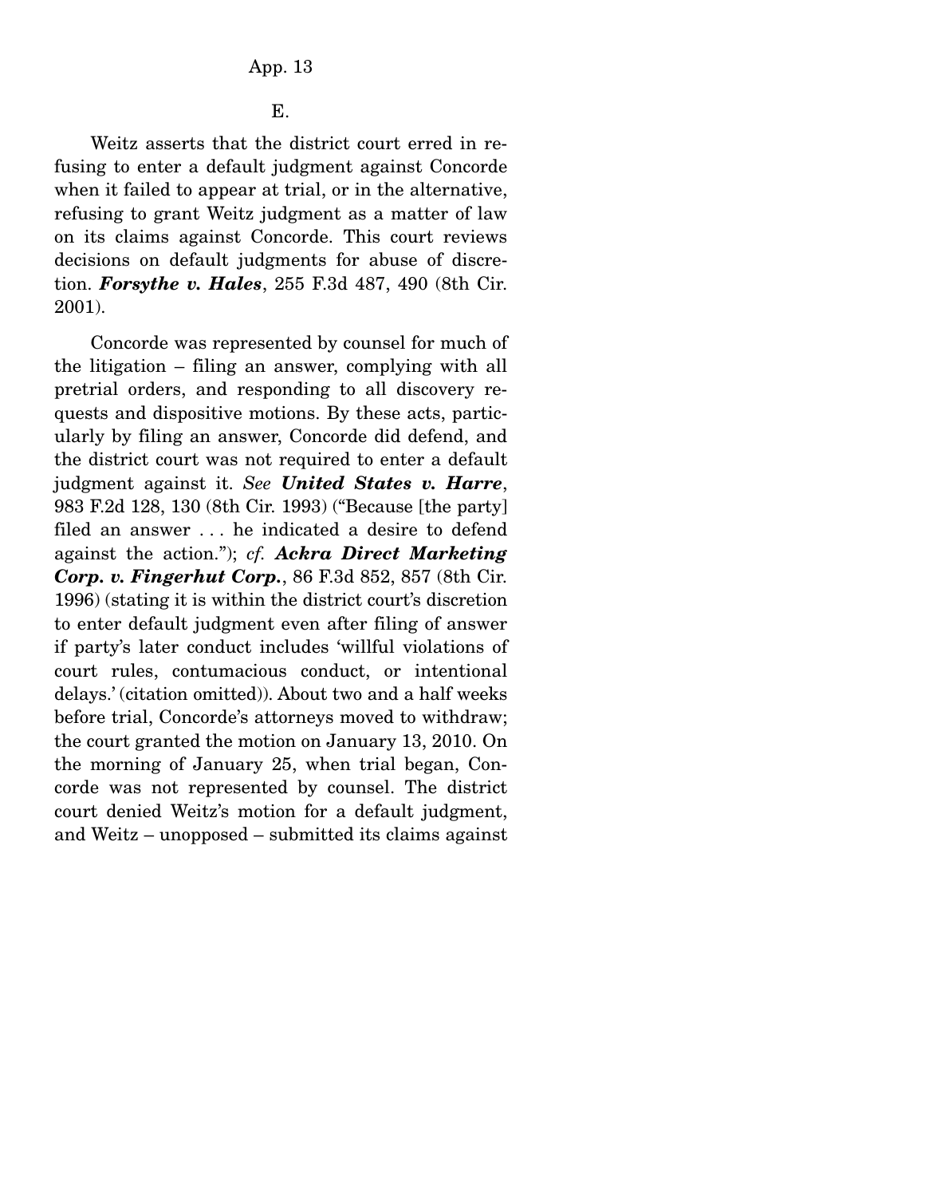E.

Weitz asserts that the district court erred in refusing to enter a default judgment against Concorde when it failed to appear at trial, or in the alternative, refusing to grant Weitz judgment as a matter of law on its claims against Concorde. This court reviews decisions on default judgments for abuse of discretion. ***Forsythe v. Hales***, 255 F.3d 487, 490 (8th Cir. 2001).

Concorde was represented by counsel for much of the litigation – filing an answer, complying with all pretrial orders, and responding to all discovery requests and dispositive motions. By these acts, particularly by filing an answer, Concorde did defend, and the district court was not required to enter a default judgment against it. *See* ***United States v. Harre***, 983 F.2d 128, 130 (8th Cir. 1993) ("Because [the party] filed an answer . . . he indicated a desire to defend against the action."); *cf.* ***Ackra Direct Marketing Corp. v. Fingerhut Corp.***, 86 F.3d 852, 857 (8th Cir. 1996) (stating it is within the district court's discretion to enter default judgment even after filing of answer if party's later conduct includes 'willful violations of court rules, contumacious conduct, or intentional delays.' (citation omitted)). About two and a half weeks before trial, Concorde's attorneys moved to withdraw; the court granted the motion on January 13, 2010. On the morning of January 25, when trial began, Concorde was not represented by counsel. The district court denied Weitz's motion for a default judgment, and Weitz – unopposed – submitted its claims against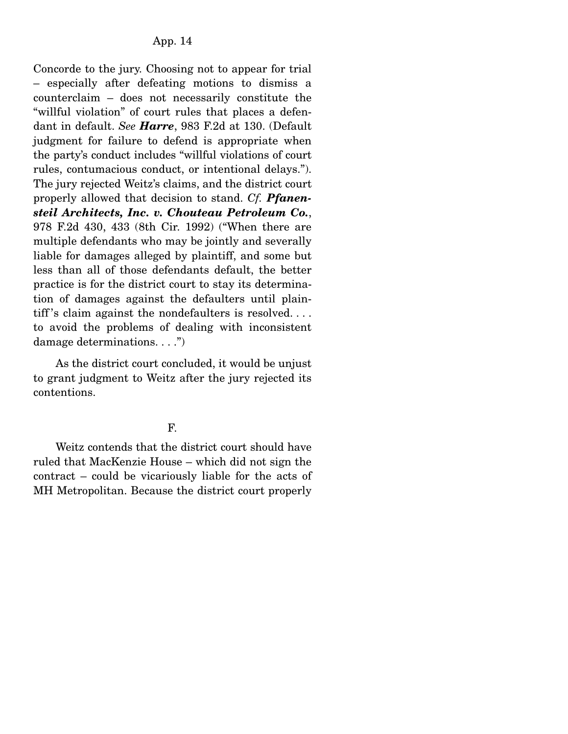Concorde to the jury. Choosing not to appear for trial – especially after defeating motions to dismiss a counterclaim – does not necessarily constitute the "willful violation" of court rules that places a defendant in default. *See* ***Harre***, 983 F.2d at 130. (Default judgment for failure to defend is appropriate when the party's conduct includes "willful violations of court rules, contumacious conduct, or intentional delays."). The jury rejected Weitz's claims, and the district court properly allowed that decision to stand. *Cf.* ***Pfanenstiel Architects, Inc. v. Chouteau Petroleum Co.***, 978 F.2d 430, 433 (8th Cir. 1992) ("When there are multiple defendants who may be jointly and severally liable for damages alleged by plaintiff, and some but less than all of those defendants default, the better practice is for the district court to stay its determination of damages against the defaulters until plaintiff's claim against the nondefaulters is resolved. . . . to avoid the problems of dealing with inconsistent damage determinations. . . .")

As the district court concluded, it would be unjust to grant judgment to Weitz after the jury rejected its contentions.

F.

Weitz contends that the district court should have ruled that MacKenzie House – which did not sign the contract – could be vicariously liable for the acts of MH Metropolitan. Because the district court properly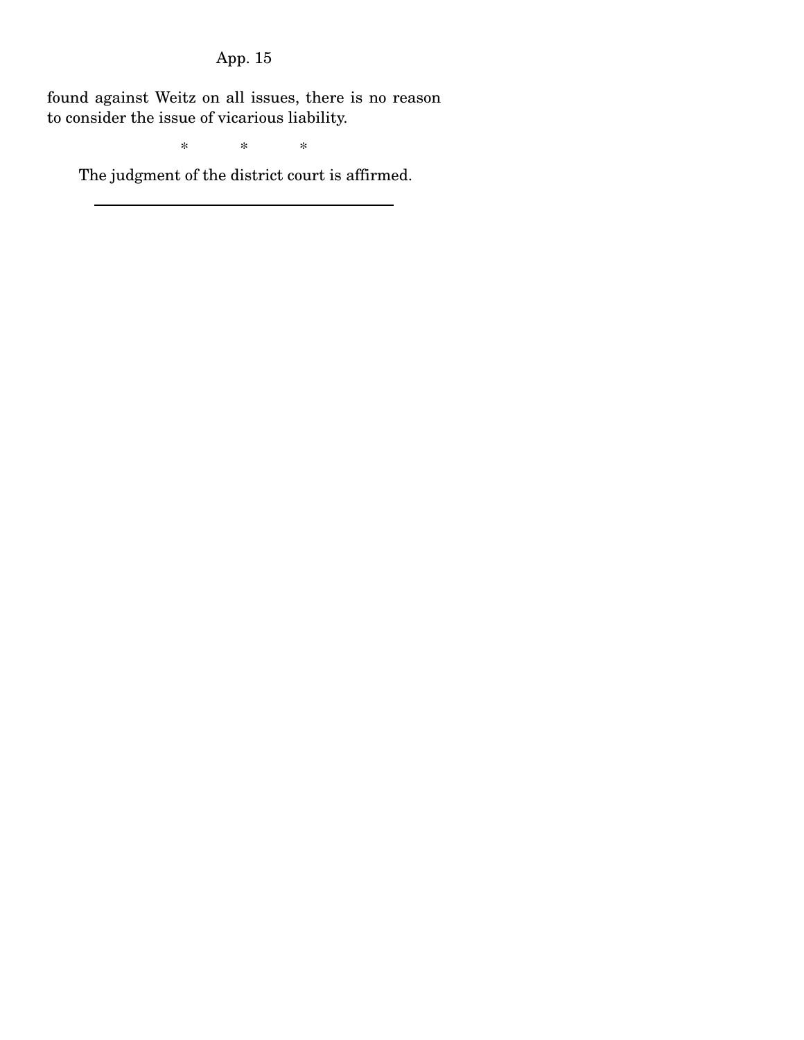found against Weitz on all issues, there is no reason to consider the issue of vicarious liability.

\*          \*          \*

The judgment of the district court is affirmed.

---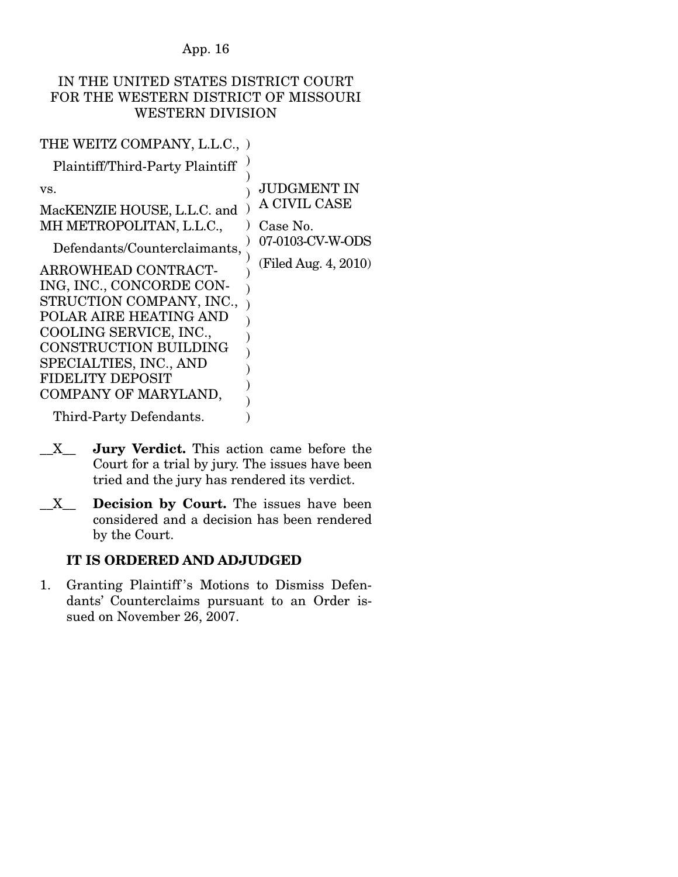IN THE UNITED STATES DISTRICT COURT
FOR THE WESTERN DISTRICT OF MISSOURI
WESTERN DIVISION

| | |
|---|---|
| THE WEITZ COMPANY, L.L.C., Plaintiff/Third-Party Plaintiff | JUDGMENT IN A CIVIL CASE |
| vs. | Case No. 07-0103-CV-W-ODS |
| MacKENZIE HOUSE, L.L.C. and MH METROPOLITAN, L.L.C., Defendants/Counterclaimants, | (Filed Aug. 4, 2010) |
| ARROWHEAD CONTRACTING, INC., CONCORDE CONSTRUCTION COMPANY, INC., POLAR AIRE HEATING AND COOLING SERVICE, INC., CONSTRUCTION BUILDING SPECIALTIES, INC., AND FIDELITY DEPOSIT COMPANY OF MARYLAND, Third-Party Defendants. | |

__X__ **Jury Verdict.** This action came before the Court for a trial by jury. The issues have been tried and the jury has rendered its verdict.

__X__ **Decision by Court.** The issues have been considered and a decision has been rendered by the Court.

**IT IS ORDERED AND ADJUDGED**

1. Granting Plaintiff's Motions to Dismiss Defendants' Counterclaims pursuant to an Order issued on November 26, 2007.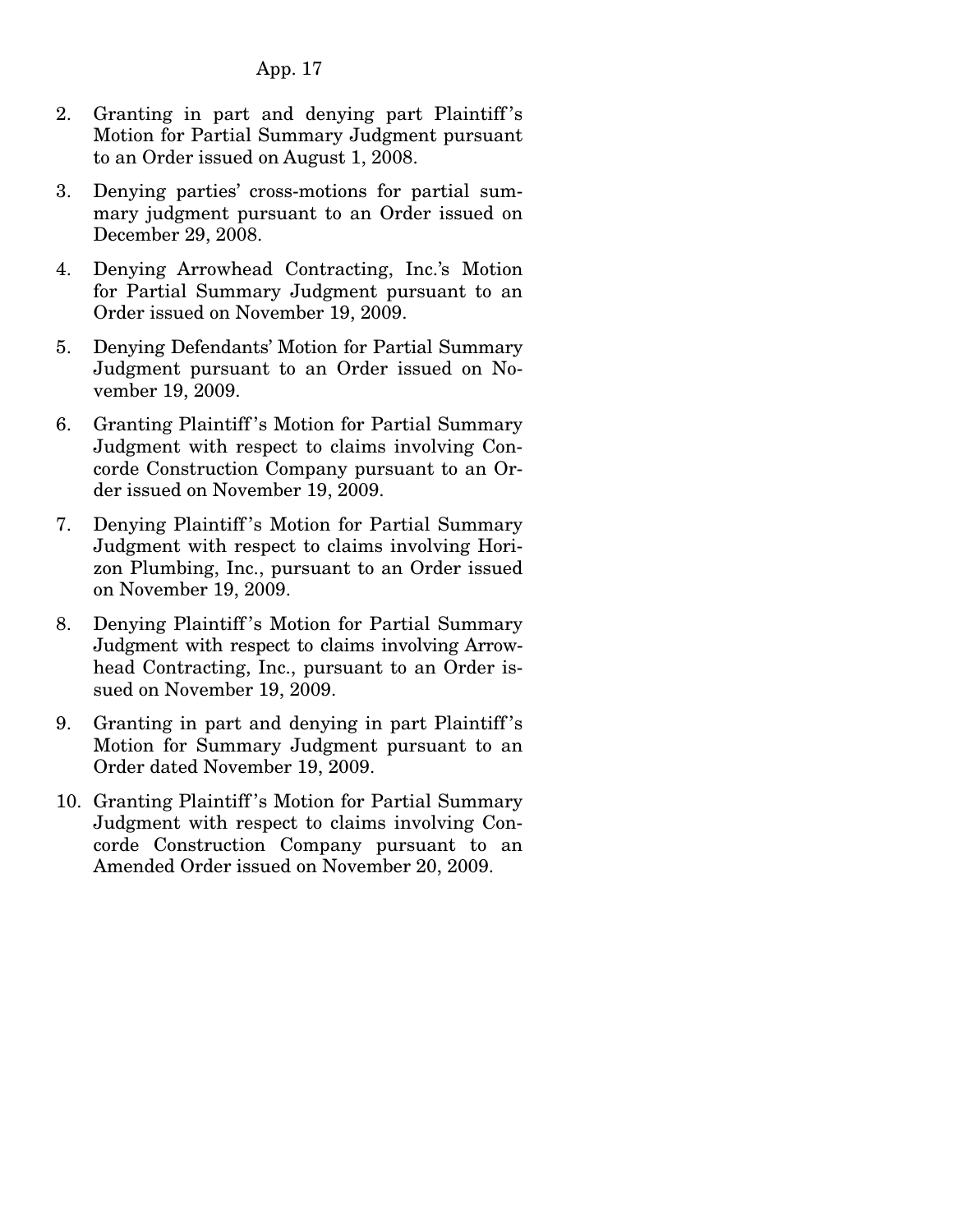2. Granting in part and denying part Plaintiff's Motion for Partial Summary Judgment pursuant to an Order issued on August 1, 2008.

3. Denying parties' cross-motions for partial summary judgment pursuant to an Order issued on December 29, 2008.

4. Denying Arrowhead Contracting, Inc.'s Motion for Partial Summary Judgment pursuant to an Order issued on November 19, 2009.

5. Denying Defendants' Motion for Partial Summary Judgment pursuant to an Order issued on November 19, 2009.

6. Granting Plaintiff's Motion for Partial Summary Judgment with respect to claims involving Concorde Construction Company pursuant to an Order issued on November 19, 2009.

7. Denying Plaintiff's Motion for Partial Summary Judgment with respect to claims involving Horizon Plumbing, Inc., pursuant to an Order issued on November 19, 2009.

8. Denying Plaintiff's Motion for Partial Summary Judgment with respect to claims involving Arrowhead Contracting, Inc., pursuant to an Order issued on November 19, 2009.

9. Granting in part and denying in part Plaintiff's Motion for Summary Judgment pursuant to an Order dated November 19, 2009.

10. Granting Plaintiff's Motion for Partial Summary Judgment with respect to claims involving Concorde Construction Company pursuant to an Amended Order issued on November 20, 2009.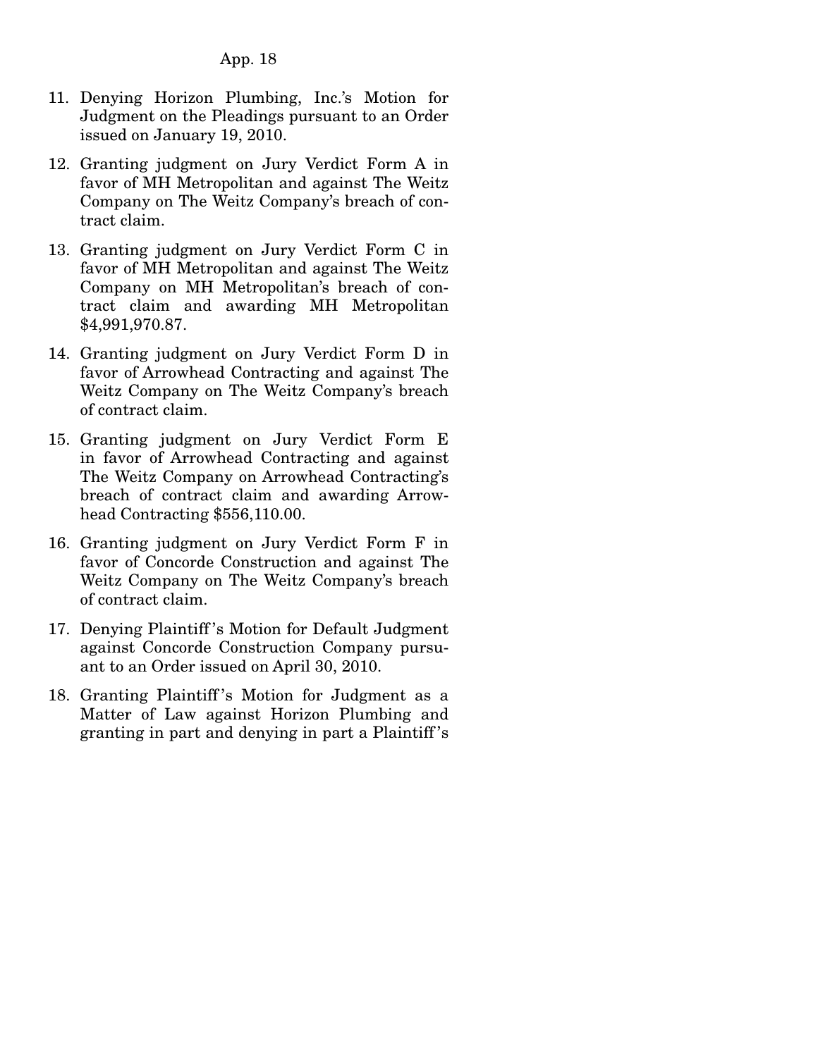11. Denying Horizon Plumbing, Inc.'s Motion for Judgment on the Pleadings pursuant to an Order issued on January 19, 2010.

12. Granting judgment on Jury Verdict Form A in favor of MH Metropolitan and against The Weitz Company on The Weitz Company's breach of contract claim.

13. Granting judgment on Jury Verdict Form C in favor of MH Metropolitan and against The Weitz Company on MH Metropolitan's breach of contract claim and awarding MH Metropolitan $4,991,970.87.

14. Granting judgment on Jury Verdict Form D in favor of Arrowhead Contracting and against The Weitz Company on The Weitz Company's breach of contract claim.

15. Granting judgment on Jury Verdict Form E in favor of Arrowhead Contracting and against The Weitz Company on Arrowhead Contracting's breach of contract claim and awarding Arrowhead Contracting $556,110.00.

16. Granting judgment on Jury Verdict Form F in favor of Concorde Construction and against The Weitz Company on The Weitz Company's breach of contract claim.

17. Denying Plaintiff's Motion for Default Judgment against Concorde Construction Company pursuant to an Order issued on April 30, 2010.

18. Granting Plaintiff's Motion for Judgment as a Matter of Law against Horizon Plumbing and granting in part and denying in part a Plaintiff's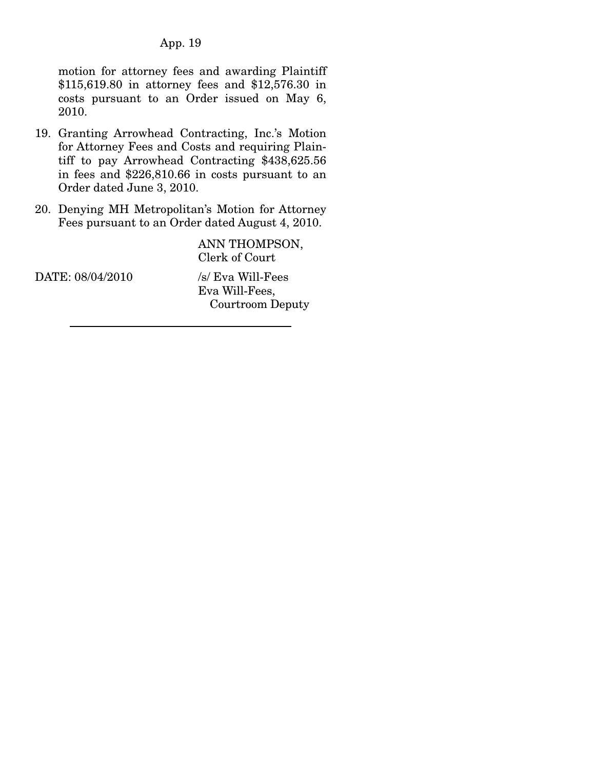motion for attorney fees and awarding Plaintiff $115,619.80 in attorney fees and $12,576.30 in costs pursuant to an Order issued on May 6, 2010.

19. Granting Arrowhead Contracting, Inc.'s Motion for Attorney Fees and Costs and requiring Plaintiff to pay Arrowhead Contracting $438,625.56 in fees and $226,810.66 in costs pursuant to an Order dated June 3, 2010.

20. Denying MH Metropolitan's Motion for Attorney Fees pursuant to an Order dated August 4, 2010.

ANN THOMPSON,
Clerk of Court

DATE: 08/04/2010

/s/ Eva Will-Fees
Eva Will-Fees,
Courtroom Deputy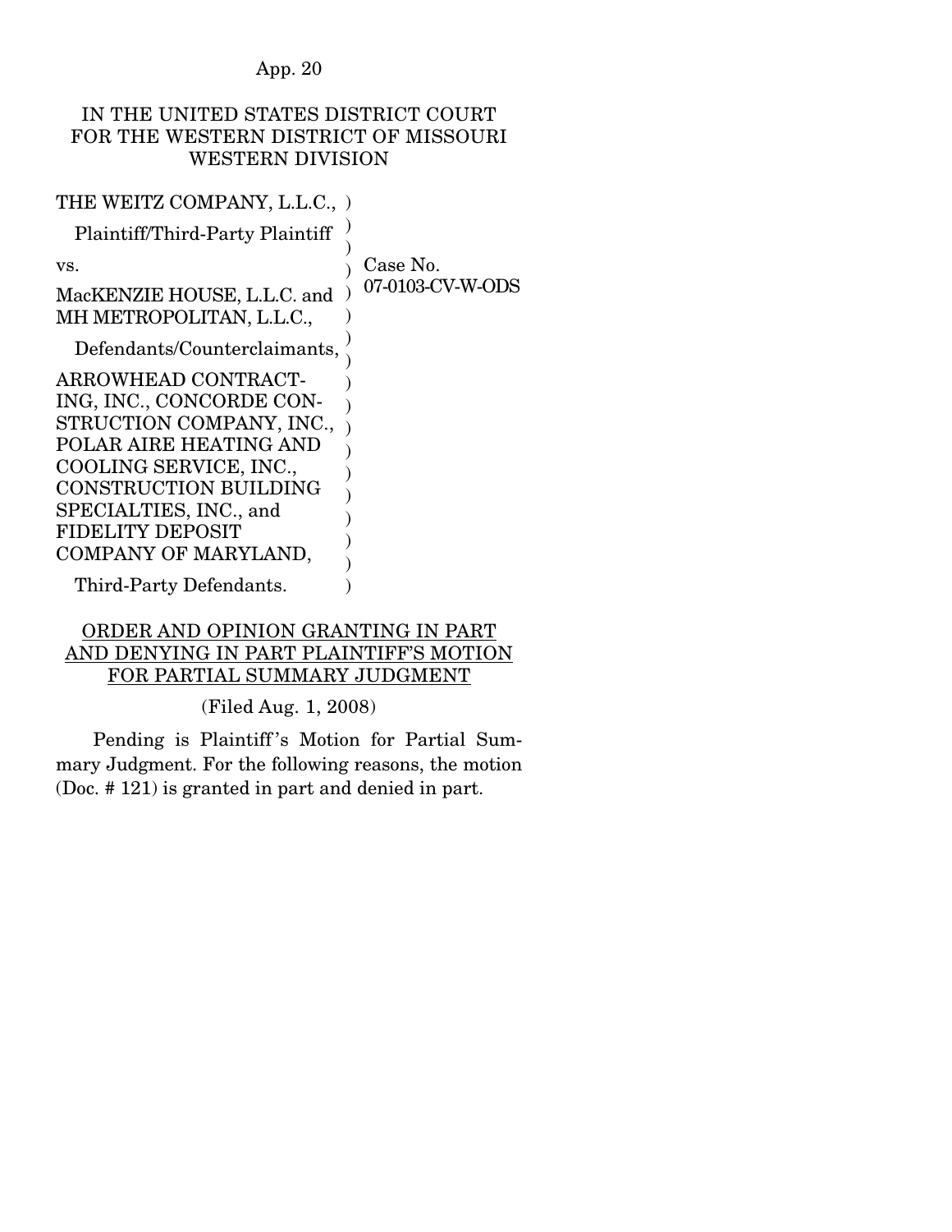IN THE UNITED STATES DISTRICT COURT
FOR THE WESTERN DISTRICT OF MISSOURI
WESTERN DIVISION

| | |
|---|---|
| THE WEITZ COMPANY, L.L.C., <br> Plaintiff/Third-Party Plaintiff <br> vs. <br> MacKENZIE HOUSE, L.L.C. and MH METROPOLITAN, L.L.C., <br> Defendants/Counterclaimants, <br> ARROWHEAD CONTRACTING, INC., CONCORDE CONSTRUCTION COMPANY, INC., POLAR AIRE HEATING AND COOLING SERVICE, INC., CONSTRUCTION BUILDING SPECIALTIES, INC., and FIDELITY DEPOSIT COMPANY OF MARYLAND, <br> Third-Party Defendants. | Case No. 07-0103-CV-W-ODS |

ORDER AND OPINION GRANTING IN PART AND DENYING IN PART PLAINTIFF'S MOTION FOR PARTIAL SUMMARY JUDGMENT

(Filed Aug. 1, 2008)

Pending is Plaintiff's Motion for Partial Summary Judgment. For the following reasons, the motion (Doc. # 121) is granted in part and denied in part.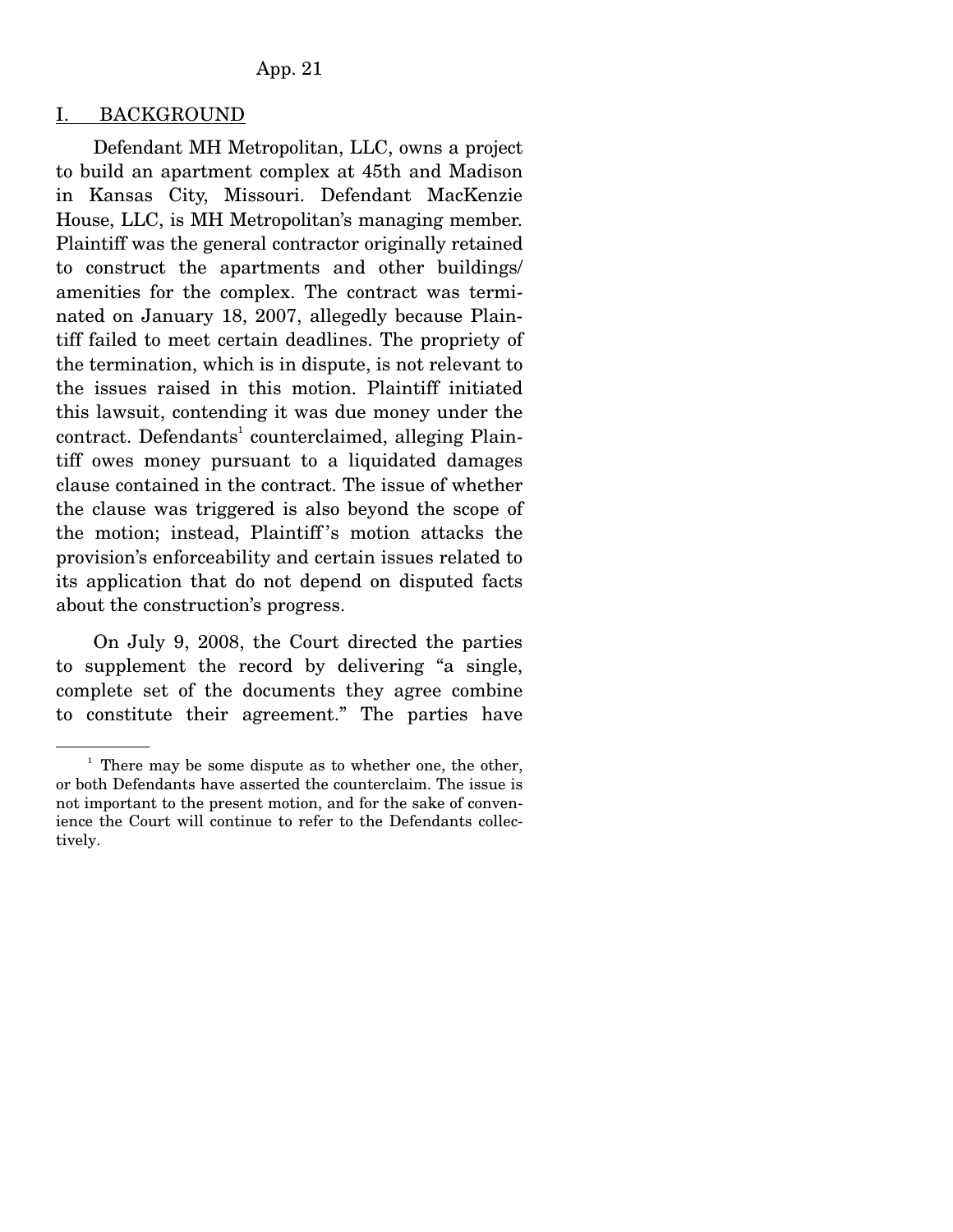## I. BACKGROUND

Defendant MH Metropolitan, LLC, owns a project to build an apartment complex at 45th and Madison in Kansas City, Missouri. Defendant MacKenzie House, LLC, is MH Metropolitan's managing member. Plaintiff was the general contractor originally retained to construct the apartments and other buildings/amenities for the complex. The contract was terminated on January 18, 2007, allegedly because Plaintiff failed to meet certain deadlines. The propriety of the termination, which is in dispute, is not relevant to the issues raised in this motion. Plaintiff initiated this lawsuit, contending it was due money under the contract. Defendants[1] counterclaimed, alleging Plaintiff owes money pursuant to a liquidated damages clause contained in the contract. The issue of whether the clause was triggered is also beyond the scope of the motion; instead, Plaintiff's motion attacks the provision's enforceability and certain issues related to its application that do not depend on disputed facts about the construction's progress.

On July 9, 2008, the Court directed the parties to supplement the record by delivering "a single, complete set of the documents they agree combine to constitute their agreement." The parties have

---

[1] There may be some dispute as to whether one, the other, or both Defendants have asserted the counterclaim. The issue is not important to the present motion, and for the sake of convenience the Court will continue to refer to the Defendants collectively.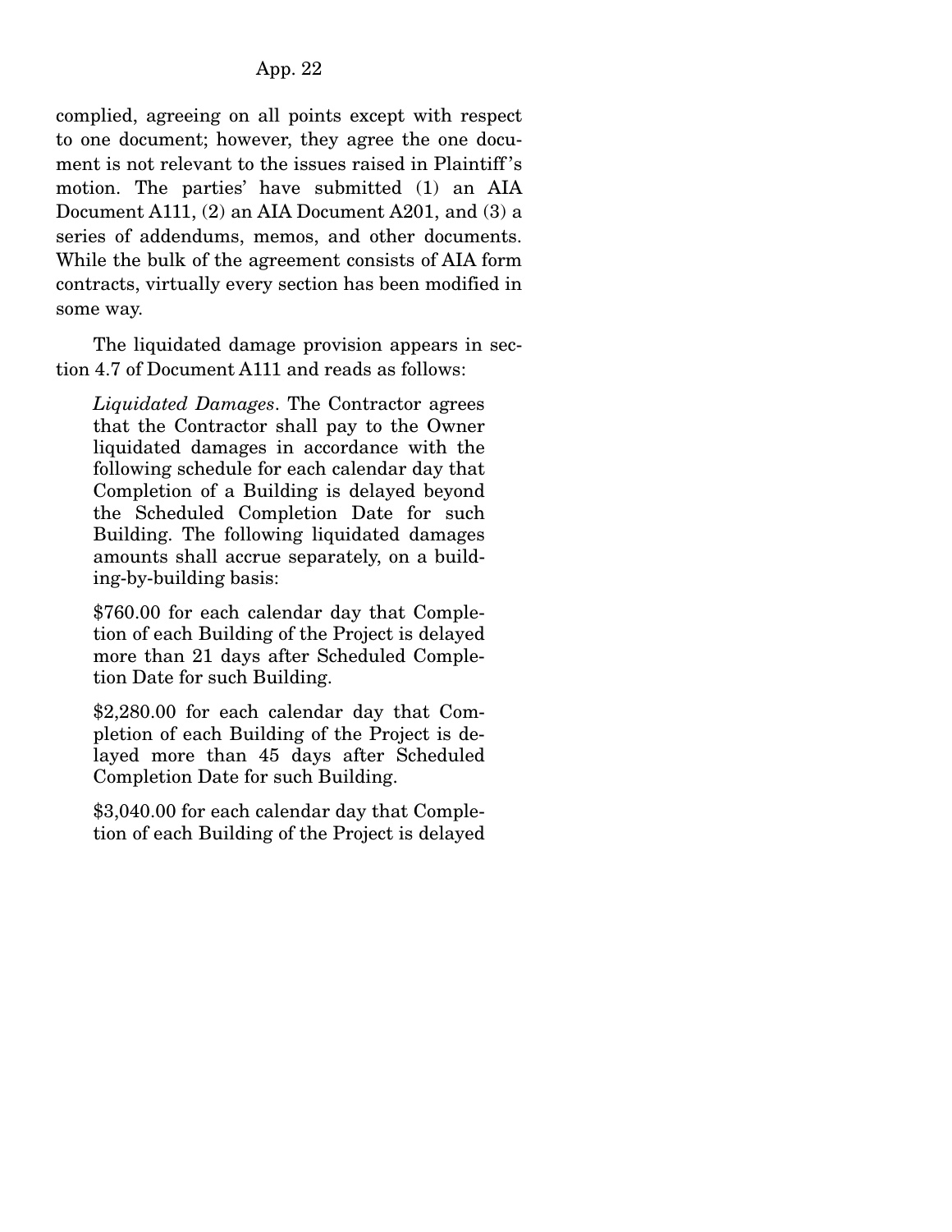complied, agreeing on all points except with respect to one document; however, they agree the one document is not relevant to the issues raised in Plaintiff's motion. The parties' have submitted (1) an AIA Document A111, (2) an AIA Document A201, and (3) a series of addendums, memos, and other documents. While the bulk of the agreement consists of AIA form contracts, virtually every section has been modified in some way.

The liquidated damage provision appears in section 4.7 of Document A111 and reads as follows:

> *Liquidated Damages*. The Contractor agrees that the Contractor shall pay to the Owner liquidated damages in accordance with the following schedule for each calendar day that Completion of a Building is delayed beyond the Scheduled Completion Date for such Building. The following liquidated damages amounts shall accrue separately, on a building-by-building basis:
>
> $760.00 for each calendar day that Completion of each Building of the Project is delayed more than 21 days after Scheduled Completion Date for such Building.
>
> $2,280.00 for each calendar day that Completion of each Building of the Project is delayed more than 45 days after Scheduled Completion Date for such Building.
>
> $3,040.00 for each calendar day that Completion of each Building of the Project is delayed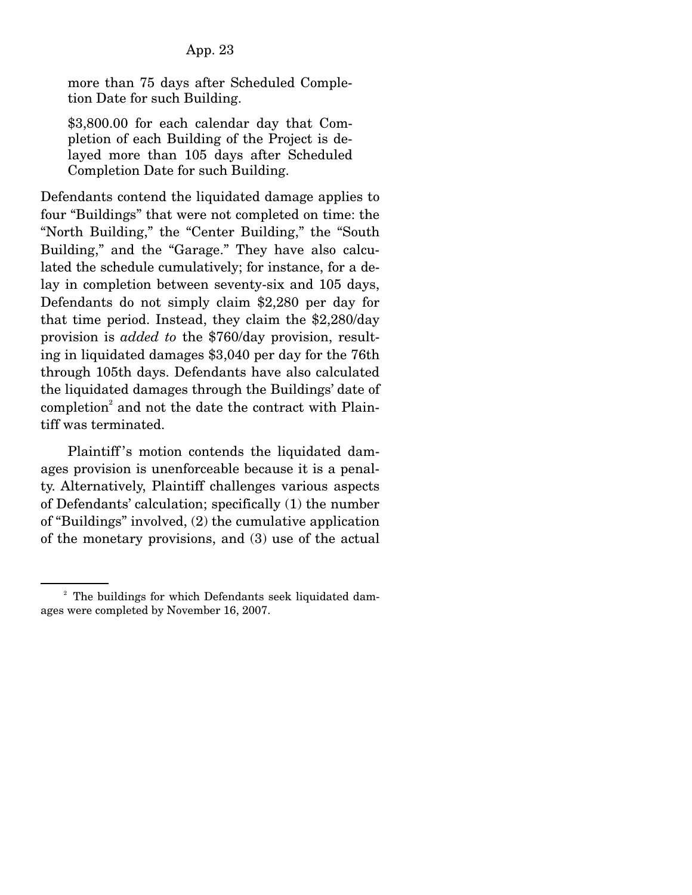more than 75 days after Scheduled Completion Date for such Building.

$3,800.00 for each calendar day that Completion of each Building of the Project is delayed more than 105 days after Scheduled Completion Date for such Building.

Defendants contend the liquidated damage applies to four "Buildings" that were not completed on time: the "North Building," the "Center Building," the "South Building," and the "Garage." They have also calculated the schedule cumulatively; for instance, for a delay in completion between seventy-six and 105 days, Defendants do not simply claim $2,280 per day for that time period. Instead, they claim the $2,280/day provision is *added to* the $760/day provision, resulting in liquidated damages $3,040 per day for the 76th through 105th days. Defendants have also calculated the liquidated damages through the Buildings' date of completion[2] and not the date the contract with Plaintiff was terminated.

Plaintiff's motion contends the liquidated damages provision is unenforceable because it is a penalty. Alternatively, Plaintiff challenges various aspects of Defendants' calculation; specifically (1) the number of "Buildings" involved, (2) the cumulative application of the monetary provisions, and (3) use of the actual

---

[2] The buildings for which Defendants seek liquidated damages were completed by November 16, 2007.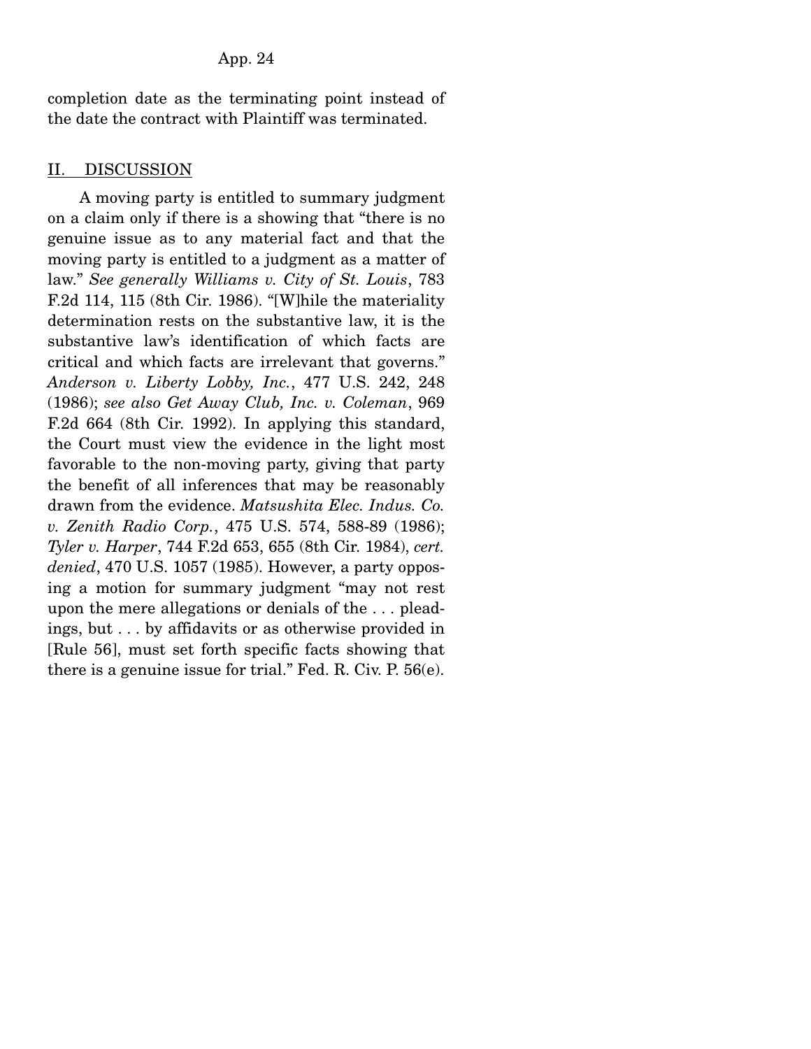completion date as the terminating point instead of the date the contract with Plaintiff was terminated.

## II. DISCUSSION

A moving party is entitled to summary judgment on a claim only if there is a showing that "there is no genuine issue as to any material fact and that the moving party is entitled to a judgment as a matter of law." *See generally Williams v. City of St. Louis*, 783 F.2d 114, 115 (8th Cir. 1986). "[W]hile the materiality determination rests on the substantive law, it is the substantive law's identification of which facts are critical and which facts are irrelevant that governs." *Anderson v. Liberty Lobby, Inc.*, 477 U.S. 242, 248 (1986); *see also Get Away Club, Inc. v. Coleman*, 969 F.2d 664 (8th Cir. 1992). In applying this standard, the Court must view the evidence in the light most favorable to the non-moving party, giving that party the benefit of all inferences that may be reasonably drawn from the evidence. *Matsushita Elec. Indus. Co. v. Zenith Radio Corp.*, 475 U.S. 574, 588-89 (1986); *Tyler v. Harper*, 744 F.2d 653, 655 (8th Cir. 1984), *cert. denied*, 470 U.S. 1057 (1985). However, a party opposing a motion for summary judgment "may not rest upon the mere allegations or denials of the . . . pleadings, but . . . by affidavits or as otherwise provided in [Rule 56], must set forth specific facts showing that there is a genuine issue for trial." Fed. R. Civ. P. 56(e).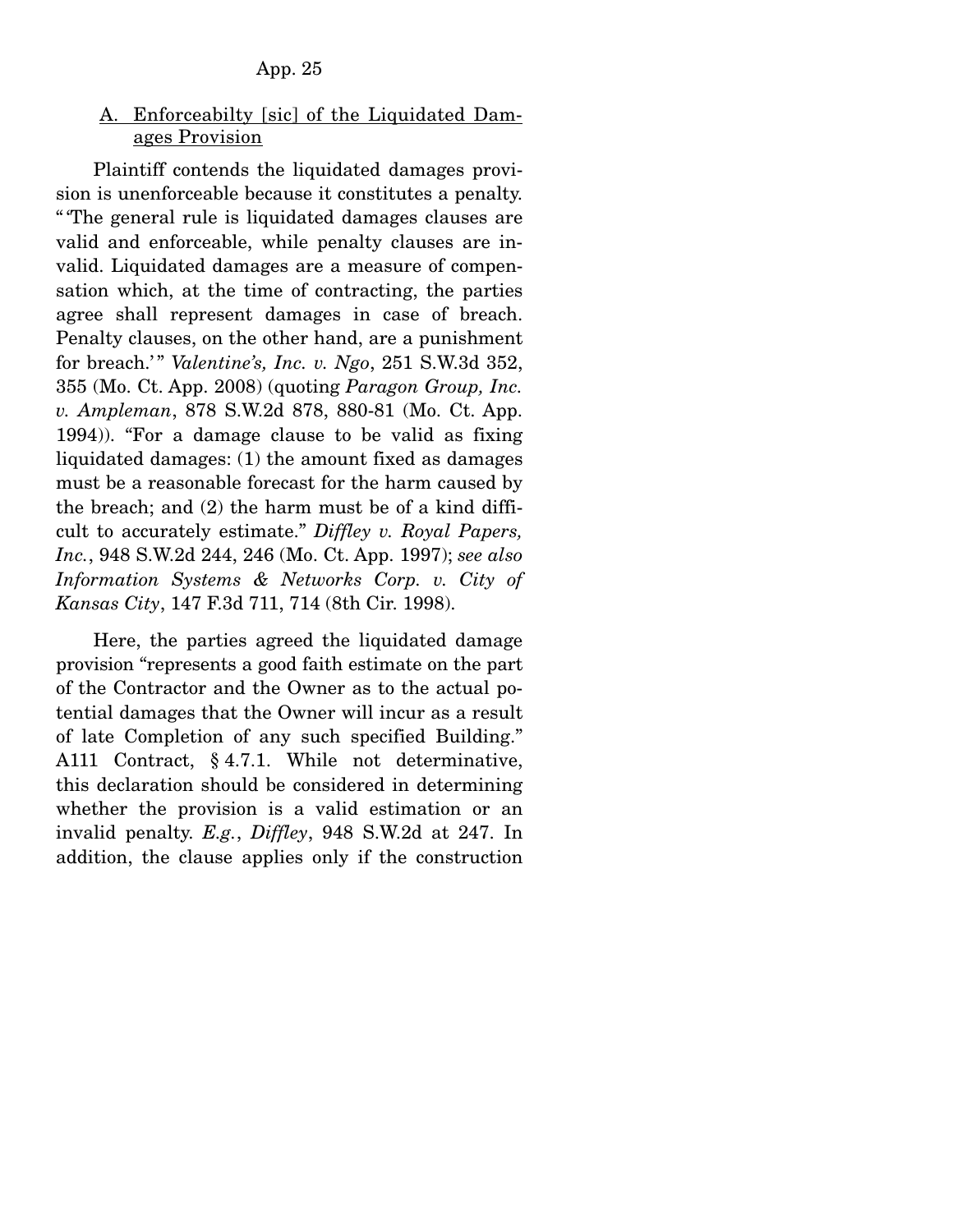A. Enforceabilty [sic] of the Liquidated Damages Provision

Plaintiff contends the liquidated damages provision is unenforceable because it constitutes a penalty. " 'The general rule is liquidated damages clauses are valid and enforceable, while penalty clauses are invalid. Liquidated damages are a measure of compensation which, at the time of contracting, the parties agree shall represent damages in case of breach. Penalty clauses, on the other hand, are a punishment for breach.' " *Valentine's, Inc. v. Ngo*, 251 S.W.3d 352, 355 (Mo. Ct. App. 2008) (quoting *Paragon Group, Inc. v. Ampleman*, 878 S.W.2d 878, 880-81 (Mo. Ct. App. 1994)). "For a damage clause to be valid as fixing liquidated damages: (1) the amount fixed as damages must be a reasonable forecast for the harm caused by the breach; and (2) the harm must be of a kind difficult to accurately estimate." *Diffley v. Royal Papers, Inc.*, 948 S.W.2d 244, 246 (Mo. Ct. App. 1997); *see also Information Systems & Networks Corp. v. City of Kansas City*, 147 F.3d 711, 714 (8th Cir. 1998).

Here, the parties agreed the liquidated damage provision "represents a good faith estimate on the part of the Contractor and the Owner as to the actual potential damages that the Owner will incur as a result of late Completion of any such specified Building." A111 Contract, § 4.7.1. While not determinative, this declaration should be considered in determining whether the provision is a valid estimation or an invalid penalty. *E.g.*, *Diffley*, 948 S.W.2d at 247. In addition, the clause applies only if the construction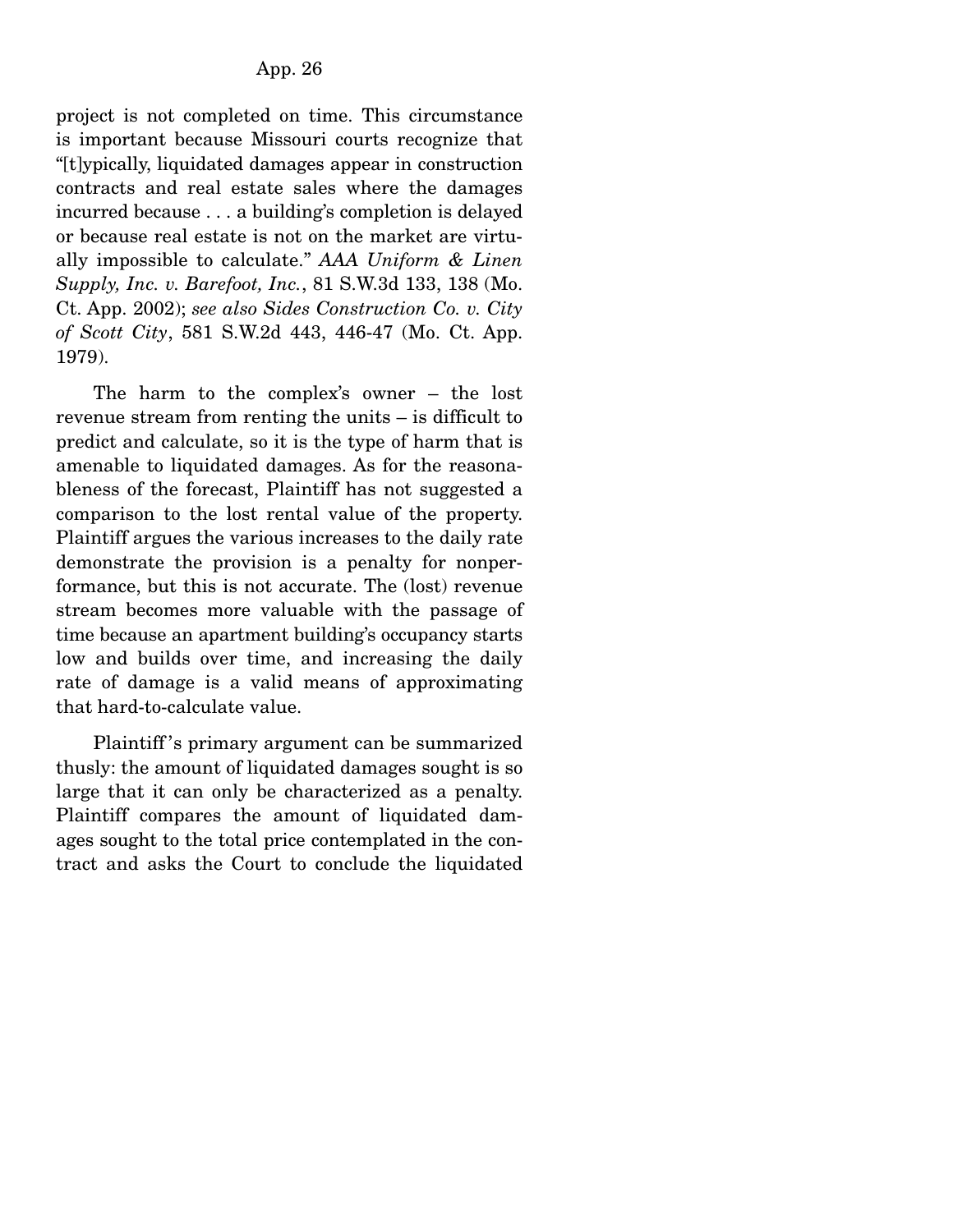project is not completed on time. This circumstance is important because Missouri courts recognize that "[t]ypically, liquidated damages appear in construction contracts and real estate sales where the damages incurred because . . . a building's completion is delayed or because real estate is not on the market are virtually impossible to calculate." *AAA Uniform & Linen Supply, Inc. v. Barefoot, Inc.*, 81 S.W.3d 133, 138 (Mo. Ct. App. 2002); *see also Sides Construction Co. v. City of Scott City*, 581 S.W.2d 443, 446-47 (Mo. Ct. App. 1979).

The harm to the complex's owner – the lost revenue stream from renting the units – is difficult to predict and calculate, so it is the type of harm that is amenable to liquidated damages. As for the reasonableness of the forecast, Plaintiff has not suggested a comparison to the lost rental value of the property. Plaintiff argues the various increases to the daily rate demonstrate the provision is a penalty for nonperformance, but this is not accurate. The (lost) revenue stream becomes more valuable with the passage of time because an apartment building's occupancy starts low and builds over time, and increasing the daily rate of damage is a valid means of approximating that hard-to-calculate value.

Plaintiff's primary argument can be summarized thusly: the amount of liquidated damages sought is so large that it can only be characterized as a penalty. Plaintiff compares the amount of liquidated damages sought to the total price contemplated in the contract and asks the Court to conclude the liquidated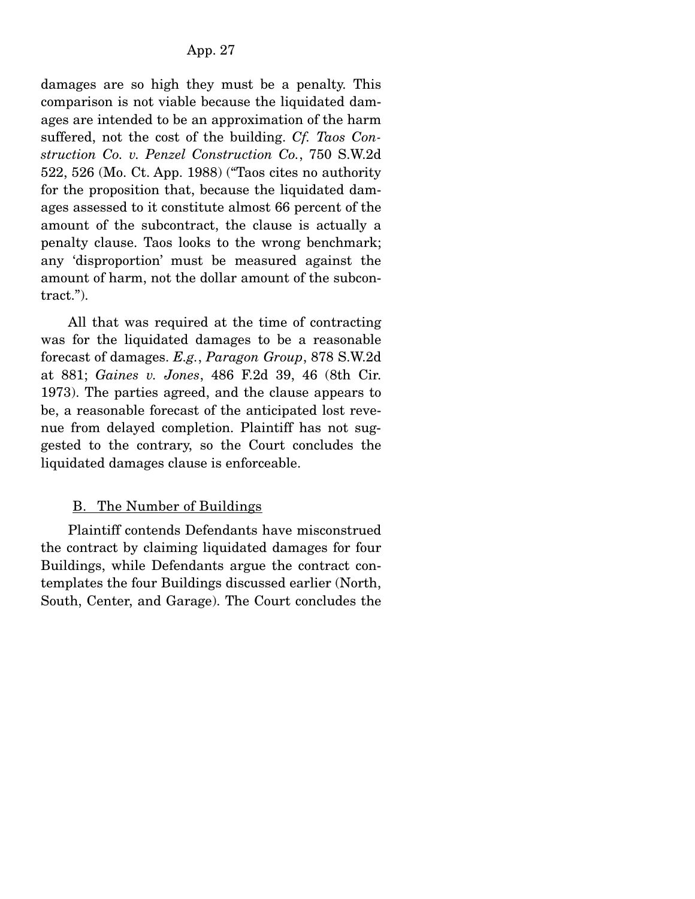damages are so high they must be a penalty. This comparison is not viable because the liquidated damages are intended to be an approximation of the harm suffered, not the cost of the building. *Cf. Taos Construction Co. v. Penzel Construction Co.*, 750 S.W.2d 522, 526 (Mo. Ct. App. 1988) ("Taos cites no authority for the proposition that, because the liquidated damages assessed to it constitute almost 66 percent of the amount of the subcontract, the clause is actually a penalty clause. Taos looks to the wrong benchmark; any 'disproportion' must be measured against the amount of harm, not the dollar amount of the subcontract.").

All that was required at the time of contracting was for the liquidated damages to be a reasonable forecast of damages. *E.g.*, *Paragon Group*, 878 S.W.2d at 881; *Gaines v. Jones*, 486 F.2d 39, 46 (8th Cir. 1973). The parties agreed, and the clause appears to be, a reasonable forecast of the anticipated lost revenue from delayed completion. Plaintiff has not suggested to the contrary, so the Court concludes the liquidated damages clause is enforceable.

B. The Number of Buildings

Plaintiff contends Defendants have misconstrued the contract by claiming liquidated damages for four Buildings, while Defendants argue the contract contemplates the four Buildings discussed earlier (North, South, Center, and Garage). The Court concludes the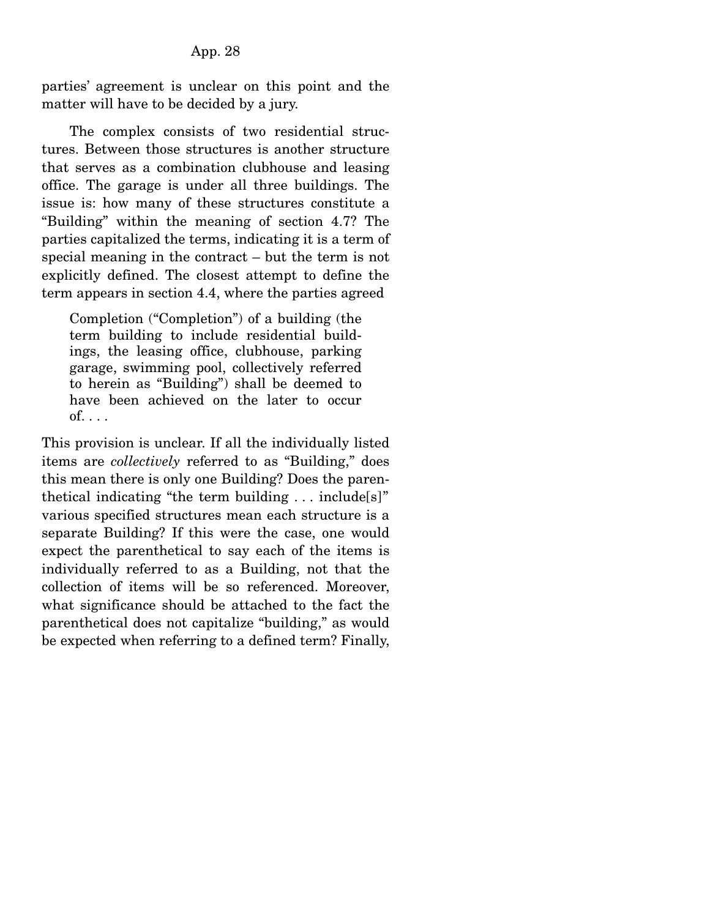parties' agreement is unclear on this point and the matter will have to be decided by a jury.

The complex consists of two residential structures. Between those structures is another structure that serves as a combination clubhouse and leasing office. The garage is under all three buildings. The issue is: how many of these structures constitute a "Building" within the meaning of section 4.7? The parties capitalized the terms, indicating it is a term of special meaning in the contract – but the term is not explicitly defined. The closest attempt to define the term appears in section 4.4, where the parties agreed

> Completion ("Completion") of a building (the term building to include residential buildings, the leasing office, clubhouse, parking garage, swimming pool, collectively referred to herein as "Building") shall be deemed to have been achieved on the later to occur of. . . .

This provision is unclear. If all the individually listed items are *collectively* referred to as "Building," does this mean there is only one Building? Does the parenthetical indicating "the term building . . . include[s]" various specified structures mean each structure is a separate Building? If this were the case, one would expect the parenthetical to say each of the items is individually referred to as a Building, not that the collection of items will be so referenced. Moreover, what significance should be attached to the fact the parenthetical does not capitalize "building," as would be expected when referring to a defined term? Finally,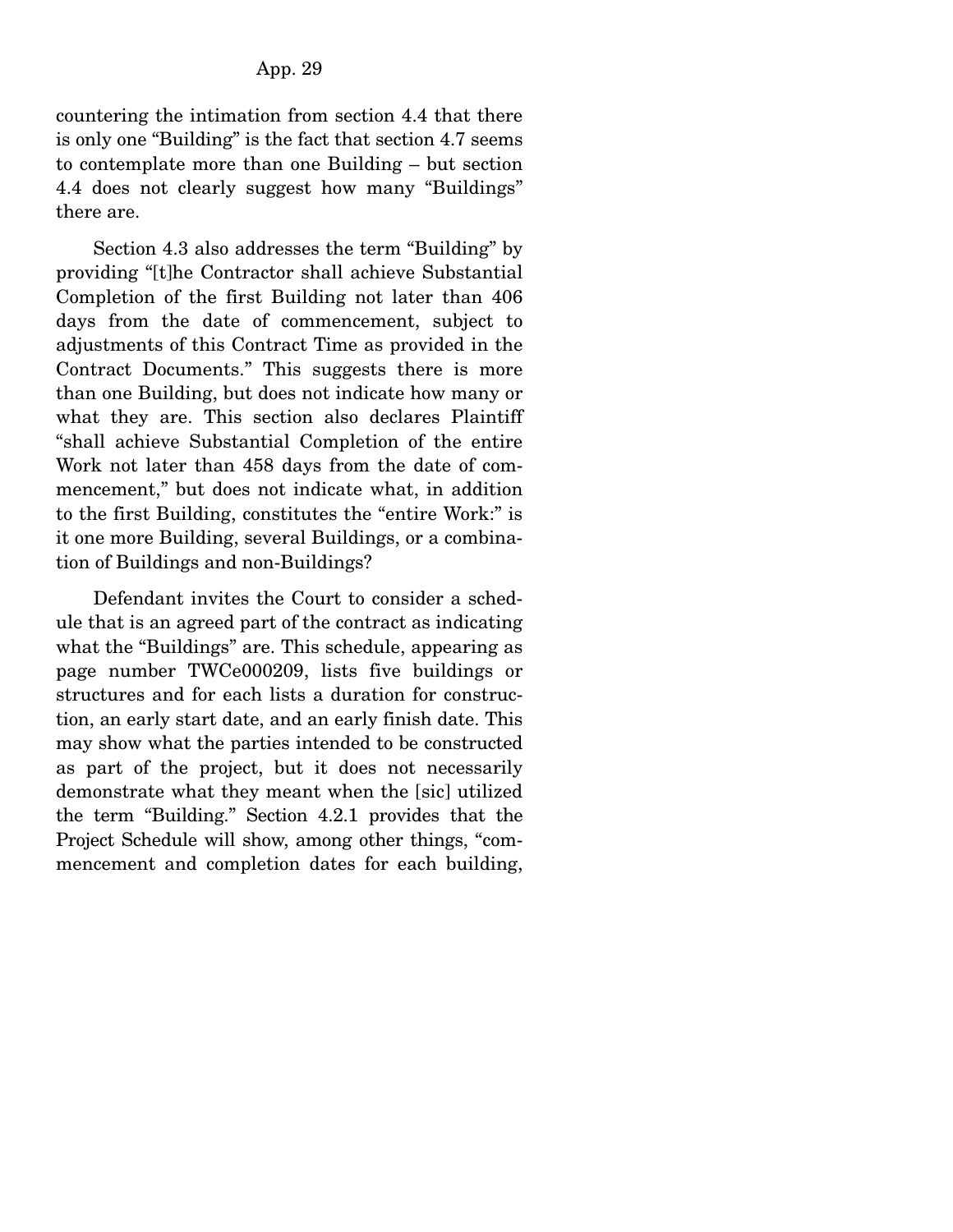countering the intimation from section 4.4 that there is only one "Building" is the fact that section 4.7 seems to contemplate more than one Building – but section 4.4 does not clearly suggest how many "Buildings" there are.

Section 4.3 also addresses the term "Building" by providing "[t]he Contractor shall achieve Substantial Completion of the first Building not later than 406 days from the date of commencement, subject to adjustments of this Contract Time as provided in the Contract Documents." This suggests there is more than one Building, but does not indicate how many or what they are. This section also declares Plaintiff "shall achieve Substantial Completion of the entire Work not later than 458 days from the date of commencement," but does not indicate what, in addition to the first Building, constitutes the "entire Work:" is it one more Building, several Buildings, or a combination of Buildings and non-Buildings?

Defendant invites the Court to consider a schedule that is an agreed part of the contract as indicating what the "Buildings" are. This schedule, appearing as page number TWCe000209, lists five buildings or structures and for each lists a duration for construction, an early start date, and an early finish date. This may show what the parties intended to be constructed as part of the project, but it does not necessarily demonstrate what they meant when the [sic] utilized the term "Building." Section 4.2.1 provides that the Project Schedule will show, among other things, "commencement and completion dates for each building,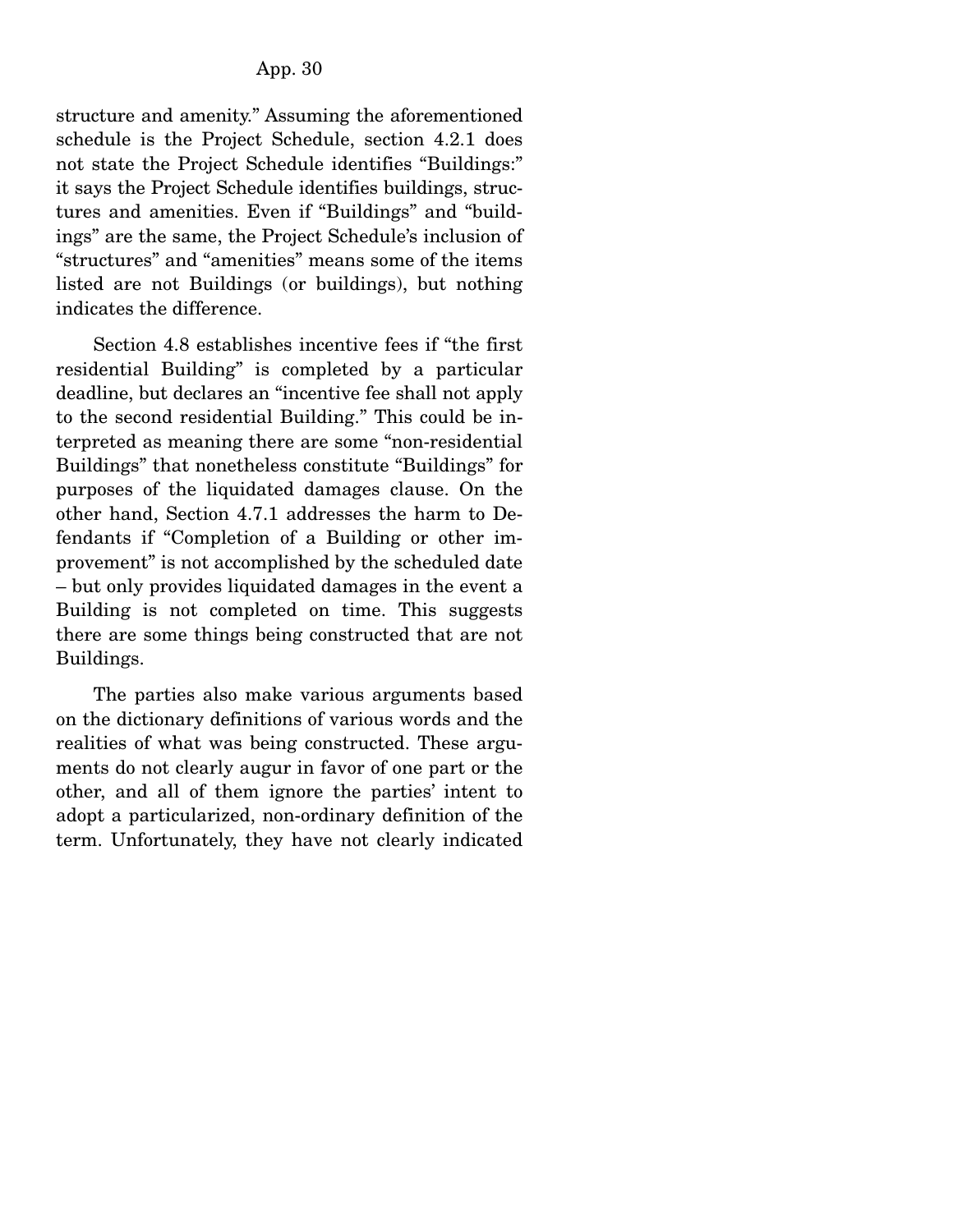structure and amenity." Assuming the aforementioned schedule is the Project Schedule, section 4.2.1 does not state the Project Schedule identifies "Buildings:" it says the Project Schedule identifies buildings, structures and amenities. Even if "Buildings" and "buildings" are the same, the Project Schedule's inclusion of "structures" and "amenities" means some of the items listed are not Buildings (or buildings), but nothing indicates the difference.

Section 4.8 establishes incentive fees if "the first residential Building" is completed by a particular deadline, but declares an "incentive fee shall not apply to the second residential Building." This could be interpreted as meaning there are some "non-residential Buildings" that nonetheless constitute "Buildings" for purposes of the liquidated damages clause. On the other hand, Section 4.7.1 addresses the harm to Defendants if "Completion of a Building or other improvement" is not accomplished by the scheduled date – but only provides liquidated damages in the event a Building is not completed on time. This suggests there are some things being constructed that are not Buildings.

The parties also make various arguments based on the dictionary definitions of various words and the realities of what was being constructed. These arguments do not clearly augur in favor of one part or the other, and all of them ignore the parties' intent to adopt a particularized, non-ordinary definition of the term. Unfortunately, they have not clearly indicated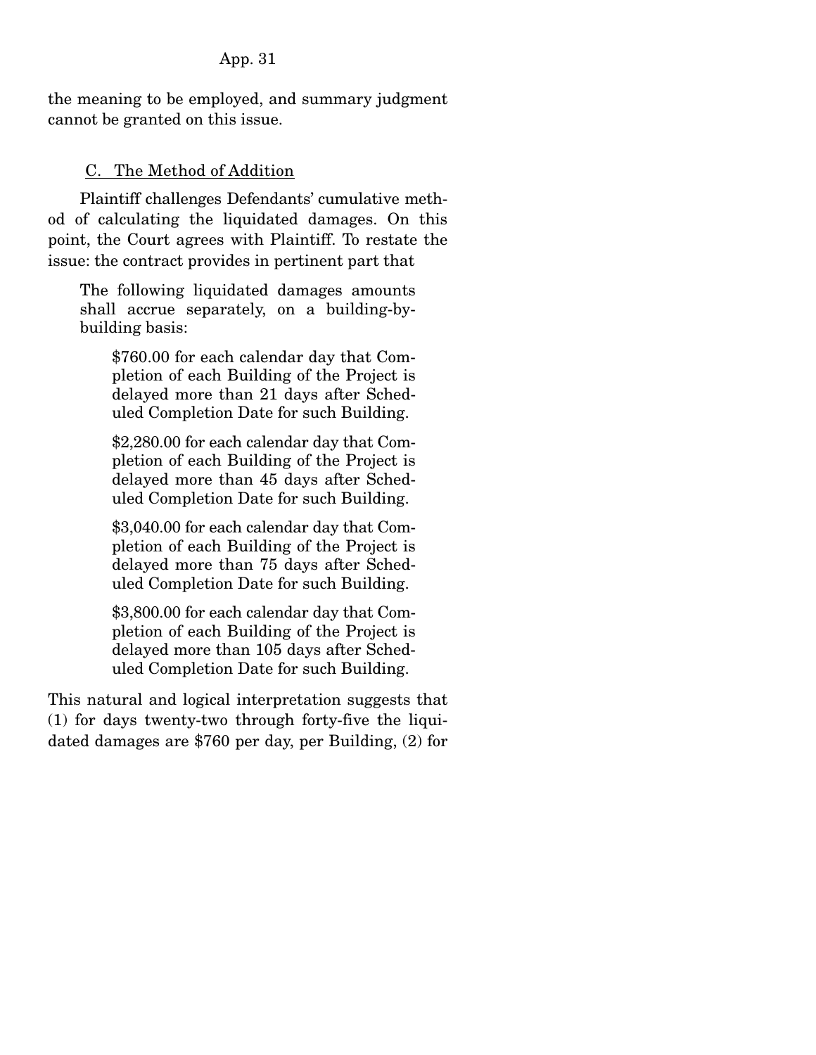the meaning to be employed, and summary judgment cannot be granted on this issue.

### C. The Method of Addition

Plaintiff challenges Defendants' cumulative method of calculating the liquidated damages. On this point, the Court agrees with Plaintiff. To restate the issue: the contract provides in pertinent part that

> The following liquidated damages amounts shall accrue separately, on a building-by-building basis:
>
> > $760.00 for each calendar day that Completion of each Building of the Project is delayed more than 21 days after Scheduled Completion Date for such Building.
> >
> > $2,280.00 for each calendar day that Completion of each Building of the Project is delayed more than 45 days after Scheduled Completion Date for such Building.
> >
> > $3,040.00 for each calendar day that Completion of each Building of the Project is delayed more than 75 days after Scheduled Completion Date for such Building.
> >
> > $3,800.00 for each calendar day that Completion of each Building of the Project is delayed more than 105 days after Scheduled Completion Date for such Building.

This natural and logical interpretation suggests that (1) for days twenty-two through forty-five the liquidated damages are $760 per day, per Building, (2) for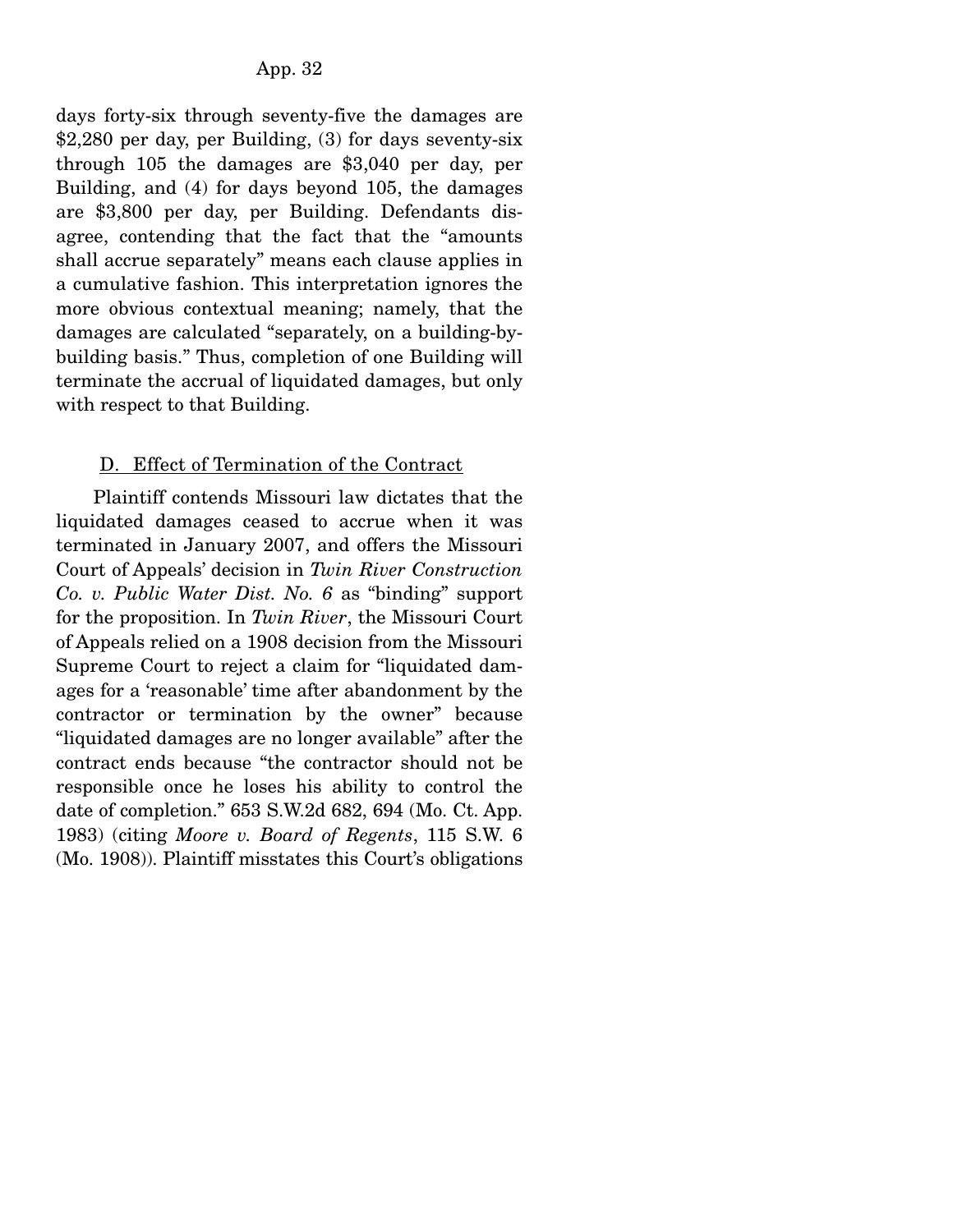days forty-six through seventy-five the damages are $2,280 per day, per Building, (3) for days seventy-six through 105 the damages are $3,040 per day, per Building, and (4) for days beyond 105, the damages are $3,800 per day, per Building. Defendants disagree, contending that the fact that the "amounts shall accrue separately" means each clause applies in a cumulative fashion. This interpretation ignores the more obvious contextual meaning; namely, that the damages are calculated "separately, on a building-by-building basis." Thus, completion of one Building will terminate the accrual of liquidated damages, but only with respect to that Building.

## D. Effect of Termination of the Contract

Plaintiff contends Missouri law dictates that the liquidated damages ceased to accrue when it was terminated in January 2007, and offers the Missouri Court of Appeals' decision in *Twin River Construction Co. v. Public Water Dist. No. 6* as "binding" support for the proposition. In *Twin River*, the Missouri Court of Appeals relied on a 1908 decision from the Missouri Supreme Court to reject a claim for "liquidated damages for a 'reasonable' time after abandonment by the contractor or termination by the owner" because "liquidated damages are no longer available" after the contract ends because "the contractor should not be responsible once he loses his ability to control the date of completion." 653 S.W.2d 682, 694 (Mo. Ct. App. 1983) (citing *Moore v. Board of Regents*, 115 S.W. 6 (Mo. 1908)). Plaintiff misstates this Court's obligations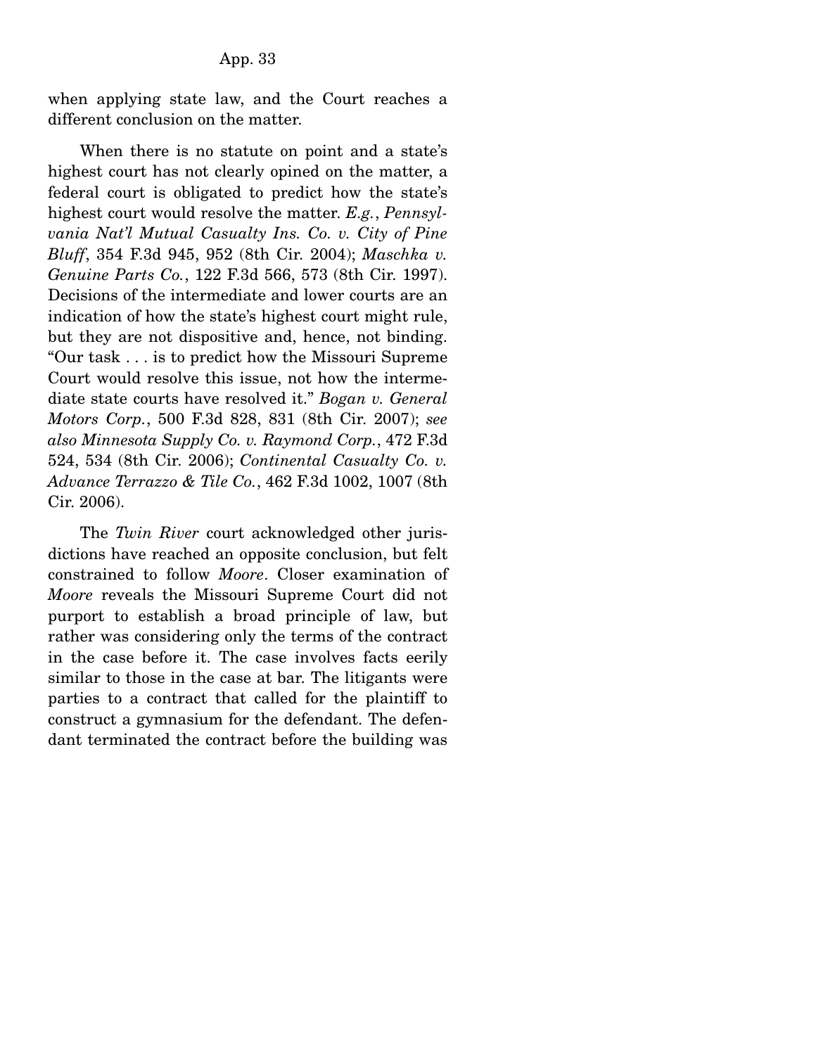when applying state law, and the Court reaches a different conclusion on the matter.

When there is no statute on point and a state's highest court has not clearly opined on the matter, a federal court is obligated to predict how the state's highest court would resolve the matter. *E.g.*, *Pennsylvania Nat'l Mutual Casualty Ins. Co. v. City of Pine Bluff*, 354 F.3d 945, 952 (8th Cir. 2004); *Maschka v. Genuine Parts Co.*, 122 F.3d 566, 573 (8th Cir. 1997). Decisions of the intermediate and lower courts are an indication of how the state's highest court might rule, but they are not dispositive and, hence, not binding. "Our task . . . is to predict how the Missouri Supreme Court would resolve this issue, not how the intermediate state courts have resolved it." *Bogan v. General Motors Corp.*, 500 F.3d 828, 831 (8th Cir. 2007); *see also Minnesota Supply Co. v. Raymond Corp.*, 472 F.3d 524, 534 (8th Cir. 2006); *Continental Casualty Co. v. Advance Terrazzo & Tile Co.*, 462 F.3d 1002, 1007 (8th Cir. 2006).

The *Twin River* court acknowledged other jurisdictions have reached an opposite conclusion, but felt constrained to follow *Moore*. Closer examination of *Moore* reveals the Missouri Supreme Court did not purport to establish a broad principle of law, but rather was considering only the terms of the contract in the case before it. The case involves facts eerily similar to those in the case at bar. The litigants were parties to a contract that called for the plaintiff to construct a gymnasium for the defendant. The defendant terminated the contract before the building was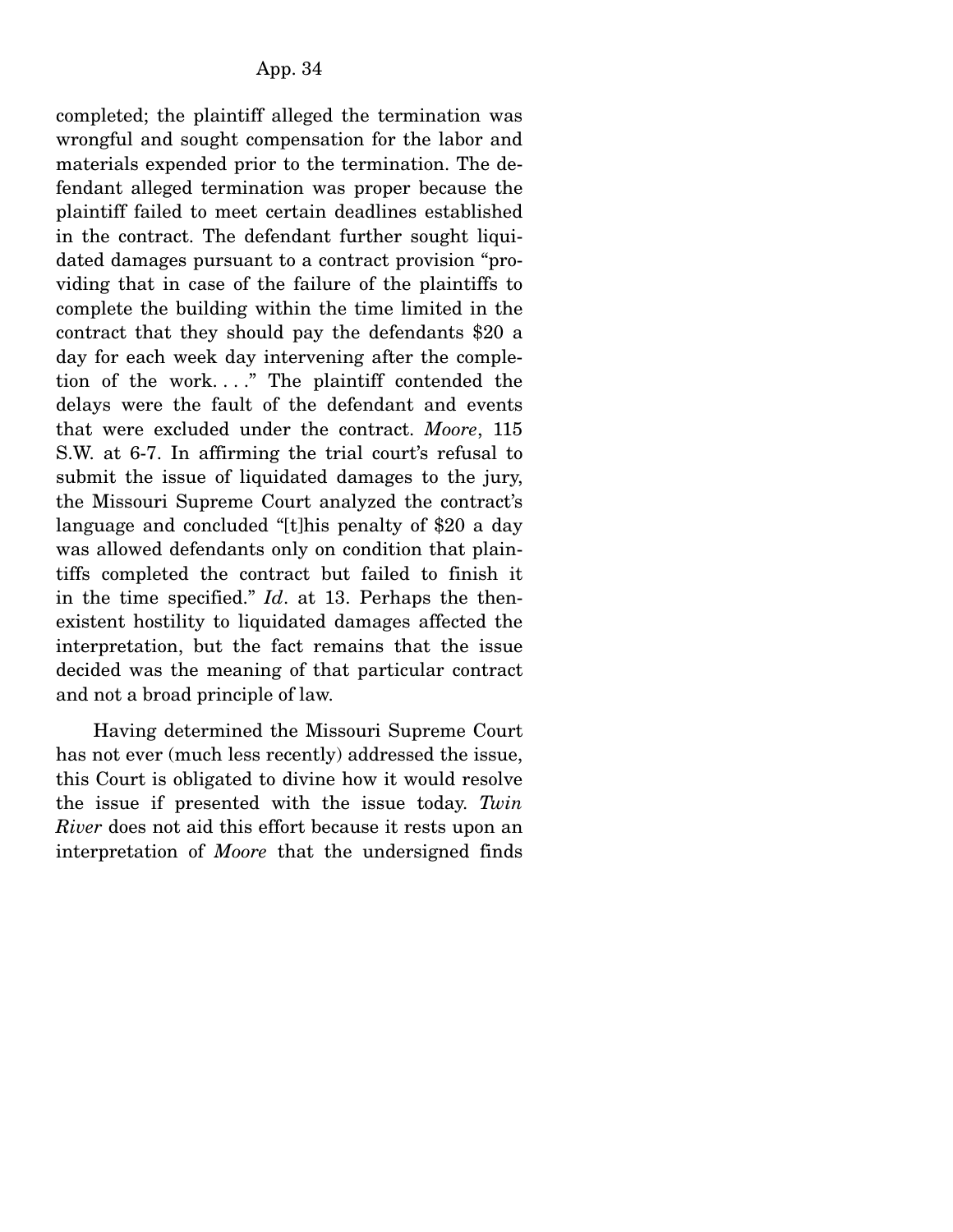completed; the plaintiff alleged the termination was wrongful and sought compensation for the labor and materials expended prior to the termination. The defendant alleged termination was proper because the plaintiff failed to meet certain deadlines established in the contract. The defendant further sought liquidated damages pursuant to a contract provision "providing that in case of the failure of the plaintiffs to complete the building within the time limited in the contract that they should pay the defendants $20 a day for each week day intervening after the completion of the work. . . ." The plaintiff contended the delays were the fault of the defendant and events that were excluded under the contract. *Moore*, 115 S.W. at 6-7. In affirming the trial court's refusal to submit the issue of liquidated damages to the jury, the Missouri Supreme Court analyzed the contract's language and concluded "[t]his penalty of $20 a day was allowed defendants only on condition that plaintiffs completed the contract but failed to finish it in the time specified." *Id*. at 13. Perhaps the then-existent hostility to liquidated damages affected the interpretation, but the fact remains that the issue decided was the meaning of that particular contract and not a broad principle of law.

Having determined the Missouri Supreme Court has not ever (much less recently) addressed the issue, this Court is obligated to divine how it would resolve the issue if presented with the issue today. *Twin River* does not aid this effort because it rests upon an interpretation of *Moore* that the undersigned finds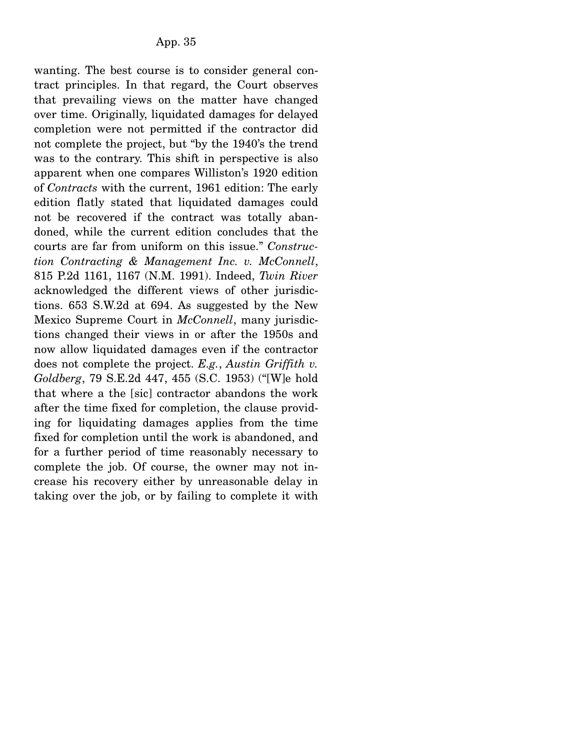wanting. The best course is to consider general contract principles. In that regard, the Court observes that prevailing views on the matter have changed over time. Originally, liquidated damages for delayed completion were not permitted if the contractor did not complete the project, but "by the 1940's the trend was to the contrary. This shift in perspective is also apparent when one compares Williston's 1920 edition of *Contracts* with the current, 1961 edition: The early edition flatly stated that liquidated damages could not be recovered if the contract was totally abandoned, while the current edition concludes that the courts are far from uniform on this issue." *Construction Contracting & Management Inc. v. McConnell*, 815 P.2d 1161, 1167 (N.M. 1991). Indeed, *Twin River* acknowledged the different views of other jurisdictions. 653 S.W.2d at 694. As suggested by the New Mexico Supreme Court in *McConnell*, many jurisdictions changed their views in or after the 1950s and now allow liquidated damages even if the contractor does not complete the project. *E.g.*, *Austin Griffith v. Goldberg*, 79 S.E.2d 447, 455 (S.C. 1953) ("[W]e hold that where a the [sic] contractor abandons the work after the time fixed for completion, the clause providing for liquidating damages applies from the time fixed for completion until the work is abandoned, and for a further period of time reasonably necessary to complete the job. Of course, the owner may not increase his recovery either by unreasonable delay in taking over the job, or by failing to complete it with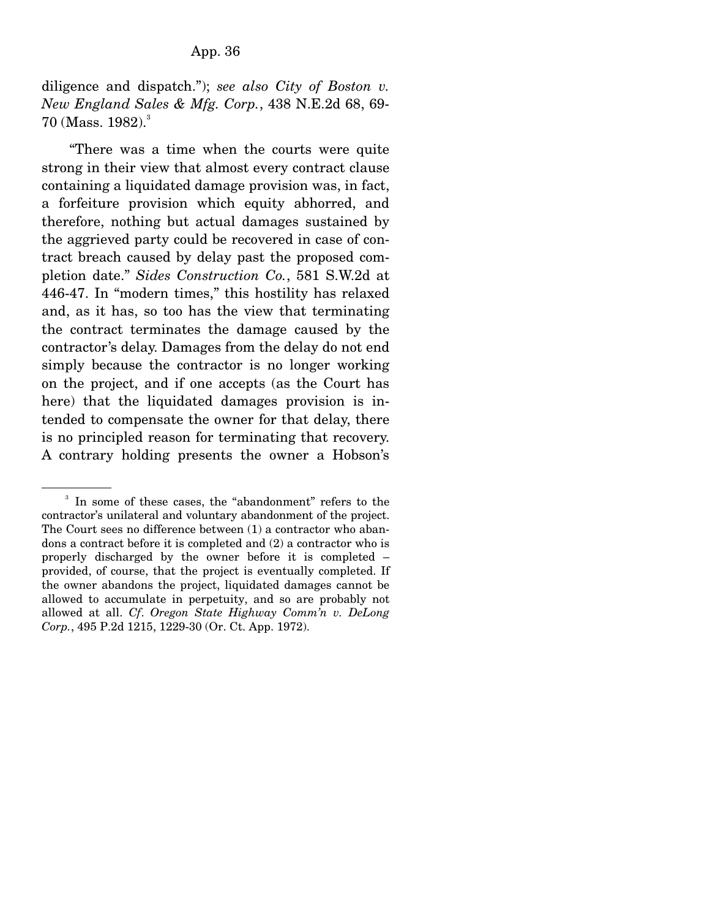diligence and dispatch."); *see also City of Boston v. New England Sales & Mfg. Corp.*, 438 N.E.2d 68, 69-70 (Mass. 1982).[3]

"There was a time when the courts were quite strong in their view that almost every contract clause containing a liquidated damage provision was, in fact, a forfeiture provision which equity abhorred, and therefore, nothing but actual damages sustained by the aggrieved party could be recovered in case of contract breach caused by delay past the proposed completion date." *Sides Construction Co.*, 581 S.W.2d at 446-47. In "modern times," this hostility has relaxed and, as it has, so too has the view that terminating the contract terminates the damage caused by the contractor's delay. Damages from the delay do not end simply because the contractor is no longer working on the project, and if one accepts (as the Court has here) that the liquidated damages provision is intended to compensate the owner for that delay, there is no principled reason for terminating that recovery. A contrary holding presents the owner a Hobson's

---

[3] In some of these cases, the "abandonment" refers to the contractor's unilateral and voluntary abandonment of the project. The Court sees no difference between (1) a contractor who abandons a contract before it is completed and (2) a contractor who is properly discharged by the owner before it is completed – provided, of course, that the project is eventually completed. If the owner abandons the project, liquidated damages cannot be allowed to accumulate in perpetuity, and so are probably not allowed at all. *Cf. Oregon State Highway Comm'n v. DeLong Corp.*, 495 P.2d 1215, 1229-30 (Or. Ct. App. 1972).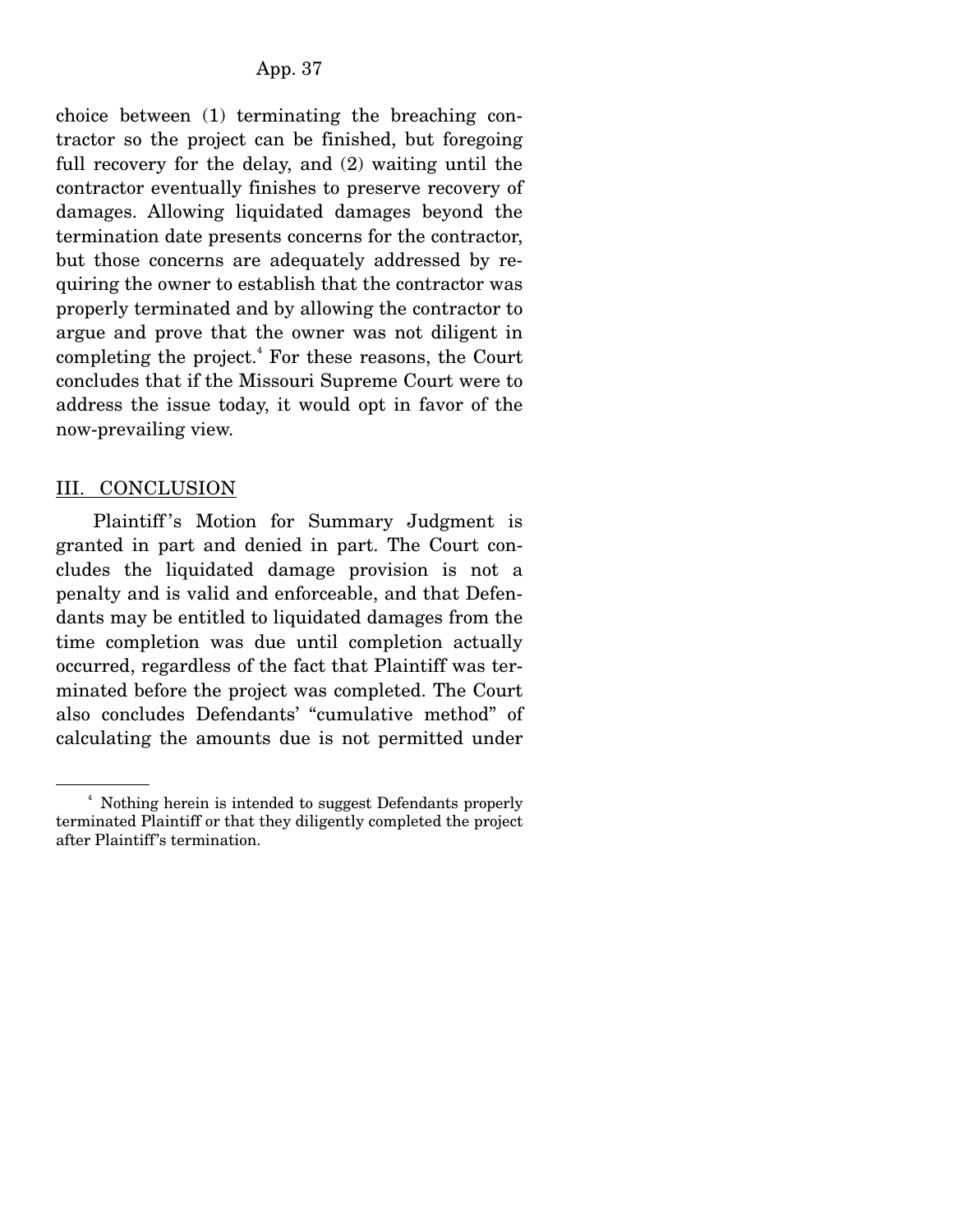choice between (1) terminating the breaching contractor so the project can be finished, but foregoing full recovery for the delay, and (2) waiting until the contractor eventually finishes to preserve recovery of damages. Allowing liquidated damages beyond the termination date presents concerns for the contractor, but those concerns are adequately addressed by requiring the owner to establish that the contractor was properly terminated and by allowing the contractor to argue and prove that the owner was not diligent in completing the project.[4] For these reasons, the Court concludes that if the Missouri Supreme Court were to address the issue today, it would opt in favor of the now-prevailing view.

## III. CONCLUSION

Plaintiff's Motion for Summary Judgment is granted in part and denied in part. The Court concludes the liquidated damage provision is not a penalty and is valid and enforceable, and that Defendants may be entitled to liquidated damages from the time completion was due until completion actually occurred, regardless of the fact that Plaintiff was terminated before the project was completed. The Court also concludes Defendants' "cumulative method" of calculating the amounts due is not permitted under

---

[4] Nothing herein is intended to suggest Defendants properly terminated Plaintiff or that they diligently completed the project after Plaintiff's termination.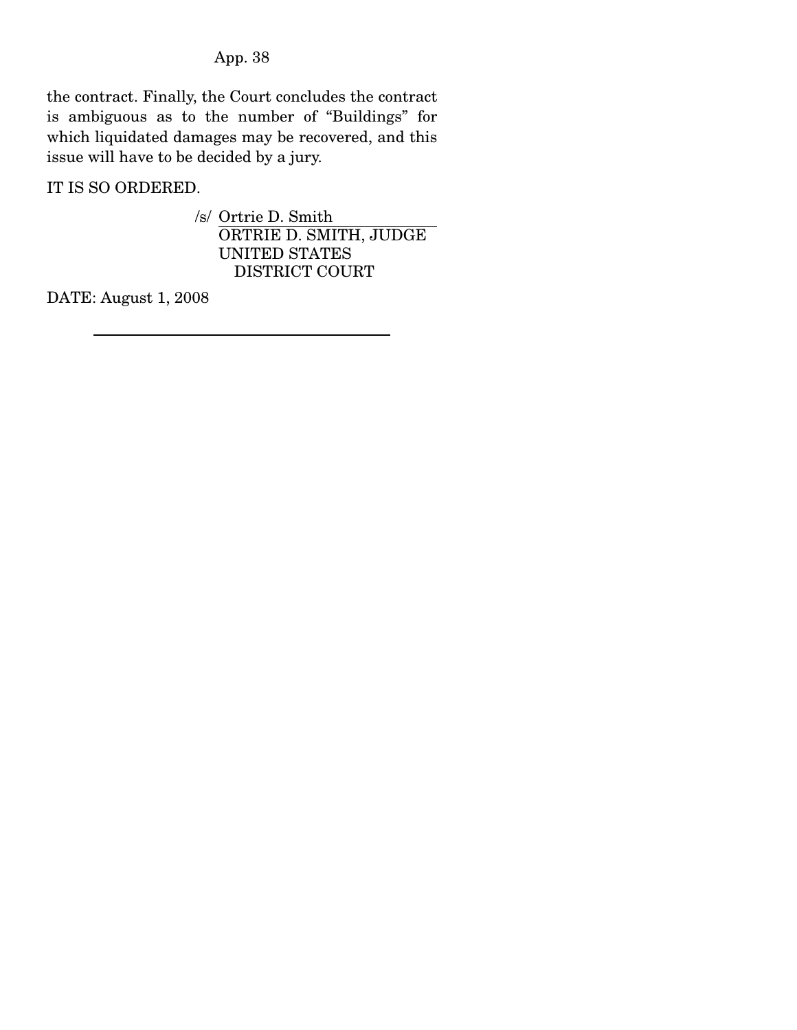the contract. Finally, the Court concludes the contract is ambiguous as to the number of "Buildings" for which liquidated damages may be recovered, and this issue will have to be decided by a jury.

IT IS SO ORDERED.

/s/ Ortrie D. Smith
ORTRIE D. SMITH, JUDGE
UNITED STATES DISTRICT COURT

DATE: August 1, 2008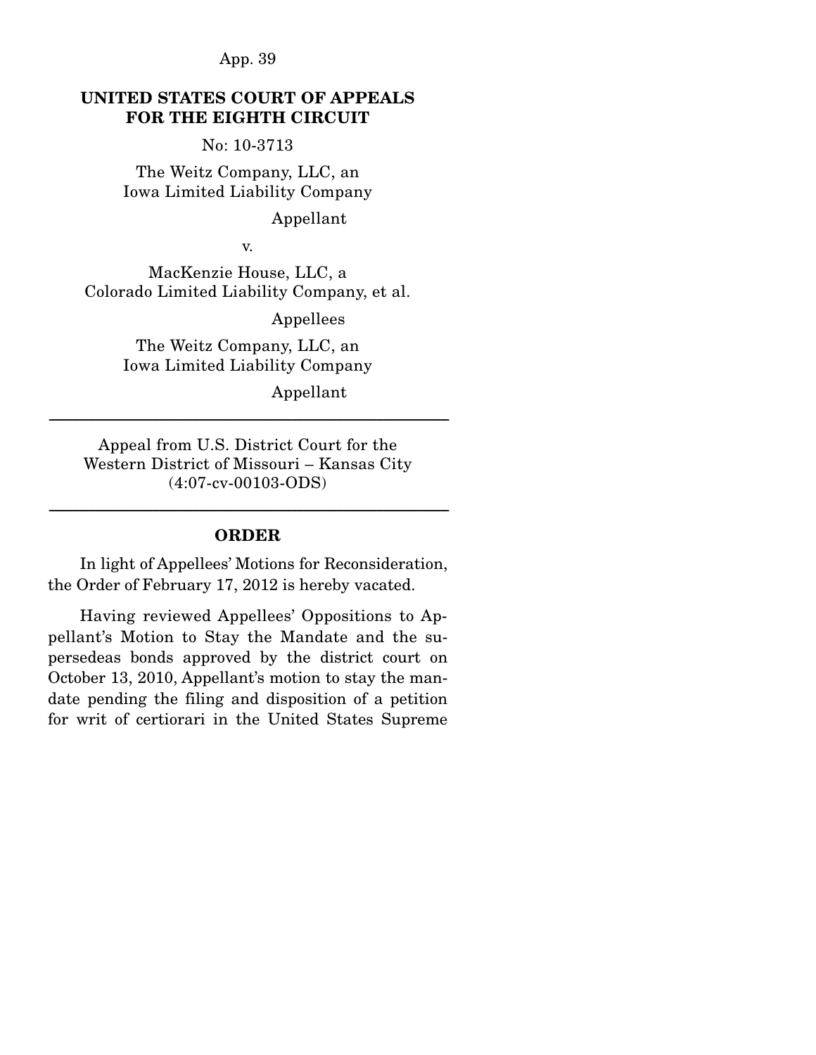**UNITED STATES COURT OF APPEALS FOR THE EIGHTH CIRCUIT**

No: 10-3713

The Weitz Company, LLC, an Iowa Limited Liability Company

Appellant

v.

MacKenzie House, LLC, a Colorado Limited Liability Company, et al.

Appellees

The Weitz Company, LLC, an Iowa Limited Liability Company

Appellant

---

Appeal from U.S. District Court for the Western District of Missouri – Kansas City (4:07-cv-00103-ODS)

---

**ORDER**

In light of Appellees' Motions for Reconsideration, the Order of February 17, 2012 is hereby vacated.

Having reviewed Appellees' Oppositions to Appellant's Motion to Stay the Mandate and the supersedeas bonds approved by the district court on October 13, 2010, Appellant's motion to stay the mandate pending the filing and disposition of a petition for writ of certiorari in the United States Supreme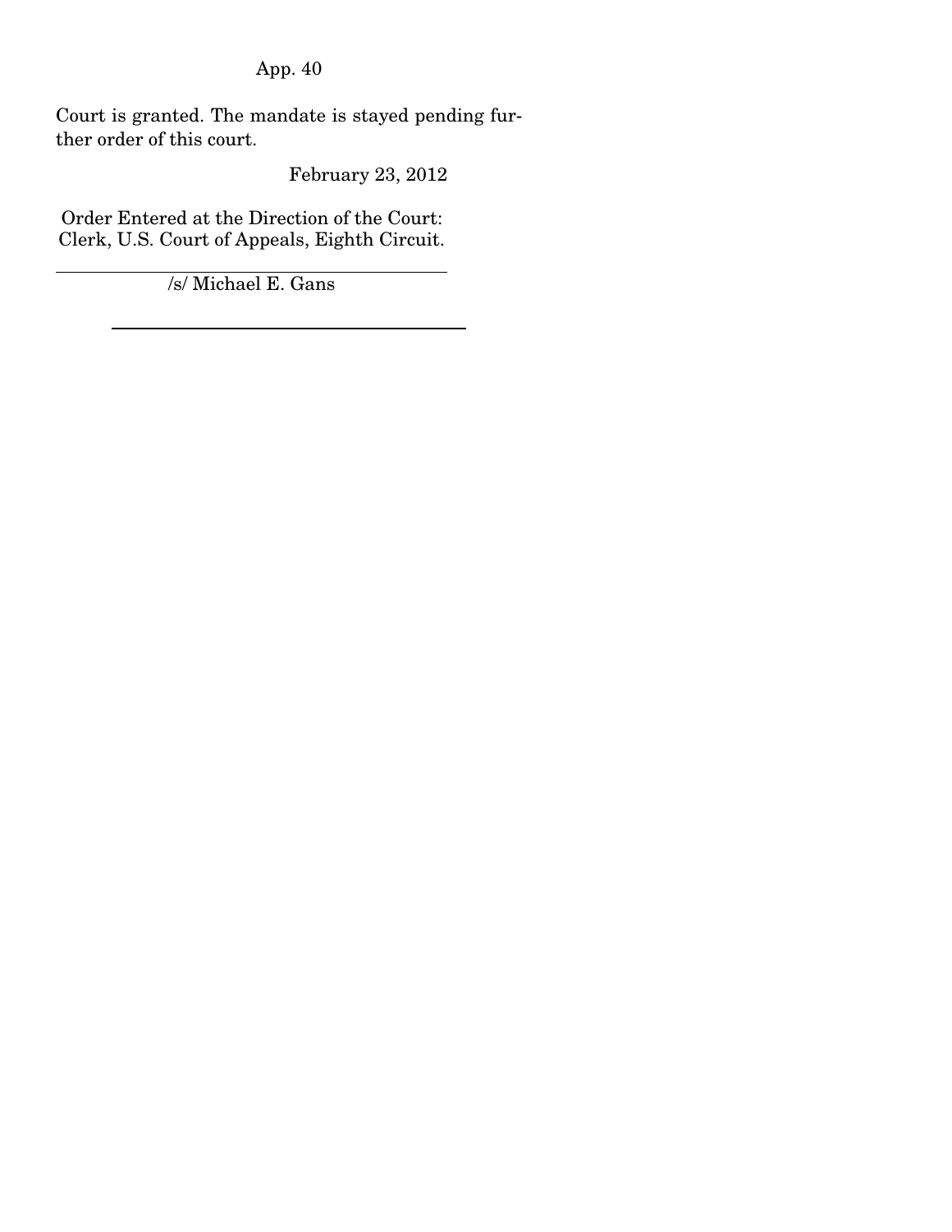Court is granted. The mandate is stayed pending further order of this court.

February 23, 2012

Order Entered at the Direction of the Court:
Clerk, U.S. Court of Appeals, Eighth Circuit.

---

/s/ Michael E. Gans

---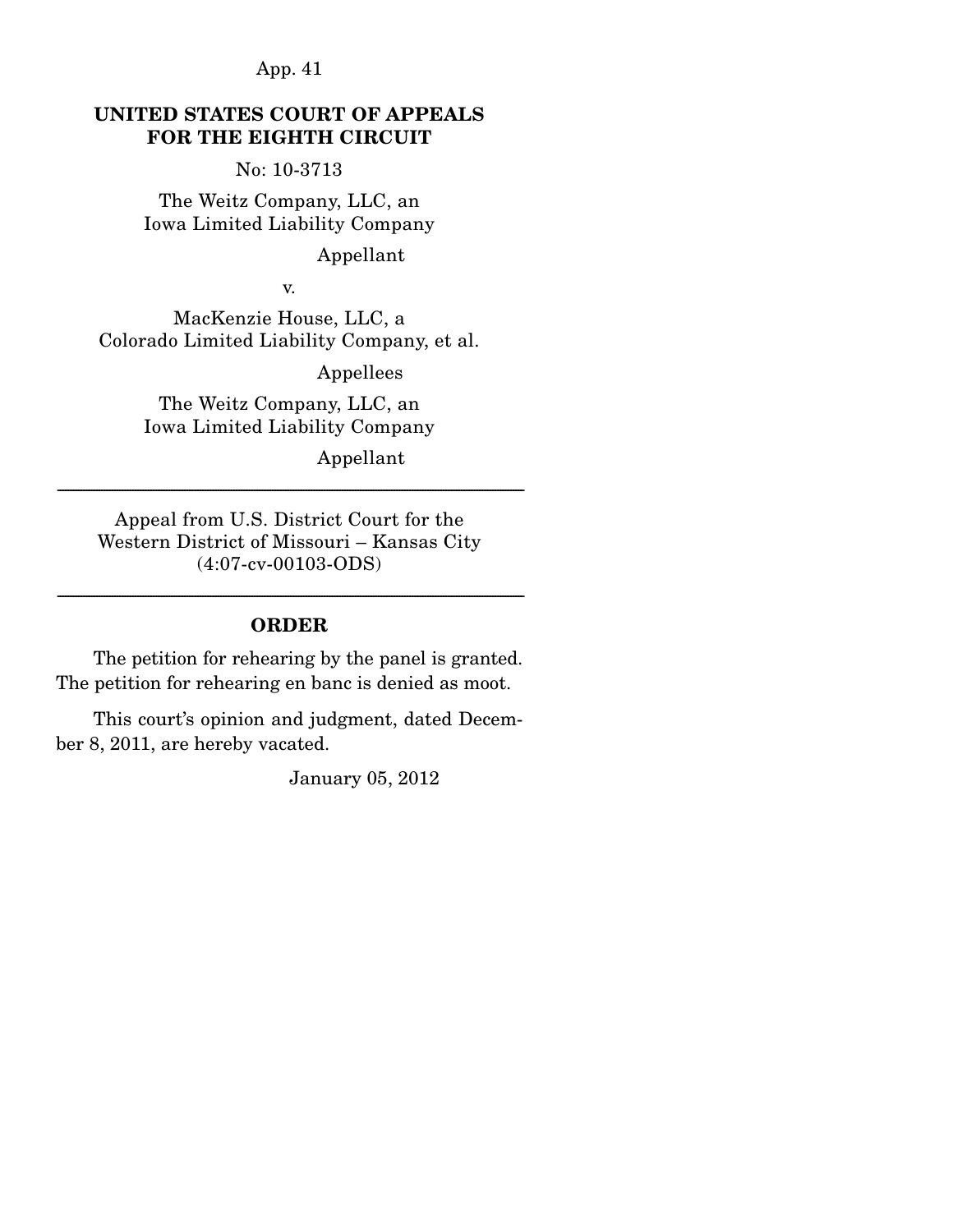**UNITED STATES COURT OF APPEALS FOR THE EIGHTH CIRCUIT**

No: 10-3713

The Weitz Company, LLC, an Iowa Limited Liability Company

Appellant

v.

MacKenzie House, LLC, a Colorado Limited Liability Company, et al.

Appellees

The Weitz Company, LLC, an Iowa Limited Liability Company

Appellant

---

Appeal from U.S. District Court for the Western District of Missouri – Kansas City (4:07-cv-00103-ODS)

---

**ORDER**

The petition for rehearing by the panel is granted. The petition for rehearing en banc is denied as moot.

This court's opinion and judgment, dated December 8, 2011, are hereby vacated.

January 05, 2012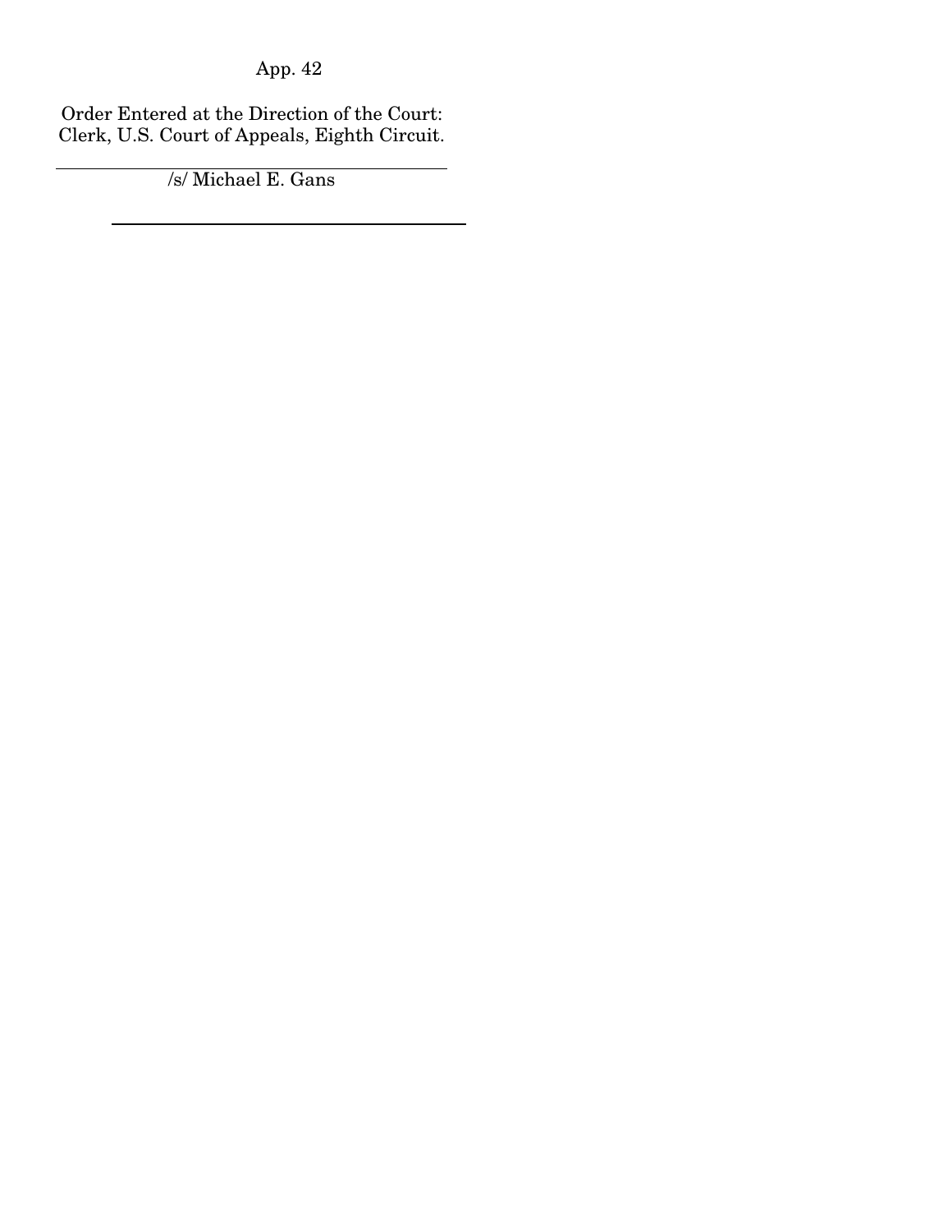Order Entered at the Direction of the Court:
Clerk, U.S. Court of Appeals, Eighth Circuit.

/s/ Michael E. Gans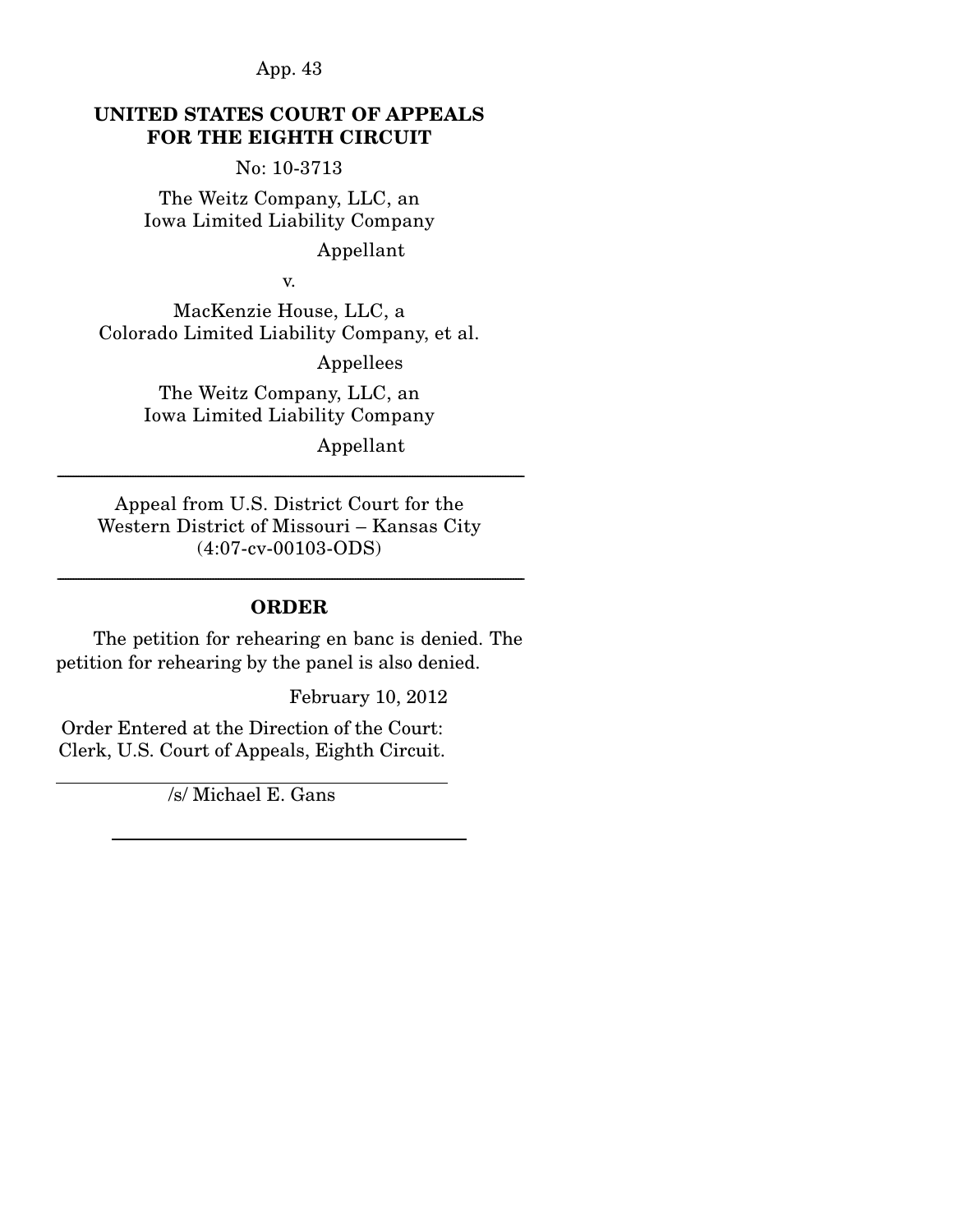**UNITED STATES COURT OF APPEALS FOR THE EIGHTH CIRCUIT**

No: 10-3713

The Weitz Company, LLC, an Iowa Limited Liability Company

Appellant

v.

MacKenzie House, LLC, a Colorado Limited Liability Company, et al.

Appellees

The Weitz Company, LLC, an Iowa Limited Liability Company

Appellant

---

Appeal from U.S. District Court for the Western District of Missouri – Kansas City (4:07-cv-00103-ODS)

---

**ORDER**

The petition for rehearing en banc is denied. The petition for rehearing by the panel is also denied.

February 10, 2012

Order Entered at the Direction of the Court:
Clerk, U.S. Court of Appeals, Eighth Circuit.

/s/ Michael E. Gans